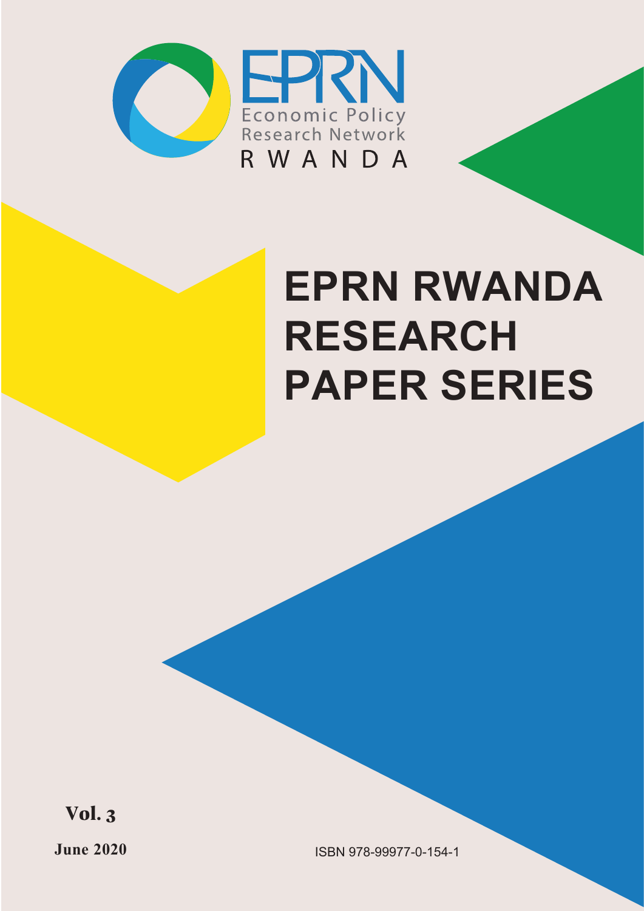EPRN

Economic Policy Research Network

RWANDA

# EPRN RWANDA RESEARCH PAPER SERIES

**Vol. 3**

**June 2020**

ISBN 978-99977-0-154-1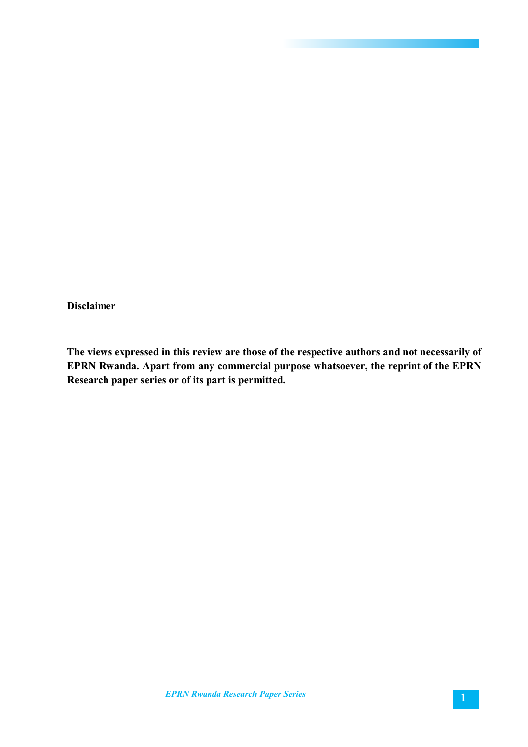**Disclaimer**

**The views expressed in this review are those of the respective authors and not necessarily of EPRN Rwanda. Apart from any commercial purpose whatsoever, the reprint of the EPRN Research paper series or of its part is permitted.**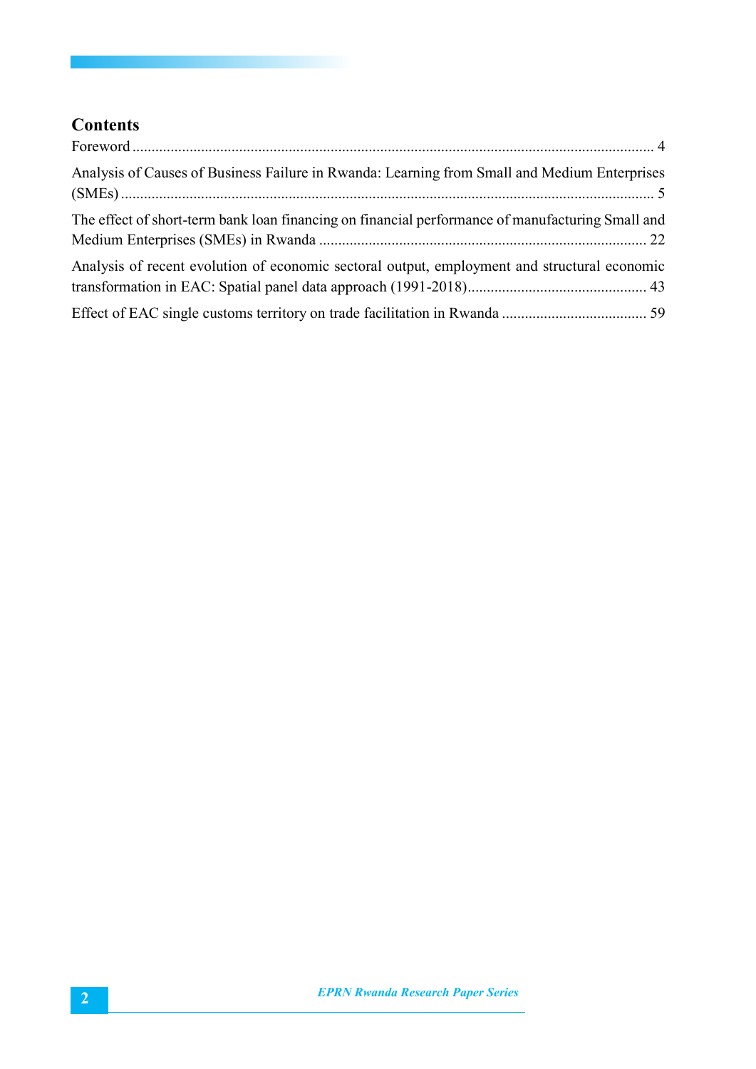## Contents

Foreword ........................................................................................................................................ 4

Analysis of Causes of Business Failure in Rwanda: Learning from Small and Medium Enterprises (SMEs) .......................................................................................................................................... 5

The effect of short-term bank loan financing on financial performance of manufacturing Small and Medium Enterprises (SMEs) in Rwanda ..................................................................................... 22

Analysis of recent evolution of economic sectoral output, employment and structural economic transformation in EAC: Spatial panel data approach (1991-2018).............................................. 43

Effect of EAC single customs territory on trade facilitation in Rwanda ...................................... 59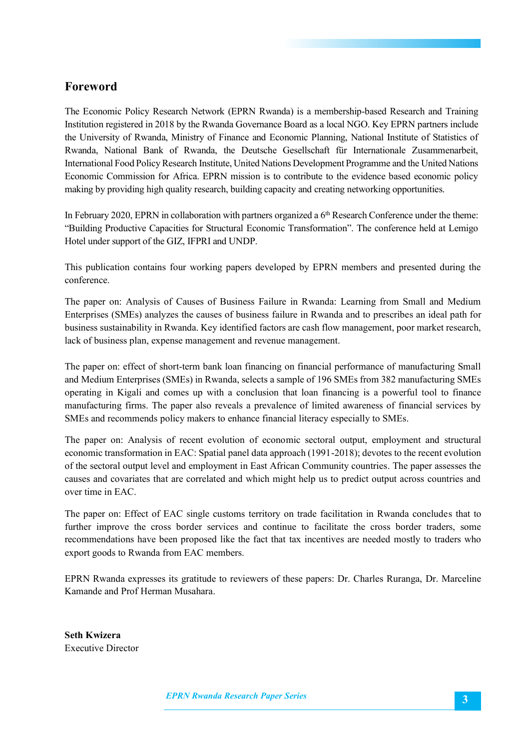## Foreword

The Economic Policy Research Network (EPRN Rwanda) is a membership-based Research and Training Institution registered in 2018 by the Rwanda Governance Board as a local NGO. Key EPRN partners include the University of Rwanda, Ministry of Finance and Economic Planning, National Institute of Statistics of Rwanda, National Bank of Rwanda, the Deutsche Gesellschaft für Internationale Zusammenarbeit, International Food Policy Research Institute, United Nations Development Programme and the United Nations Economic Commission for Africa. EPRN mission is to contribute to the evidence based economic policy making by providing high quality research, building capacity and creating networking opportunities.

In February 2020, EPRN in collaboration with partners organized a 6th Research Conference under the theme: "Building Productive Capacities for Structural Economic Transformation". The conference held at Lemigo Hotel under support of the GIZ, IFPRI and UNDP.

This publication contains four working papers developed by EPRN members and presented during the conference.

The paper on: Analysis of Causes of Business Failure in Rwanda: Learning from Small and Medium Enterprises (SMEs) analyzes the causes of business failure in Rwanda and to prescribes an ideal path for business sustainability in Rwanda. Key identified factors are cash flow management, poor market research, lack of business plan, expense management and revenue management.

The paper on: effect of short-term bank loan financing on financial performance of manufacturing Small and Medium Enterprises (SMEs) in Rwanda, selects a sample of 196 SMEs from 382 manufacturing SMEs operating in Kigali and comes up with a conclusion that loan financing is a powerful tool to finance manufacturing firms. The paper also reveals a prevalence of limited awareness of financial services by SMEs and recommends policy makers to enhance financial literacy especially to SMEs.

The paper on: Analysis of recent evolution of economic sectoral output, employment and structural economic transformation in EAC: Spatial panel data approach (1991-2018); devotes to the recent evolution of the sectoral output level and employment in East African Community countries. The paper assesses the causes and covariates that are correlated and which might help us to predict output across countries and over time in EAC.

The paper on: Effect of EAC single customs territory on trade facilitation in Rwanda concludes that to further improve the cross border services and continue to facilitate the cross border traders, some recommendations have been proposed like the fact that tax incentives are needed mostly to traders who export goods to Rwanda from EAC members.

EPRN Rwanda expresses its gratitude to reviewers of these papers: Dr. Charles Ruranga, Dr. Marceline Kamande and Prof Herman Musahara.

**Seth Kwizera**
Executive Director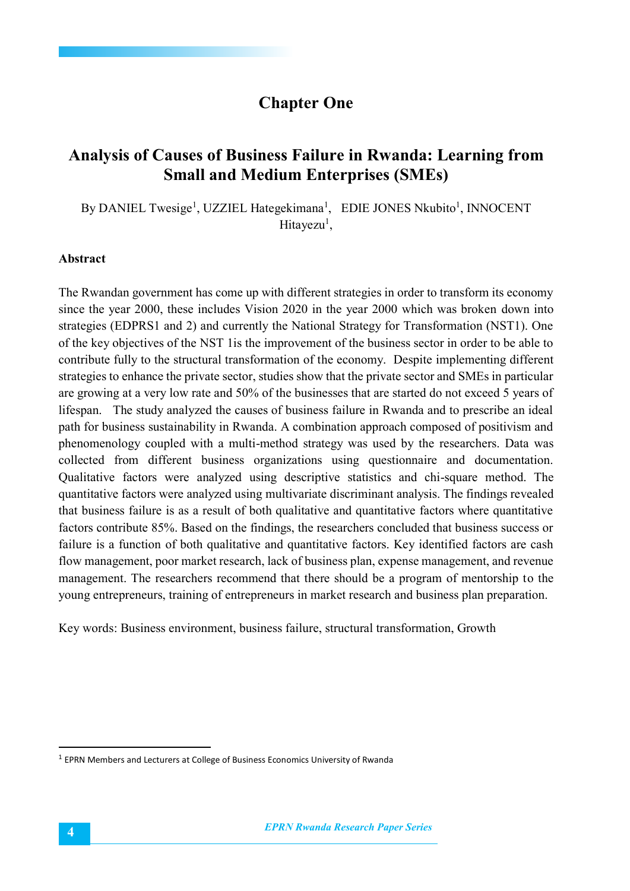# Chapter One

## Analysis of Causes of Business Failure in Rwanda: Learning from Small and Medium Enterprises (SMEs)

By DANIEL Twesige[1], UZZIEL Hategekimana[1], EDIE JONES Nkubito[1], INNOCENT Hitayezu[1],

### Abstract

The Rwandan government has come up with different strategies in order to transform its economy since the year 2000, these includes Vision 2020 in the year 2000 which was broken down into strategies (EDPRS1 and 2) and currently the National Strategy for Transformation (NST1). One of the key objectives of the NST 1is the improvement of the business sector in order to be able to contribute fully to the structural transformation of the economy. Despite implementing different strategies to enhance the private sector, studies show that the private sector and SMEs in particular are growing at a very low rate and 50% of the businesses that are started do not exceed 5 years of lifespan. The study analyzed the causes of business failure in Rwanda and to prescribe an ideal path for business sustainability in Rwanda. A combination approach composed of positivism and phenomenology coupled with a multi-method strategy was used by the researchers. Data was collected from different business organizations using questionnaire and documentation. Qualitative factors were analyzed using descriptive statistics and chi-square method. The quantitative factors were analyzed using multivariate discriminant analysis. The findings revealed that business failure is as a result of both qualitative and quantitative factors where quantitative factors contribute 85%. Based on the findings, the researchers concluded that business success or failure is a function of both qualitative and quantitative factors. Key identified factors are cash flow management, poor market research, lack of business plan, expense management, and revenue management. The researchers recommend that there should be a program of mentorship to the young entrepreneurs, training of entrepreneurs in market research and business plan preparation.

Key words: Business environment, business failure, structural transformation, Growth

---

[1] EPRN Members and Lecturers at College of Business Economics University of Rwanda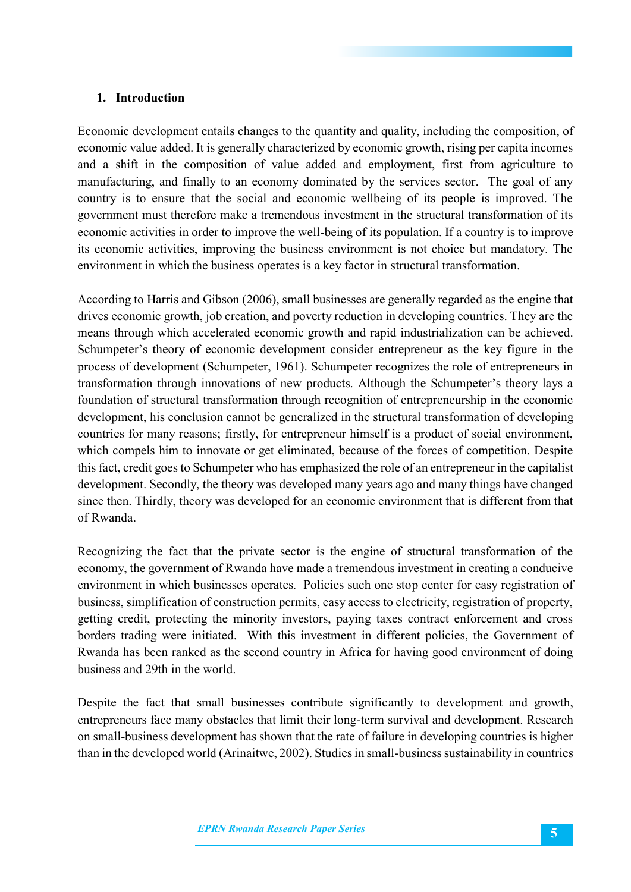## 1. Introduction

Economic development entails changes to the quantity and quality, including the composition, of economic value added. It is generally characterized by economic growth, rising per capita incomes and a shift in the composition of value added and employment, first from agriculture to manufacturing, and finally to an economy dominated by the services sector. The goal of any country is to ensure that the social and economic wellbeing of its people is improved. The government must therefore make a tremendous investment in the structural transformation of its economic activities in order to improve the well-being of its population. If a country is to improve its economic activities, improving the business environment is not choice but mandatory. The environment in which the business operates is a key factor in structural transformation.

According to Harris and Gibson (2006), small businesses are generally regarded as the engine that drives economic growth, job creation, and poverty reduction in developing countries. They are the means through which accelerated economic growth and rapid industrialization can be achieved. Schumpeter's theory of economic development consider entrepreneur as the key figure in the process of development (Schumpeter, 1961). Schumpeter recognizes the role of entrepreneurs in transformation through innovations of new products. Although the Schumpeter's theory lays a foundation of structural transformation through recognition of entrepreneurship in the economic development, his conclusion cannot be generalized in the structural transformation of developing countries for many reasons; firstly, for entrepreneur himself is a product of social environment, which compels him to innovate or get eliminated, because of the forces of competition. Despite this fact, credit goes to Schumpeter who has emphasized the role of an entrepreneur in the capitalist development. Secondly, the theory was developed many years ago and many things have changed since then. Thirdly, theory was developed for an economic environment that is different from that of Rwanda.

Recognizing the fact that the private sector is the engine of structural transformation of the economy, the government of Rwanda have made a tremendous investment in creating a conducive environment in which businesses operates. Policies such one stop center for easy registration of business, simplification of construction permits, easy access to electricity, registration of property, getting credit, protecting the minority investors, paying taxes contract enforcement and cross borders trading were initiated. With this investment in different policies, the Government of Rwanda has been ranked as the second country in Africa for having good environment of doing business and 29th in the world.

Despite the fact that small businesses contribute significantly to development and growth, entrepreneurs face many obstacles that limit their long-term survival and development. Research on small-business development has shown that the rate of failure in developing countries is higher than in the developed world (Arinaitwe, 2002). Studies in small-business sustainability in countries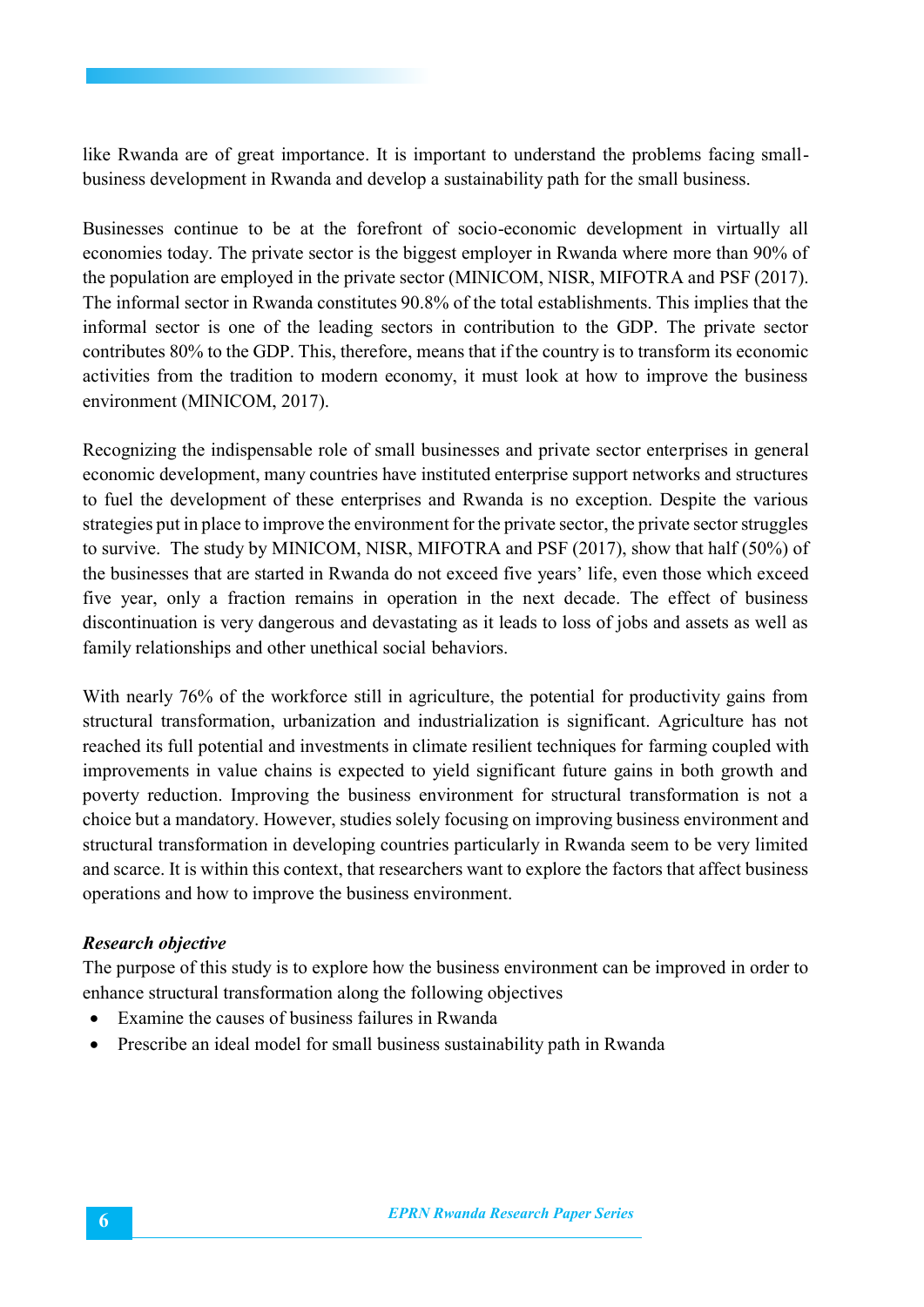like Rwanda are of great importance. It is important to understand the problems facing small-business development in Rwanda and develop a sustainability path for the small business.

Businesses continue to be at the forefront of socio-economic development in virtually all economies today. The private sector is the biggest employer in Rwanda where more than 90% of the population are employed in the private sector (MINICOM, NISR, MIFOTRA and PSF (2017). The informal sector in Rwanda constitutes 90.8% of the total establishments. This implies that the informal sector is one of the leading sectors in contribution to the GDP. The private sector contributes 80% to the GDP. This, therefore, means that if the country is to transform its economic activities from the tradition to modern economy, it must look at how to improve the business environment (MINICOM, 2017).

Recognizing the indispensable role of small businesses and private sector enterprises in general economic development, many countries have instituted enterprise support networks and structures to fuel the development of these enterprises and Rwanda is no exception. Despite the various strategies put in place to improve the environment for the private sector, the private sector struggles to survive. The study by MINICOM, NISR, MIFOTRA and PSF (2017), show that half (50%) of the businesses that are started in Rwanda do not exceed five years' life, even those which exceed five year, only a fraction remains in operation in the next decade. The effect of business discontinuation is very dangerous and devastating as it leads to loss of jobs and assets as well as family relationships and other unethical social behaviors.

With nearly 76% of the workforce still in agriculture, the potential for productivity gains from structural transformation, urbanization and industrialization is significant. Agriculture has not reached its full potential and investments in climate resilient techniques for farming coupled with improvements in value chains is expected to yield significant future gains in both growth and poverty reduction. Improving the business environment for structural transformation is not a choice but a mandatory. However, studies solely focusing on improving business environment and structural transformation in developing countries particularly in Rwanda seem to be very limited and scarce. It is within this context, that researchers want to explore the factors that affect business operations and how to improve the business environment.

***Research objective***

The purpose of this study is to explore how the business environment can be improved in order to enhance structural transformation along the following objectives

- Examine the causes of business failures in Rwanda
- Prescribe an ideal model for small business sustainability path in Rwanda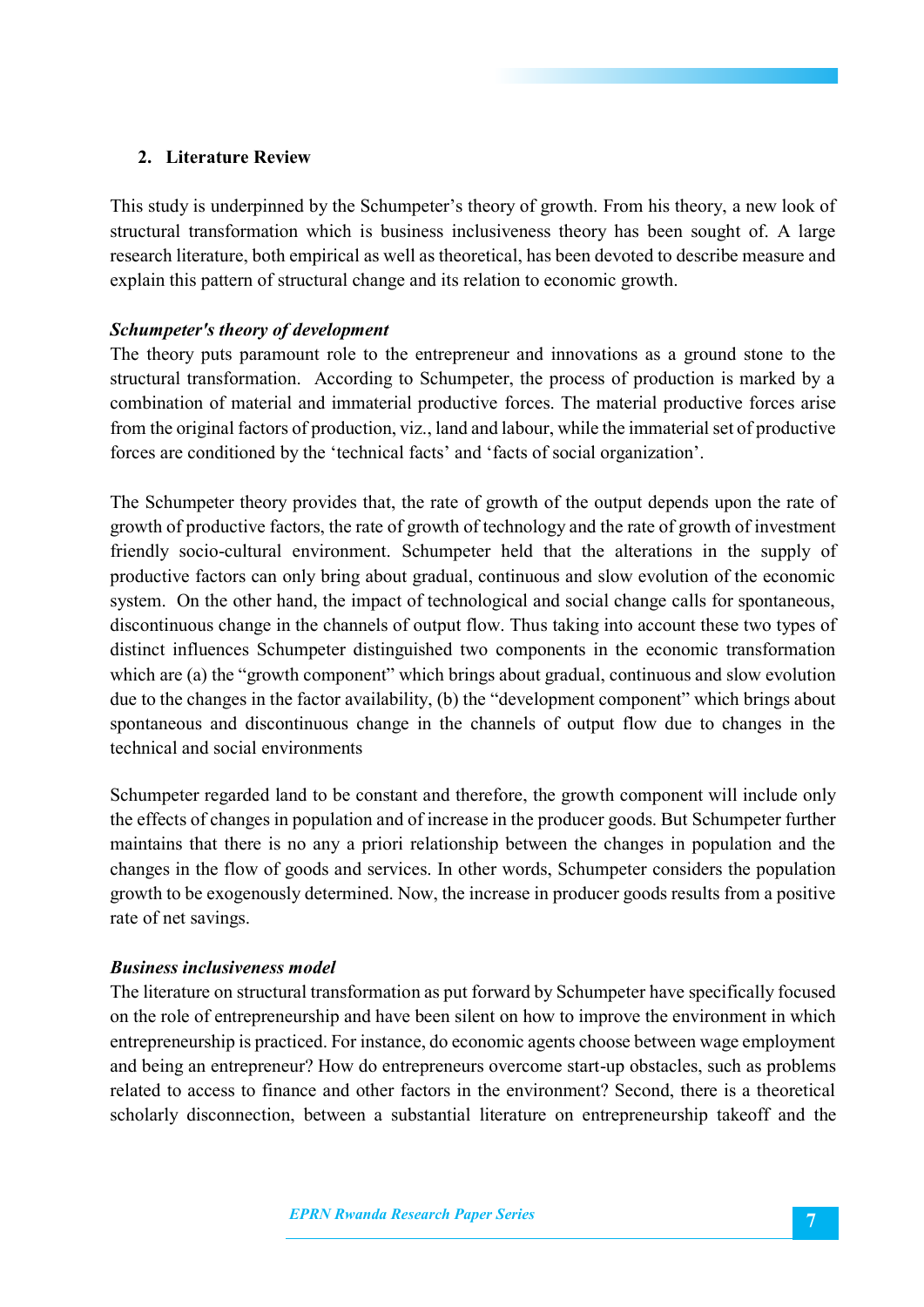## 2. Literature Review

This study is underpinned by the Schumpeter's theory of growth. From his theory, a new look of structural transformation which is business inclusiveness theory has been sought of. A large research literature, both empirical as well as theoretical, has been devoted to describe measure and explain this pattern of structural change and its relation to economic growth.

***Schumpeter's theory of development***

The theory puts paramount role to the entrepreneur and innovations as a ground stone to the structural transformation. According to Schumpeter, the process of production is marked by a combination of material and immaterial productive forces. The material productive forces arise from the original factors of production, viz., land and labour, while the immaterial set of productive forces are conditioned by the 'technical facts' and 'facts of social organization'.

The Schumpeter theory provides that, the rate of growth of the output depends upon the rate of growth of productive factors, the rate of growth of technology and the rate of growth of investment friendly socio-cultural environment. Schumpeter held that the alterations in the supply of productive factors can only bring about gradual, continuous and slow evolution of the economic system. On the other hand, the impact of technological and social change calls for spontaneous, discontinuous change in the channels of output flow. Thus taking into account these two types of distinct influences Schumpeter distinguished two components in the economic transformation which are (a) the "growth component" which brings about gradual, continuous and slow evolution due to the changes in the factor availability, (b) the "development component" which brings about spontaneous and discontinuous change in the channels of output flow due to changes in the technical and social environments

Schumpeter regarded land to be constant and therefore, the growth component will include only the effects of changes in population and of increase in the producer goods. But Schumpeter further maintains that there is no any a priori relationship between the changes in population and the changes in the flow of goods and services. In other words, Schumpeter considers the population growth to be exogenously determined. Now, the increase in producer goods results from a positive rate of net savings.

***Business inclusiveness model***

The literature on structural transformation as put forward by Schumpeter have specifically focused on the role of entrepreneurship and have been silent on how to improve the environment in which entrepreneurship is practiced. For instance, do economic agents choose between wage employment and being an entrepreneur? How do entrepreneurs overcome start-up obstacles, such as problems related to access to finance and other factors in the environment? Second, there is a theoretical scholarly disconnection, between a substantial literature on entrepreneurship takeoff and the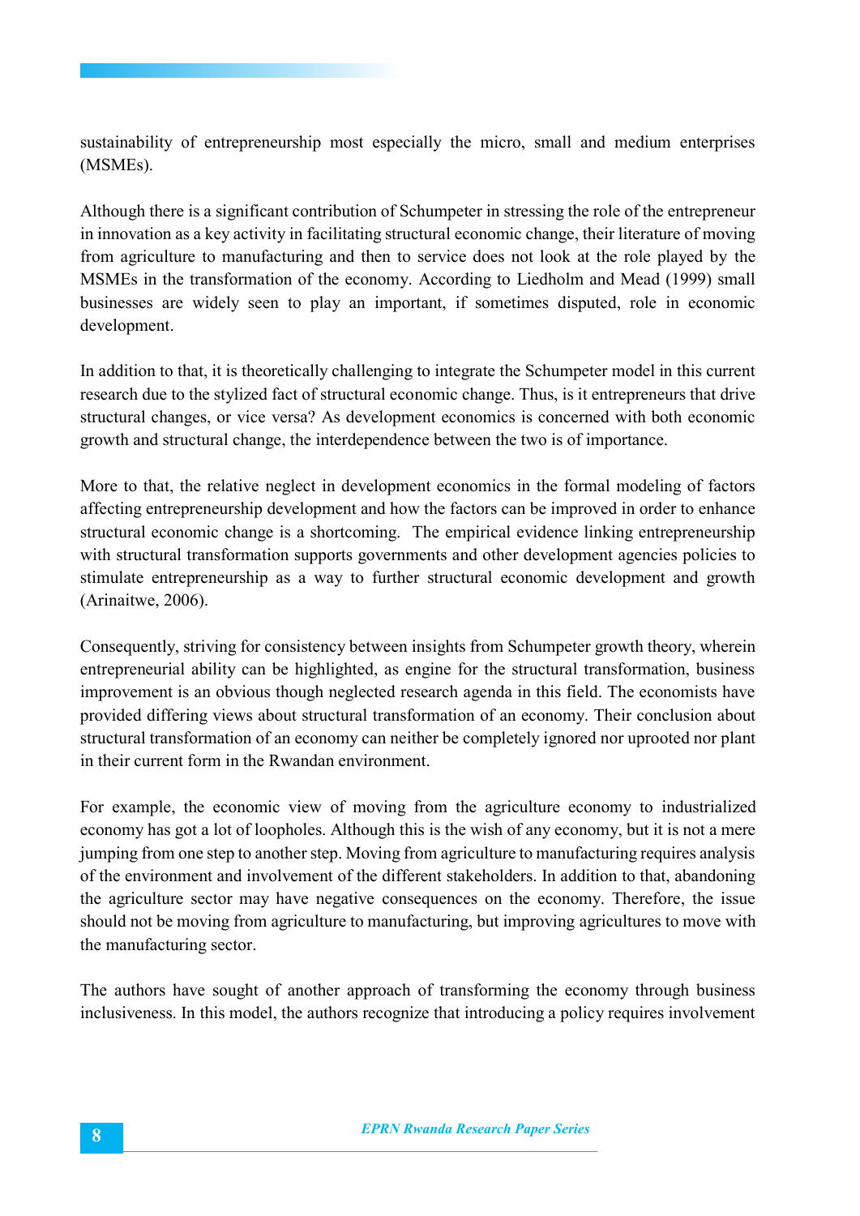sustainability of entrepreneurship most especially the micro, small and medium enterprises (MSMEs).

Although there is a significant contribution of Schumpeter in stressing the role of the entrepreneur in innovation as a key activity in facilitating structural economic change, their literature of moving from agriculture to manufacturing and then to service does not look at the role played by the MSMEs in the transformation of the economy. According to Liedholm and Mead (1999) small businesses are widely seen to play an important, if sometimes disputed, role in economic development.

In addition to that, it is theoretically challenging to integrate the Schumpeter model in this current research due to the stylized fact of structural economic change. Thus, is it entrepreneurs that drive structural changes, or vice versa? As development economics is concerned with both economic growth and structural change, the interdependence between the two is of importance.

More to that, the relative neglect in development economics in the formal modeling of factors affecting entrepreneurship development and how the factors can be improved in order to enhance structural economic change is a shortcoming. The empirical evidence linking entrepreneurship with structural transformation supports governments and other development agencies policies to stimulate entrepreneurship as a way to further structural economic development and growth (Arinaitwe, 2006).

Consequently, striving for consistency between insights from Schumpeter growth theory, wherein entrepreneurial ability can be highlighted, as engine for the structural transformation, business improvement is an obvious though neglected research agenda in this field. The economists have provided differing views about structural transformation of an economy. Their conclusion about structural transformation of an economy can neither be completely ignored nor uprooted nor plant in their current form in the Rwandan environment.

For example, the economic view of moving from the agriculture economy to industrialized economy has got a lot of loopholes. Although this is the wish of any economy, but it is not a mere jumping from one step to another step. Moving from agriculture to manufacturing requires analysis of the environment and involvement of the different stakeholders. In addition to that, abandoning the agriculture sector may have negative consequences on the economy. Therefore, the issue should not be moving from agriculture to manufacturing, but improving agricultures to move with the manufacturing sector.

The authors have sought of another approach of transforming the economy through business inclusiveness. In this model, the authors recognize that introducing a policy requires involvement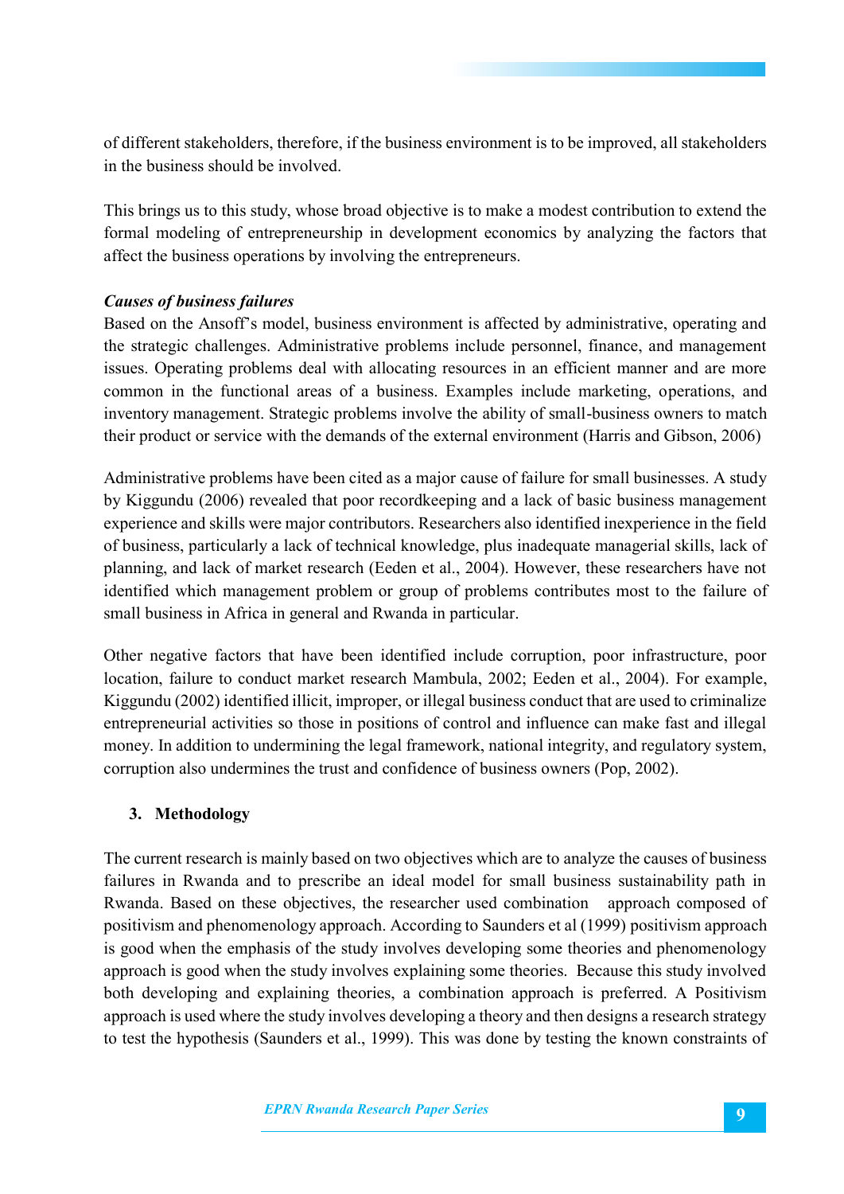of different stakeholders, therefore, if the business environment is to be improved, all stakeholders in the business should be involved.

This brings us to this study, whose broad objective is to make a modest contribution to extend the formal modeling of entrepreneurship in development economics by analyzing the factors that affect the business operations by involving the entrepreneurs.

***Causes of business failures***

Based on the Ansoff's model, business environment is affected by administrative, operating and the strategic challenges. Administrative problems include personnel, finance, and management issues. Operating problems deal with allocating resources in an efficient manner and are more common in the functional areas of a business. Examples include marketing, operations, and inventory management. Strategic problems involve the ability of small-business owners to match their product or service with the demands of the external environment (Harris and Gibson, 2006)

Administrative problems have been cited as a major cause of failure for small businesses. A study by Kiggundu (2006) revealed that poor recordkeeping and a lack of basic business management experience and skills were major contributors. Researchers also identified inexperience in the field of business, particularly a lack of technical knowledge, plus inadequate managerial skills, lack of planning, and lack of market research (Eeden et al., 2004). However, these researchers have not identified which management problem or group of problems contributes most to the failure of small business in Africa in general and Rwanda in particular.

Other negative factors that have been identified include corruption, poor infrastructure, poor location, failure to conduct market research Mambula, 2002; Eeden et al., 2004). For example, Kiggundu (2002) identified illicit, improper, or illegal business conduct that are used to criminalize entrepreneurial activities so those in positions of control and influence can make fast and illegal money. In addition to undermining the legal framework, national integrity, and regulatory system, corruption also undermines the trust and confidence of business owners (Pop, 2002).

## 3. Methodology

The current research is mainly based on two objectives which are to analyze the causes of business failures in Rwanda and to prescribe an ideal model for small business sustainability path in Rwanda. Based on these objectives, the researcher used combination approach composed of positivism and phenomenology approach. According to Saunders et al (1999) positivism approach is good when the emphasis of the study involves developing some theories and phenomenology approach is good when the study involves explaining some theories. Because this study involved both developing and explaining theories, a combination approach is preferred. A Positivism approach is used where the study involves developing a theory and then designs a research strategy to test the hypothesis (Saunders et al., 1999). This was done by testing the known constraints of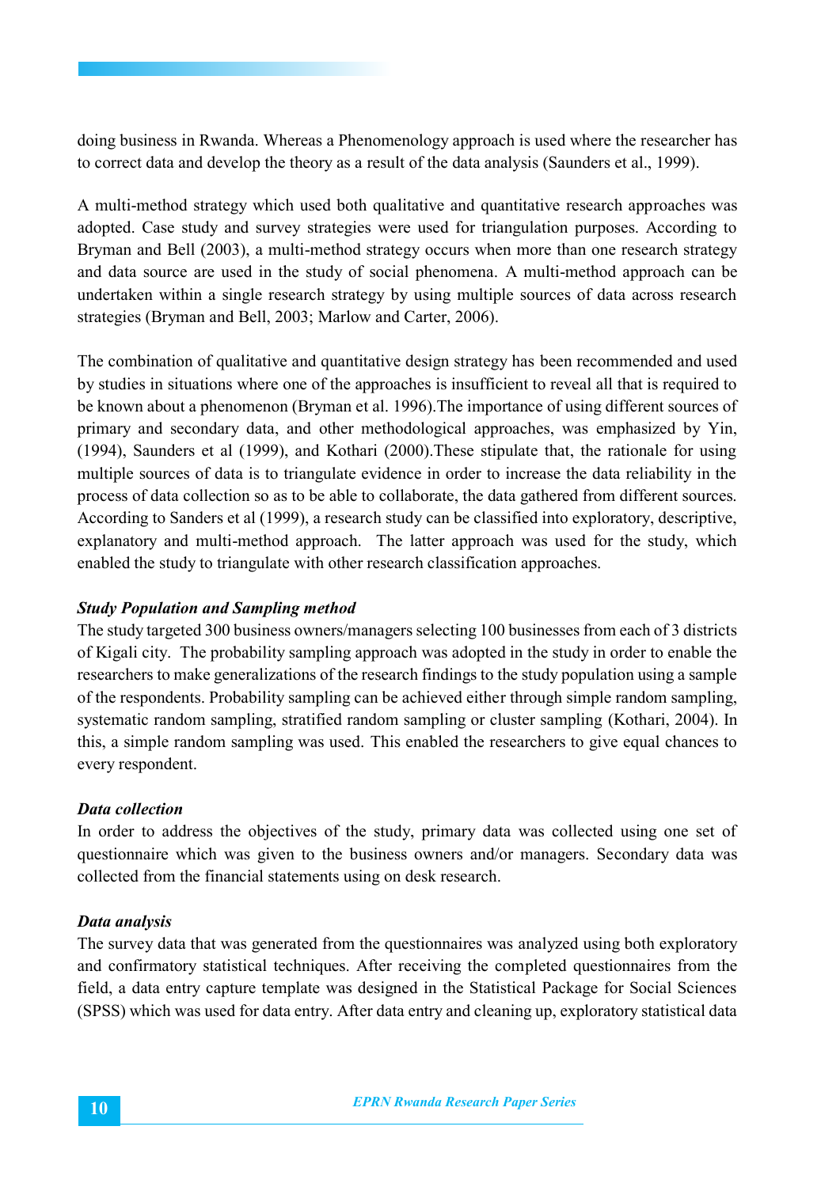doing business in Rwanda. Whereas a Phenomenology approach is used where the researcher has to correct data and develop the theory as a result of the data analysis (Saunders et al., 1999).

A multi-method strategy which used both qualitative and quantitative research approaches was adopted. Case study and survey strategies were used for triangulation purposes. According to Bryman and Bell (2003), a multi-method strategy occurs when more than one research strategy and data source are used in the study of social phenomena. A multi-method approach can be undertaken within a single research strategy by using multiple sources of data across research strategies (Bryman and Bell, 2003; Marlow and Carter, 2006).

The combination of qualitative and quantitative design strategy has been recommended and used by studies in situations where one of the approaches is insufficient to reveal all that is required to be known about a phenomenon (Bryman et al. 1996).The importance of using different sources of primary and secondary data, and other methodological approaches, was emphasized by Yin, (1994), Saunders et al (1999), and Kothari (2000).These stipulate that, the rationale for using multiple sources of data is to triangulate evidence in order to increase the data reliability in the process of data collection so as to be able to collaborate, the data gathered from different sources. According to Sanders et al (1999), a research study can be classified into exploratory, descriptive, explanatory and multi-method approach. The latter approach was used for the study, which enabled the study to triangulate with other research classification approaches.

***Study Population and Sampling method***

The study targeted 300 business owners/managers selecting 100 businesses from each of 3 districts of Kigali city. The probability sampling approach was adopted in the study in order to enable the researchers to make generalizations of the research findings to the study population using a sample of the respondents. Probability sampling can be achieved either through simple random sampling, systematic random sampling, stratified random sampling or cluster sampling (Kothari, 2004). In this, a simple random sampling was used. This enabled the researchers to give equal chances to every respondent.

***Data collection***

In order to address the objectives of the study, primary data was collected using one set of questionnaire which was given to the business owners and/or managers. Secondary data was collected from the financial statements using on desk research.

***Data analysis***

The survey data that was generated from the questionnaires was analyzed using both exploratory and confirmatory statistical techniques. After receiving the completed questionnaires from the field, a data entry capture template was designed in the Statistical Package for Social Sciences (SPSS) which was used for data entry. After data entry and cleaning up, exploratory statistical data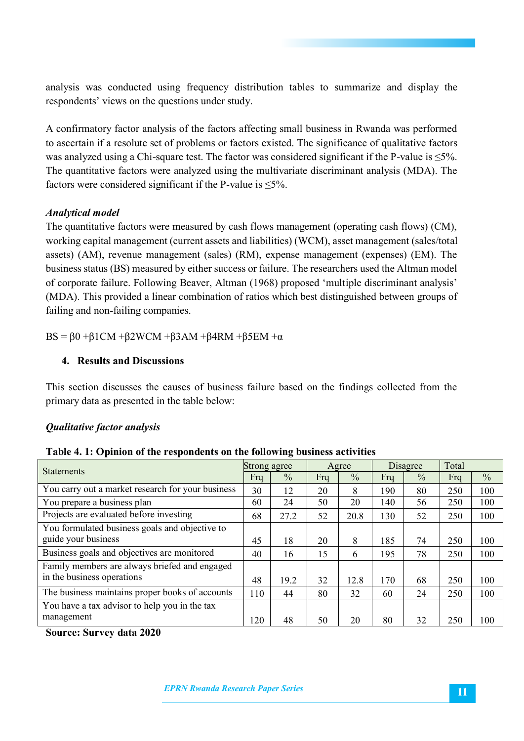analysis was conducted using frequency distribution tables to summarize and display the respondents' views on the questions under study.

A confirmatory factor analysis of the factors affecting small business in Rwanda was performed to ascertain if a resolute set of problems or factors existed. The significance of qualitative factors was analyzed using a Chi-square test. The factor was considered significant if the P-value is ≤5%. The quantitative factors were analyzed using the multivariate discriminant analysis (MDA). The factors were considered significant if the P-value is ≤5%.

***Analytical model***

The quantitative factors were measured by cash flows management (operating cash flows) (CM), working capital management (current assets and liabilities) (WCM), asset management (sales/total assets) (AM), revenue management (sales) (RM), expense management (expenses) (EM). The business status (BS) measured by either success or failure. The researchers used the Altman model of corporate failure. Following Beaver, Altman (1968) proposed 'multiple discriminant analysis' (MDA). This provided a linear combination of ratios which best distinguished between groups of failing and non-failing companies.

$$BS = \beta 0 + \beta 1CM + \beta 2WCM + \beta 3AM + \beta 4RM + \beta 5EM + \alpha$$

## 4. Results and Discussions

This section discusses the causes of business failure based on the findings collected from the primary data as presented in the table below:

***Qualitative factor analysis***

**Table 4. 1: Opinion of the respondents on the following business activities**

| Statements | Strong agree | | Agree | | Disagree | | Total | |
|---|---|---|---|---|---|---|---|---|
| | Frq | % | Frq | % | Frq | % | Frq | % |
| You carry out a market research for your business | 30 | 12 | 20 | 8 | 190 | 80 | 250 | 100 |
| You prepare a business plan | 60 | 24 | 50 | 20 | 140 | 56 | 250 | 100 |
| Projects are evaluated before investing | 68 | 27.2 | 52 | 20.8 | 130 | 52 | 250 | 100 |
| You formulated business goals and objective to guide your business | 45 | 18 | 20 | 8 | 185 | 74 | 250 | 100 |
| Business goals and objectives are monitored | 40 | 16 | 15 | 6 | 195 | 78 | 250 | 100 |
| Family members are always briefed and engaged in the business operations | 48 | 19.2 | 32 | 12.8 | 170 | 68 | 250 | 100 |
| The business maintains proper books of accounts | 110 | 44 | 80 | 32 | 60 | 24 | 250 | 100 |
| You have a tax advisor to help you in the tax management | 120 | 48 | 50 | 20 | 80 | 32 | 250 | 100 |

**Source: Survey data 2020**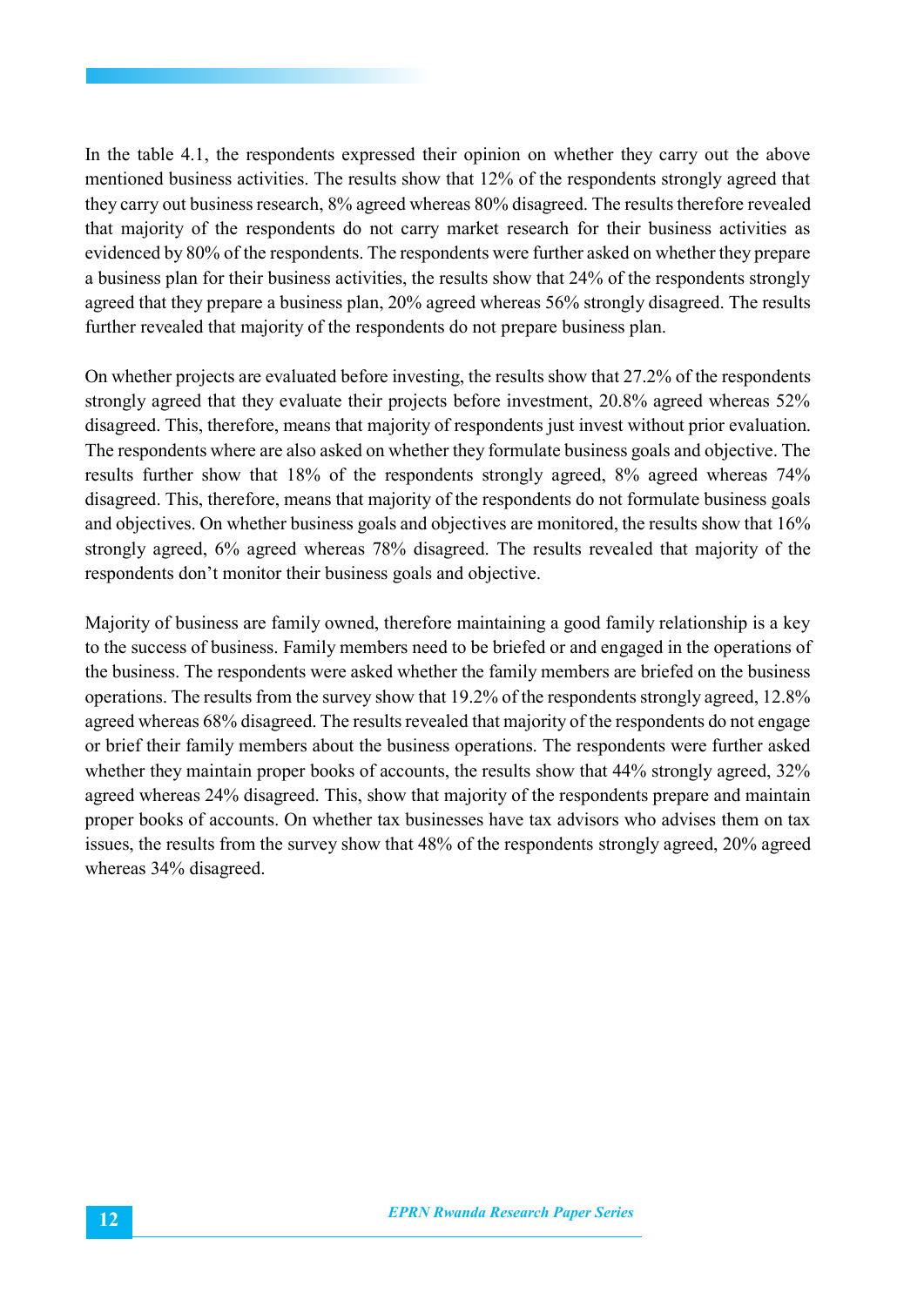In the table 4.1, the respondents expressed their opinion on whether they carry out the above mentioned business activities. The results show that 12% of the respondents strongly agreed that they carry out business research, 8% agreed whereas 80% disagreed. The results therefore revealed that majority of the respondents do not carry market research for their business activities as evidenced by 80% of the respondents. The respondents were further asked on whether they prepare a business plan for their business activities, the results show that 24% of the respondents strongly agreed that they prepare a business plan, 20% agreed whereas 56% strongly disagreed. The results further revealed that majority of the respondents do not prepare business plan.

On whether projects are evaluated before investing, the results show that 27.2% of the respondents strongly agreed that they evaluate their projects before investment, 20.8% agreed whereas 52% disagreed. This, therefore, means that majority of respondents just invest without prior evaluation. The respondents where are also asked on whether they formulate business goals and objective. The results further show that 18% of the respondents strongly agreed, 8% agreed whereas 74% disagreed. This, therefore, means that majority of the respondents do not formulate business goals and objectives. On whether business goals and objectives are monitored, the results show that 16% strongly agreed, 6% agreed whereas 78% disagreed. The results revealed that majority of the respondents don't monitor their business goals and objective.

Majority of business are family owned, therefore maintaining a good family relationship is a key to the success of business. Family members need to be briefed or and engaged in the operations of the business. The respondents were asked whether the family members are briefed on the business operations. The results from the survey show that 19.2% of the respondents strongly agreed, 12.8% agreed whereas 68% disagreed. The results revealed that majority of the respondents do not engage or brief their family members about the business operations. The respondents were further asked whether they maintain proper books of accounts, the results show that 44% strongly agreed, 32% agreed whereas 24% disagreed. This, show that majority of the respondents prepare and maintain proper books of accounts. On whether tax businesses have tax advisors who advises them on tax issues, the results from the survey show that 48% of the respondents strongly agreed, 20% agreed whereas 34% disagreed.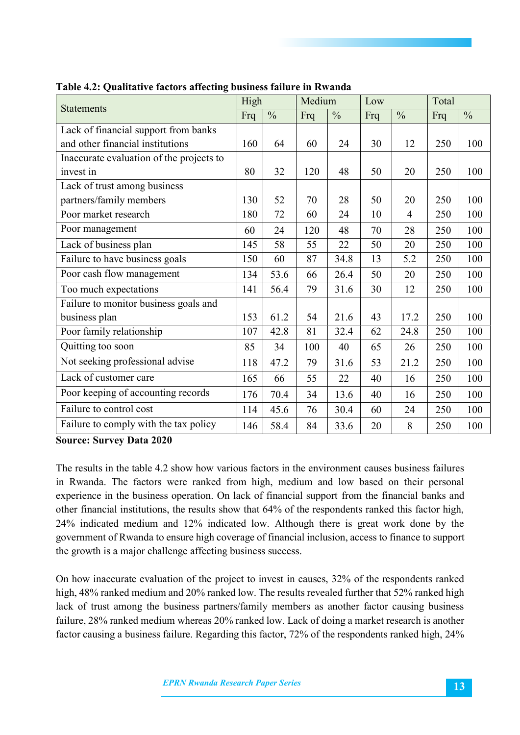**Table 4.2: Qualitative factors affecting business failure in Rwanda**

| Statements | High | | Medium | | Low | | Total | |
|---|---|---|---|---|---|---|---|---|
| | Frq | % | Frq | % | Frq | % | Frq | % |
| Lack of financial support from banks and other financial institutions | 160 | 64 | 60 | 24 | 30 | 12 | 250 | 100 |
| Inaccurate evaluation of the projects to invest in | 80 | 32 | 120 | 48 | 50 | 20 | 250 | 100 |
| Lack of trust among business partners/family members | 130 | 52 | 70 | 28 | 50 | 20 | 250 | 100 |
| Poor market research | 180 | 72 | 60 | 24 | 10 | 4 | 250 | 100 |
| Poor management | 60 | 24 | 120 | 48 | 70 | 28 | 250 | 100 |
| Lack of business plan | 145 | 58 | 55 | 22 | 50 | 20 | 250 | 100 |
| Failure to have business goals | 150 | 60 | 87 | 34.8 | 13 | 5.2 | 250 | 100 |
| Poor cash flow management | 134 | 53.6 | 66 | 26.4 | 50 | 20 | 250 | 100 |
| Too much expectations | 141 | 56.4 | 79 | 31.6 | 30 | 12 | 250 | 100 |
| Failure to monitor business goals and business plan | 153 | 61.2 | 54 | 21.6 | 43 | 17.2 | 250 | 100 |
| Poor family relationship | 107 | 42.8 | 81 | 32.4 | 62 | 24.8 | 250 | 100 |
| Quitting too soon | 85 | 34 | 100 | 40 | 65 | 26 | 250 | 100 |
| Not seeking professional advise | 118 | 47.2 | 79 | 31.6 | 53 | 21.2 | 250 | 100 |
| Lack of customer care | 165 | 66 | 55 | 22 | 40 | 16 | 250 | 100 |
| Poor keeping of accounting records | 176 | 70.4 | 34 | 13.6 | 40 | 16 | 250 | 100 |
| Failure to control cost | 114 | 45.6 | 76 | 30.4 | 60 | 24 | 250 | 100 |
| Failure to comply with the tax policy | 146 | 58.4 | 84 | 33.6 | 20 | 8 | 250 | 100 |

**Source: Survey Data 2020**

The results in the table 4.2 show how various factors in the environment causes business failures in Rwanda. The factors were ranked from high, medium and low based on their personal experience in the business operation. On lack of financial support from the financial banks and other financial institutions, the results show that 64% of the respondents ranked this factor high, 24% indicated medium and 12% indicated low. Although there is great work done by the government of Rwanda to ensure high coverage of financial inclusion, access to finance to support the growth is a major challenge affecting business success.

On how inaccurate evaluation of the project to invest in causes, 32% of the respondents ranked high, 48% ranked medium and 20% ranked low. The results revealed further that 52% ranked high lack of trust among the business partners/family members as another factor causing business failure, 28% ranked medium whereas 20% ranked low. Lack of doing a market research is another factor causing a business failure. Regarding this factor, 72% of the respondents ranked high, 24%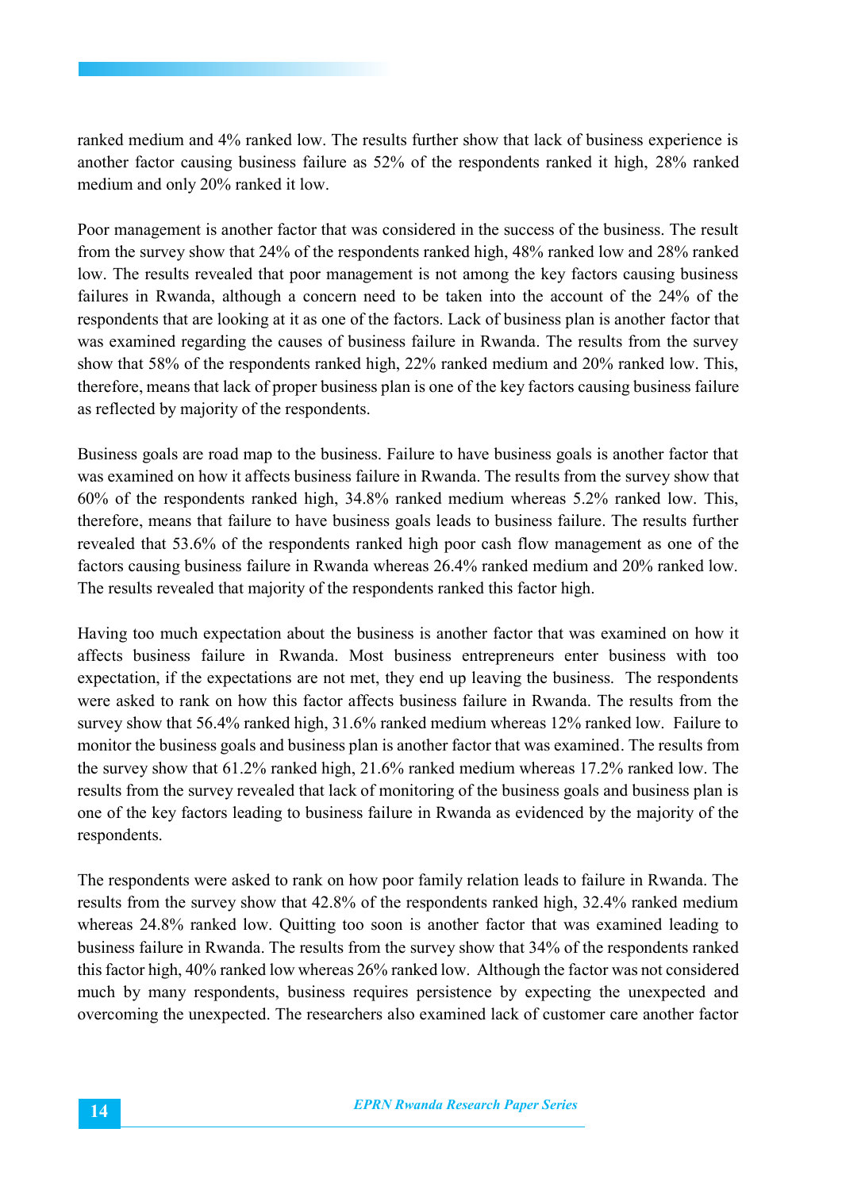ranked medium and 4% ranked low. The results further show that lack of business experience is another factor causing business failure as 52% of the respondents ranked it high, 28% ranked medium and only 20% ranked it low.

Poor management is another factor that was considered in the success of the business. The result from the survey show that 24% of the respondents ranked high, 48% ranked low and 28% ranked low. The results revealed that poor management is not among the key factors causing business failures in Rwanda, although a concern need to be taken into the account of the 24% of the respondents that are looking at it as one of the factors. Lack of business plan is another factor that was examined regarding the causes of business failure in Rwanda. The results from the survey show that 58% of the respondents ranked high, 22% ranked medium and 20% ranked low. This, therefore, means that lack of proper business plan is one of the key factors causing business failure as reflected by majority of the respondents.

Business goals are road map to the business. Failure to have business goals is another factor that was examined on how it affects business failure in Rwanda. The results from the survey show that 60% of the respondents ranked high, 34.8% ranked medium whereas 5.2% ranked low. This, therefore, means that failure to have business goals leads to business failure. The results further revealed that 53.6% of the respondents ranked high poor cash flow management as one of the factors causing business failure in Rwanda whereas 26.4% ranked medium and 20% ranked low. The results revealed that majority of the respondents ranked this factor high.

Having too much expectation about the business is another factor that was examined on how it affects business failure in Rwanda. Most business entrepreneurs enter business with too expectation, if the expectations are not met, they end up leaving the business. The respondents were asked to rank on how this factor affects business failure in Rwanda. The results from the survey show that 56.4% ranked high, 31.6% ranked medium whereas 12% ranked low. Failure to monitor the business goals and business plan is another factor that was examined. The results from the survey show that 61.2% ranked high, 21.6% ranked medium whereas 17.2% ranked low. The results from the survey revealed that lack of monitoring of the business goals and business plan is one of the key factors leading to business failure in Rwanda as evidenced by the majority of the respondents.

The respondents were asked to rank on how poor family relation leads to failure in Rwanda. The results from the survey show that 42.8% of the respondents ranked high, 32.4% ranked medium whereas 24.8% ranked low. Quitting too soon is another factor that was examined leading to business failure in Rwanda. The results from the survey show that 34% of the respondents ranked this factor high, 40% ranked low whereas 26% ranked low. Although the factor was not considered much by many respondents, business requires persistence by expecting the unexpected and overcoming the unexpected. The researchers also examined lack of customer care another factor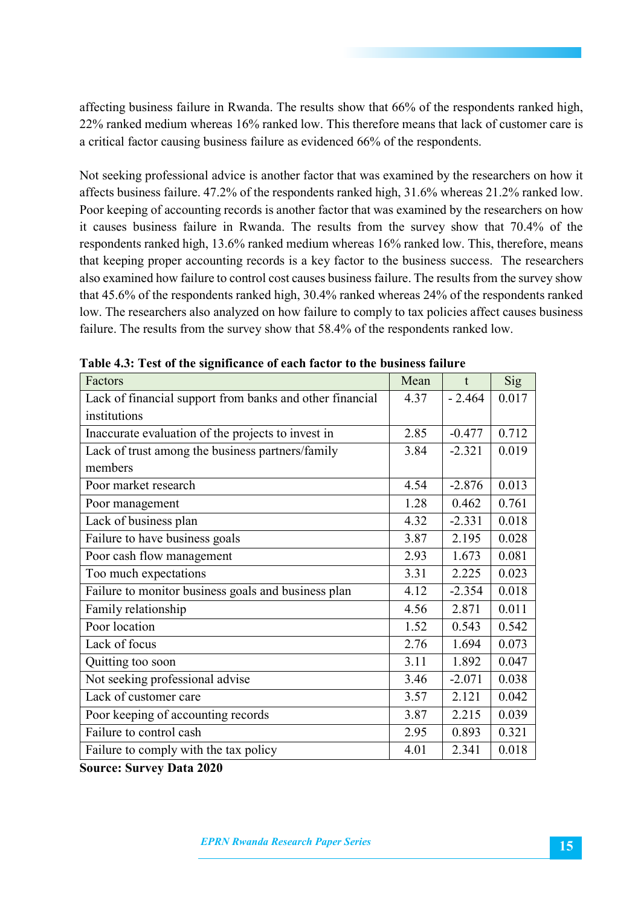affecting business failure in Rwanda. The results show that 66% of the respondents ranked high, 22% ranked medium whereas 16% ranked low. This therefore means that lack of customer care is a critical factor causing business failure as evidenced 66% of the respondents.

Not seeking professional advice is another factor that was examined by the researchers on how it affects business failure. 47.2% of the respondents ranked high, 31.6% whereas 21.2% ranked low. Poor keeping of accounting records is another factor that was examined by the researchers on how it causes business failure in Rwanda. The results from the survey show that 70.4% of the respondents ranked high, 13.6% ranked medium whereas 16% ranked low. This, therefore, means that keeping proper accounting records is a key factor to the business success. The researchers also examined how failure to control cost causes business failure. The results from the survey show that 45.6% of the respondents ranked high, 30.4% ranked whereas 24% of the respondents ranked low. The researchers also analyzed on how failure to comply to tax policies affect causes business failure. The results from the survey show that 58.4% of the respondents ranked low.

**Table 4.3: Test of the significance of each factor to the business failure**

| Factors | Mean | t | Sig |
|---|---|---|---|
| Lack of financial support from banks and other financial institutions | 4.37 | - 2.464 | 0.017 |
| Inaccurate evaluation of the projects to invest in | 2.85 | -0.477 | 0.712 |
| Lack of trust among the business partners/family members | 3.84 | -2.321 | 0.019 |
| Poor market research | 4.54 | -2.876 | 0.013 |
| Poor management | 1.28 | 0.462 | 0.761 |
| Lack of business plan | 4.32 | -2.331 | 0.018 |
| Failure to have business goals | 3.87 | 2.195 | 0.028 |
| Poor cash flow management | 2.93 | 1.673 | 0.081 |
| Too much expectations | 3.31 | 2.225 | 0.023 |
| Failure to monitor business goals and business plan | 4.12 | -2.354 | 0.018 |
| Family relationship | 4.56 | 2.871 | 0.011 |
| Poor location | 1.52 | 0.543 | 0.542 |
| Lack of focus | 2.76 | 1.694 | 0.073 |
| Quitting too soon | 3.11 | 1.892 | 0.047 |
| Not seeking professional advise | 3.46 | -2.071 | 0.038 |
| Lack of customer care | 3.57 | 2.121 | 0.042 |
| Poor keeping of accounting records | 3.87 | 2.215 | 0.039 |
| Failure to control cash | 2.95 | 0.893 | 0.321 |
| Failure to comply with the tax policy | 4.01 | 2.341 | 0.018 |

**Source: Survey Data 2020**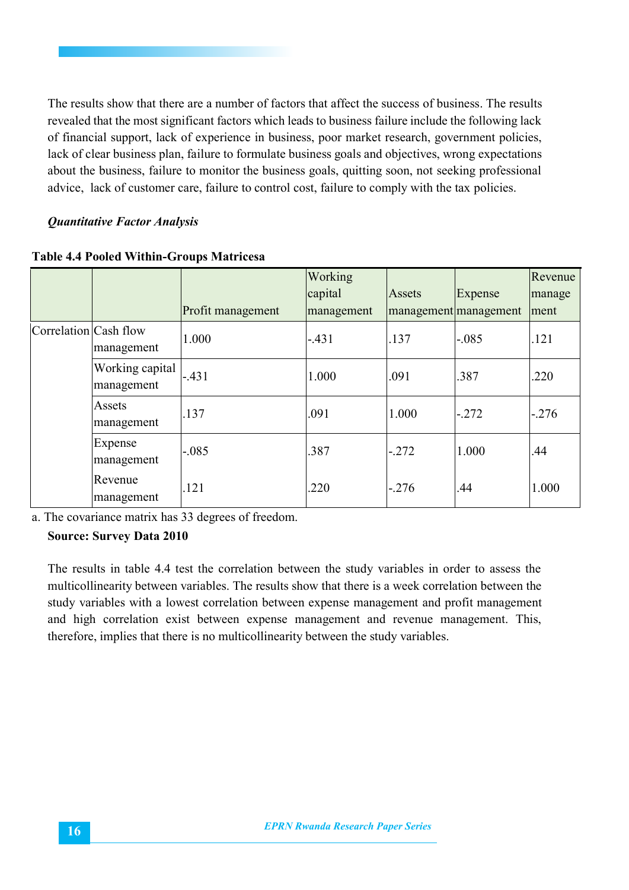The results show that there are a number of factors that affect the success of business. The results revealed that the most significant factors which leads to business failure include the following lack of financial support, lack of experience in business, poor market research, government policies, lack of clear business plan, failure to formulate business goals and objectives, wrong expectations about the business, failure to monitor the business goals, quitting soon, not seeking professional advice, lack of customer care, failure to control cost, failure to comply with the tax policies.

***Quantitative Factor Analysis***

**Table 4.4 Pooled Within-Groups Matricesa**

| | | Profit management | Working capital management | Assets management | Expense management | Revenue manage ment |
|---|---|---|---|---|---|---|
| Correlation | Cash flow management | 1.000 | -.431 | .137 | -.085 | .121 |
| | Working capital management | -.431 | 1.000 | .091 | .387 | .220 |
| | Assets management | .137 | .091 | 1.000 | -.272 | -.276 |
| | Expense management | -.085 | .387 | -.272 | 1.000 | .44 |
| | Revenue management | .121 | .220 | -.276 | .44 | 1.000 |

a. The covariance matrix has 33 degrees of freedom.

**Source: Survey Data 2010**

The results in table 4.4 test the correlation between the study variables in order to assess the multicollinearity between variables. The results show that there is a week correlation between the study variables with a lowest correlation between expense management and profit management and high correlation exist between expense management and revenue management. This, therefore, implies that there is no multicollinearity between the study variables.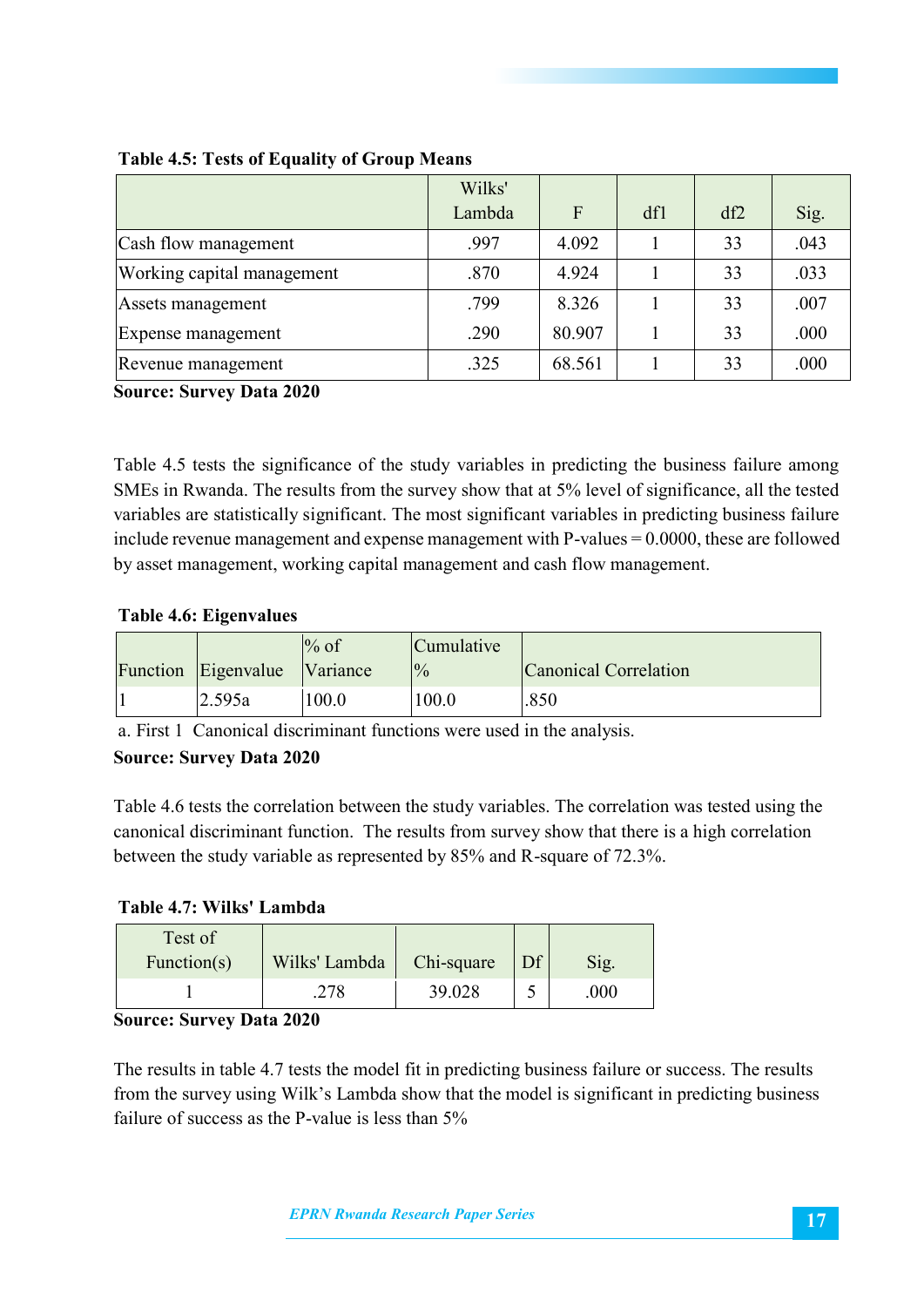**Table 4.5: Tests of Equality of Group Means**

| | Wilks' Lambda | F | df1 | df2 | Sig. |
|---|---|---|---|---|---|
| Cash flow management | .997 | 4.092 | 1 | 33 | .043 |
| Working capital management | .870 | 4.924 | 1 | 33 | .033 |
| Assets management | .799 | 8.326 | 1 | 33 | .007 |
| Expense management | .290 | 80.907 | 1 | 33 | .000 |
| Revenue management | .325 | 68.561 | 1 | 33 | .000 |

**Source: Survey Data 2020**

Table 4.5 tests the significance of the study variables in predicting the business failure among SMEs in Rwanda. The results from the survey show that at 5% level of significance, all the tested variables are statistically significant. The most significant variables in predicting business failure include revenue management and expense management with P-values = 0.0000, these are followed by asset management, working capital management and cash flow management.

**Table 4.6: Eigenvalues**

| Function | Eigenvalue | % of Variance | Cumulative % | Canonical Correlation |
|---|---|---|---|---|
| 1 | 2.595a | 100.0 | 100.0 | .850 |

a. First 1 Canonical discriminant functions were used in the analysis.

**Source: Survey Data 2020**

Table 4.6 tests the correlation between the study variables. The correlation was tested using the canonical discriminant function. The results from survey show that there is a high correlation between the study variable as represented by 85% and R-square of 72.3%.

**Table 4.7: Wilks' Lambda**

| Test of Function(s) | Wilks' Lambda | Chi-square | Df | Sig. |
|---|---|---|---|---|
| 1 | .278 | 39.028 | 5 | .000 |

**Source: Survey Data 2020**

The results in table 4.7 tests the model fit in predicting business failure or success. The results from the survey using Wilk's Lambda show that the model is significant in predicting business failure of success as the P-value is less than 5%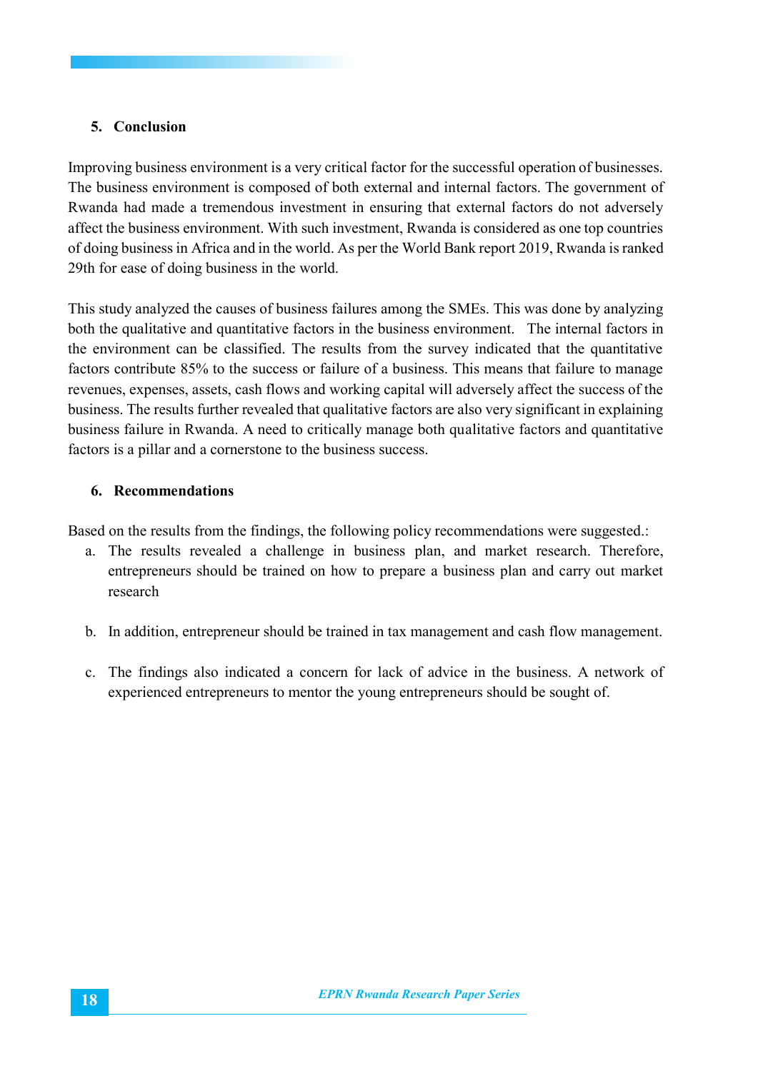## 5. Conclusion

Improving business environment is a very critical factor for the successful operation of businesses. The business environment is composed of both external and internal factors. The government of Rwanda had made a tremendous investment in ensuring that external factors do not adversely affect the business environment. With such investment, Rwanda is considered as one top countries of doing business in Africa and in the world. As per the World Bank report 2019, Rwanda is ranked 29th for ease of doing business in the world.

This study analyzed the causes of business failures among the SMEs. This was done by analyzing both the qualitative and quantitative factors in the business environment. The internal factors in the environment can be classified. The results from the survey indicated that the quantitative factors contribute 85% to the success or failure of a business. This means that failure to manage revenues, expenses, assets, cash flows and working capital will adversely affect the success of the business. The results further revealed that qualitative factors are also very significant in explaining business failure in Rwanda. A need to critically manage both qualitative factors and quantitative factors is a pillar and a cornerstone to the business success.

## 6. Recommendations

Based on the results from the findings, the following policy recommendations were suggested.:

a. The results revealed a challenge in business plan, and market research. Therefore, entrepreneurs should be trained on how to prepare a business plan and carry out market research

b. In addition, entrepreneur should be trained in tax management and cash flow management.

c. The findings also indicated a concern for lack of advice in the business. A network of experienced entrepreneurs to mentor the young entrepreneurs should be sought of.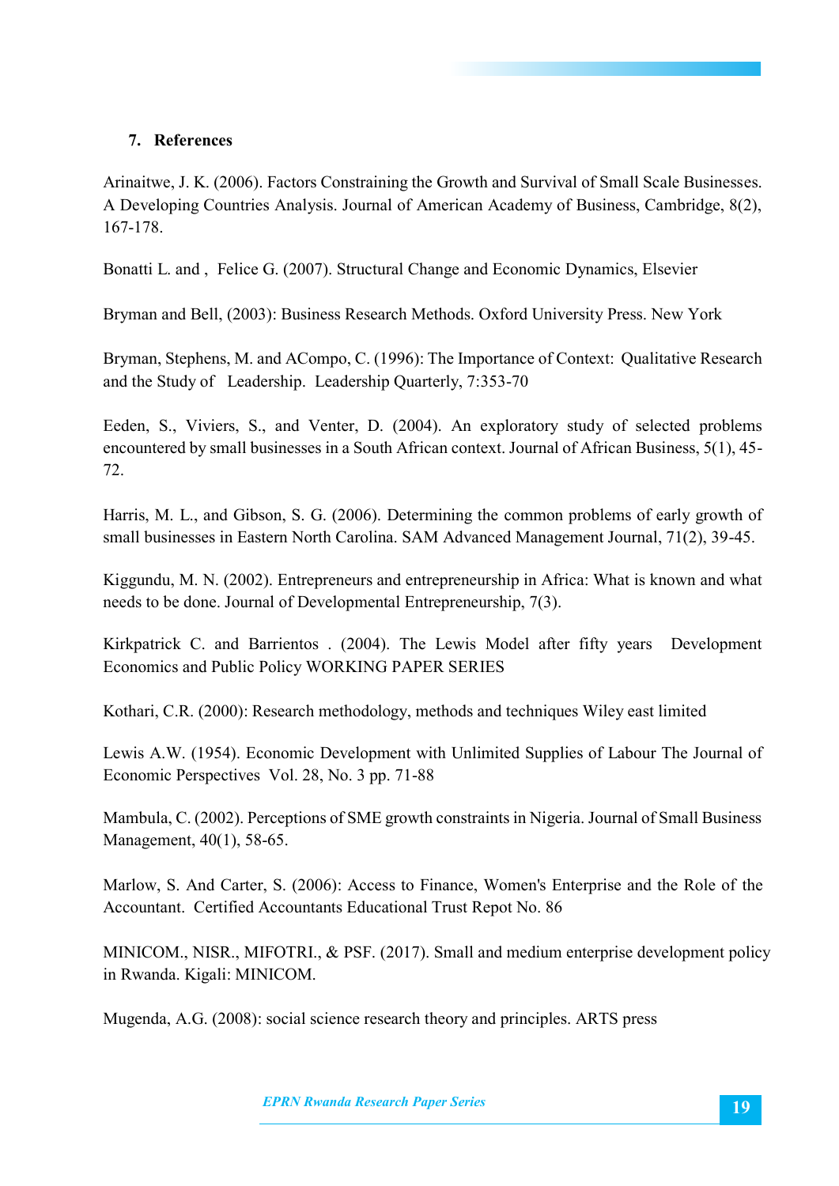## 7. References

Arinaitwe, J. K. (2006). Factors Constraining the Growth and Survival of Small Scale Businesses. A Developing Countries Analysis. Journal of American Academy of Business, Cambridge, 8(2), 167-178.

Bonatti L. and , Felice G. (2007). Structural Change and Economic Dynamics, Elsevier

Bryman and Bell, (2003): Business Research Methods. Oxford University Press. New York

Bryman, Stephens, M. and ACompo, C. (1996): The Importance of Context: Qualitative Research and the Study of Leadership. Leadership Quarterly, 7:353-70

Eeden, S., Viviers, S., and Venter, D. (2004). An exploratory study of selected problems encountered by small businesses in a South African context. Journal of African Business, 5(1), 45-72.

Harris, M. L., and Gibson, S. G. (2006). Determining the common problems of early growth of small businesses in Eastern North Carolina. SAM Advanced Management Journal, 71(2), 39-45.

Kiggundu, M. N. (2002). Entrepreneurs and entrepreneurship in Africa: What is known and what needs to be done. Journal of Developmental Entrepreneurship, 7(3).

Kirkpatrick C. and Barrientos . (2004). The Lewis Model after fifty years Development Economics and Public Policy WORKING PAPER SERIES

Kothari, C.R. (2000): Research methodology, methods and techniques Wiley east limited

Lewis A.W. (1954). Economic Development with Unlimited Supplies of Labour The Journal of Economic Perspectives Vol. 28, No. 3 pp. 71-88

Mambula, C. (2002). Perceptions of SME growth constraints in Nigeria. Journal of Small Business Management, 40(1), 58-65.

Marlow, S. And Carter, S. (2006): Access to Finance, Women's Enterprise and the Role of the Accountant. Certified Accountants Educational Trust Repot No. 86

MINICOM., NISR., MIFOTRI., & PSF. (2017). Small and medium enterprise development policy in Rwanda. Kigali: MINICOM.

Mugenda, A.G. (2008): social science research theory and principles. ARTS press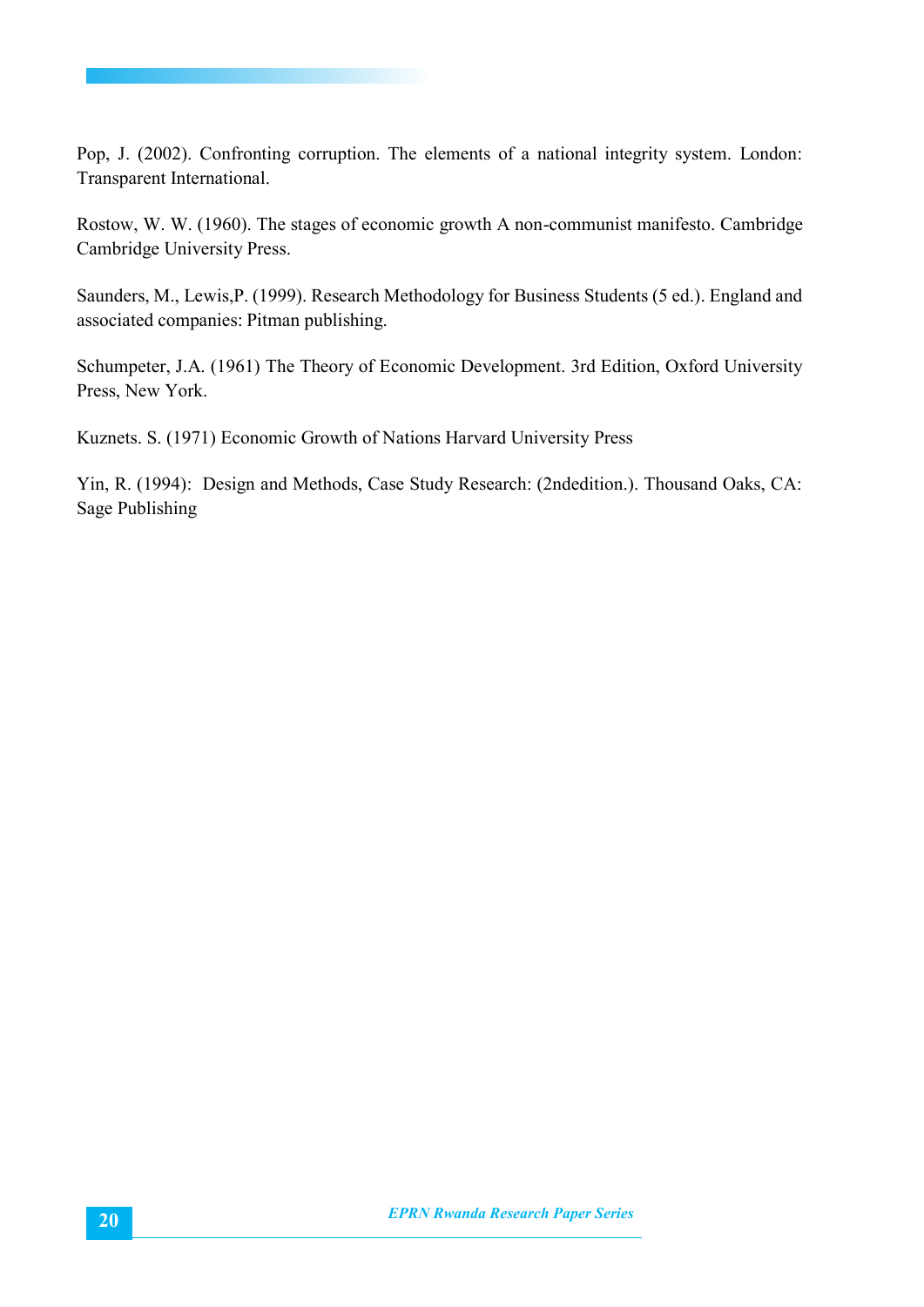Pop, J. (2002). Confronting corruption. The elements of a national integrity system. London: Transparent International.

Rostow, W. W. (1960). The stages of economic growth A non-communist manifesto. Cambridge Cambridge University Press.

Saunders, M., Lewis,P. (1999). Research Methodology for Business Students (5 ed.). England and associated companies: Pitman publishing.

Schumpeter, J.A. (1961) The Theory of Economic Development. 3rd Edition, Oxford University Press, New York.

Kuznets. S. (1971) Economic Growth of Nations Harvard University Press

Yin, R. (1994): Design and Methods, Case Study Research: (2ndedition.). Thousand Oaks, CA: Sage Publishing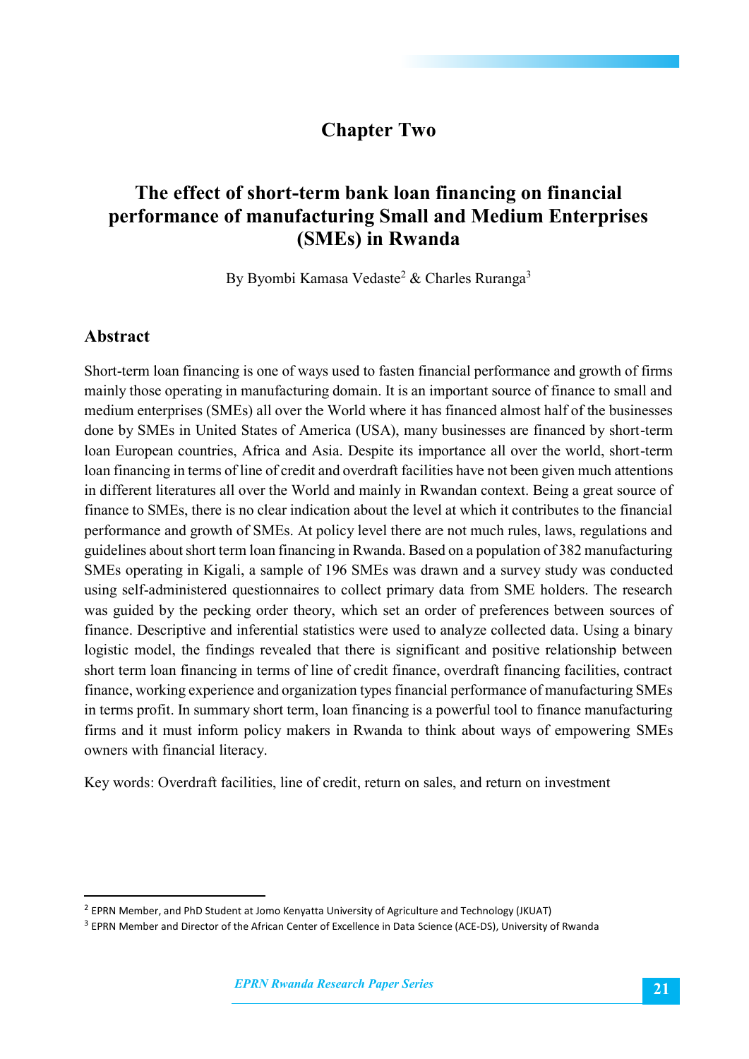# Chapter Two

## The effect of short-term bank loan financing on financial performance of manufacturing Small and Medium Enterprises (SMEs) in Rwanda

By Byombi Kamasa Vedaste[2] & Charles Ruranga[3]

### Abstract

Short-term loan financing is one of ways used to fasten financial performance and growth of firms mainly those operating in manufacturing domain. It is an important source of finance to small and medium enterprises (SMEs) all over the World where it has financed almost half of the businesses done by SMEs in United States of America (USA), many businesses are financed by short-term loan European countries, Africa and Asia. Despite its importance all over the world, short-term loan financing in terms of line of credit and overdraft facilities have not been given much attentions in different literatures all over the World and mainly in Rwandan context. Being a great source of finance to SMEs, there is no clear indication about the level at which it contributes to the financial performance and growth of SMEs. At policy level there are not much rules, laws, regulations and guidelines about short term loan financing in Rwanda. Based on a population of 382 manufacturing SMEs operating in Kigali, a sample of 196 SMEs was drawn and a survey study was conducted using self-administered questionnaires to collect primary data from SME holders. The research was guided by the pecking order theory, which set an order of preferences between sources of finance. Descriptive and inferential statistics were used to analyze collected data. Using a binary logistic model, the findings revealed that there is significant and positive relationship between short term loan financing in terms of line of credit finance, overdraft financing facilities, contract finance, working experience and organization types financial performance of manufacturing SMEs in terms profit. In summary short term, loan financing is a powerful tool to finance manufacturing firms and it must inform policy makers in Rwanda to think about ways of empowering SMEs owners with financial literacy.

Key words: Overdraft facilities, line of credit, return on sales, and return on investment

---

[2] EPRN Member, and PhD Student at Jomo Kenyatta University of Agriculture and Technology (JKUAT)

[3] EPRN Member and Director of the African Center of Excellence in Data Science (ACE-DS), University of Rwanda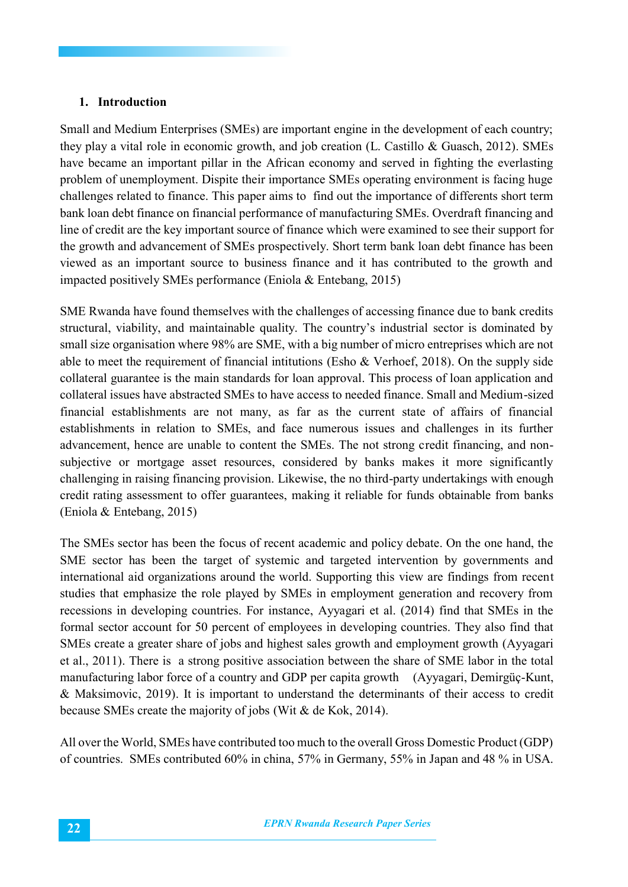## 1. Introduction

Small and Medium Enterprises (SMEs) are important engine in the development of each country; they play a vital role in economic growth, and job creation (L. Castillo & Guasch, 2012). SMEs have became an important pillar in the African economy and served in fighting the everlasting problem of unemployment. Dispite their importance SMEs operating environment is facing huge challenges related to finance. This paper aims to find out the importance of differents short term bank loan debt finance on financial performance of manufacturing SMEs. Overdraft financing and line of credit are the key important source of finance which were examined to see their support for the growth and advancement of SMEs prospectively. Short term bank loan debt finance has been viewed as an important source to business finance and it has contributed to the growth and impacted positively SMEs performance (Eniola & Entebang, 2015)

SME Rwanda have found themselves with the challenges of accessing finance due to bank credits structural, viability, and maintainable quality. The country's industrial sector is dominated by small size organisation where 98% are SME, with a big number of micro entreprises which are not able to meet the requirement of financial intitutions (Esho & Verhoef, 2018). On the supply side collateral guarantee is the main standards for loan approval. This process of loan application and collateral issues have abstracted SMEs to have access to needed finance. Small and Medium-sized financial establishments are not many, as far as the current state of affairs of financial establishments in relation to SMEs, and face numerous issues and challenges in its further advancement, hence are unable to content the SMEs. The not strong credit financing, and non-subjective or mortgage asset resources, considered by banks makes it more significantly challenging in raising financing provision. Likewise, the no third-party undertakings with enough credit rating assessment to offer guarantees, making it reliable for funds obtainable from banks (Eniola & Entebang, 2015)

The SMEs sector has been the focus of recent academic and policy debate. On the one hand, the SME sector has been the target of systemic and targeted intervention by governments and international aid organizations around the world. Supporting this view are findings from recent studies that emphasize the role played by SMEs in employment generation and recovery from recessions in developing countries. For instance, Ayyagari et al. (2014) find that SMEs in the formal sector account for 50 percent of employees in developing countries. They also find that SMEs create a greater share of jobs and highest sales growth and employment growth (Ayyagari et al., 2011). There is a strong positive association between the share of SME labor in the total manufacturing labor force of a country and GDP per capita growth (Ayyagari, Demirgüç-Kunt, & Maksimovic, 2019). It is important to understand the determinants of their access to credit because SMEs create the majority of jobs (Wit & de Kok, 2014).

All over the World, SMEs have contributed too much to the overall Gross Domestic Product (GDP) of countries. SMEs contributed 60% in china, 57% in Germany, 55% in Japan and 48 % in USA.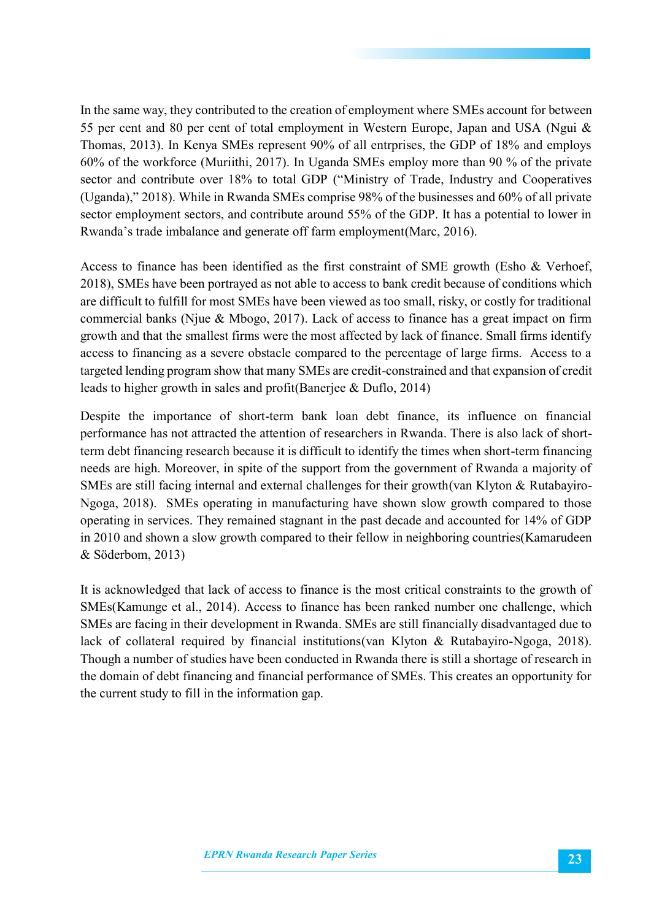In the same way, they contributed to the creation of employment where SMEs account for between 55 per cent and 80 per cent of total employment in Western Europe, Japan and USA (Ngui & Thomas, 2013). In Kenya SMEs represent 90% of all entrprises, the GDP of 18% and employs 60% of the workforce (Muriithi, 2017). In Uganda SMEs employ more than 90 % of the private sector and contribute over 18% to total GDP ("Ministry of Trade, Industry and Cooperatives (Uganda)," 2018). While in Rwanda SMEs comprise 98% of the businesses and 60% of all private sector employment sectors, and contribute around 55% of the GDP. It has a potential to lower in Rwanda's trade imbalance and generate off farm employment(Marc, 2016).

Access to finance has been identified as the first constraint of SME growth (Esho & Verhoef, 2018), SMEs have been portrayed as not able to access to bank credit because of conditions which are difficult to fulfill for most SMEs have been viewed as too small, risky, or costly for traditional commercial banks (Njue & Mbogo, 2017). Lack of access to finance has a great impact on firm growth and that the smallest firms were the most affected by lack of finance. Small firms identify access to financing as a severe obstacle compared to the percentage of large firms. Access to a targeted lending program show that many SMEs are credit-constrained and that expansion of credit leads to higher growth in sales and profit(Banerjee & Duflo, 2014)

Despite the importance of short-term bank loan debt finance, its influence on financial performance has not attracted the attention of researchers in Rwanda. There is also lack of short-term debt financing research because it is difficult to identify the times when short-term financing needs are high. Moreover, in spite of the support from the government of Rwanda a majority of SMEs are still facing internal and external challenges for their growth(van Klyton & Rutabayiro-Ngoga, 2018). SMEs operating in manufacturing have shown slow growth compared to those operating in services. They remained stagnant in the past decade and accounted for 14% of GDP in 2010 and shown a slow growth compared to their fellow in neighboring countries(Kamarudeen & Söderbom, 2013)

It is acknowledged that lack of access to finance is the most critical constraints to the growth of SMEs(Kamunge et al., 2014). Access to finance has been ranked number one challenge, which SMEs are facing in their development in Rwanda. SMEs are still financially disadvantaged due to lack of collateral required by financial institutions(van Klyton & Rutabayiro-Ngoga, 2018). Though a number of studies have been conducted in Rwanda there is still a shortage of research in the domain of debt financing and financial performance of SMEs. This creates an opportunity for the current study to fill in the information gap.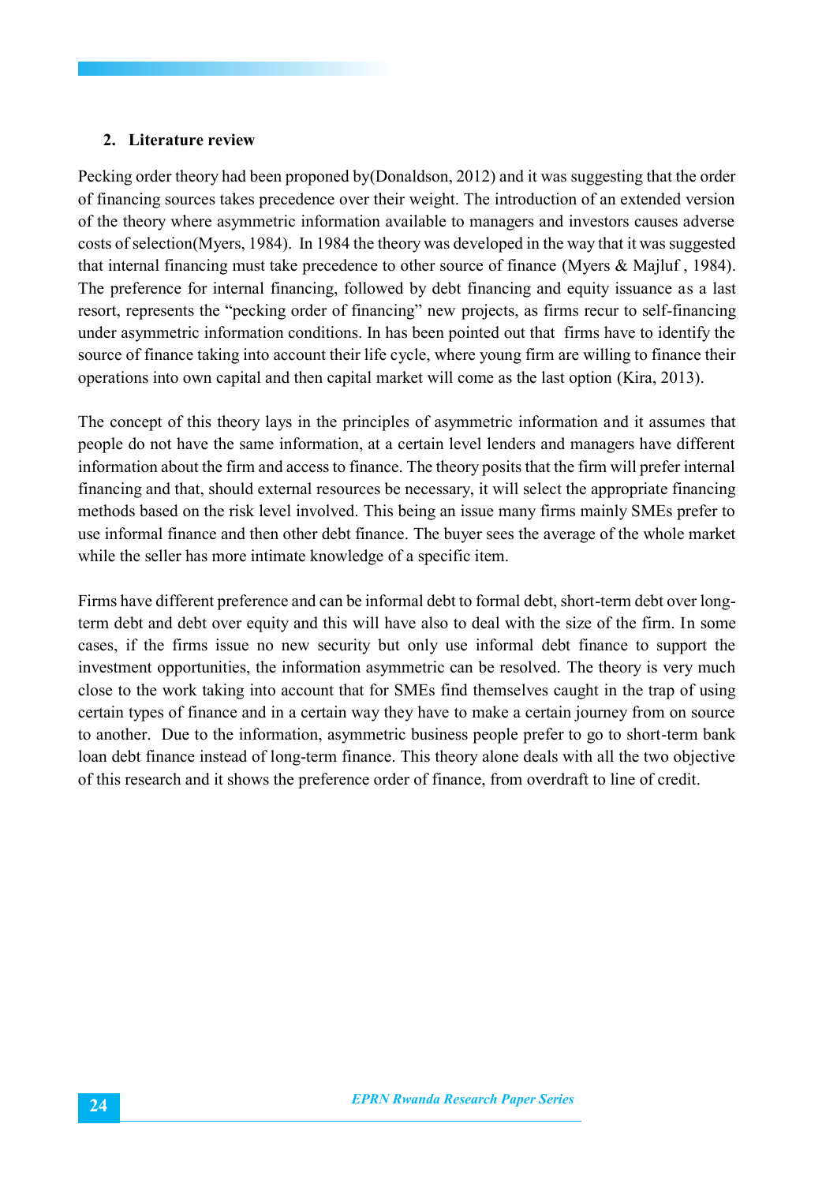## 2. Literature review

Pecking order theory had been proponed by(Donaldson, 2012) and it was suggesting that the order of financing sources takes precedence over their weight. The introduction of an extended version of the theory where asymmetric information available to managers and investors causes adverse costs of selection(Myers, 1984). In 1984 the theory was developed in the way that it was suggested that internal financing must take precedence to other source of finance (Myers & Majluf , 1984). The preference for internal financing, followed by debt financing and equity issuance as a last resort, represents the "pecking order of financing" new projects, as firms recur to self-financing under asymmetric information conditions. In has been pointed out that firms have to identify the source of finance taking into account their life cycle, where young firm are willing to finance their operations into own capital and then capital market will come as the last option (Kira, 2013).

The concept of this theory lays in the principles of asymmetric information and it assumes that people do not have the same information, at a certain level lenders and managers have different information about the firm and access to finance. The theory posits that the firm will prefer internal financing and that, should external resources be necessary, it will select the appropriate financing methods based on the risk level involved. This being an issue many firms mainly SMEs prefer to use informal finance and then other debt finance. The buyer sees the average of the whole market while the seller has more intimate knowledge of a specific item.

Firms have different preference and can be informal debt to formal debt, short-term debt over long-term debt and debt over equity and this will have also to deal with the size of the firm. In some cases, if the firms issue no new security but only use informal debt finance to support the investment opportunities, the information asymmetric can be resolved. The theory is very much close to the work taking into account that for SMEs find themselves caught in the trap of using certain types of finance and in a certain way they have to make a certain journey from on source to another. Due to the information, asymmetric business people prefer to go to short-term bank loan debt finance instead of long-term finance. This theory alone deals with all the two objective of this research and it shows the preference order of finance, from overdraft to line of credit.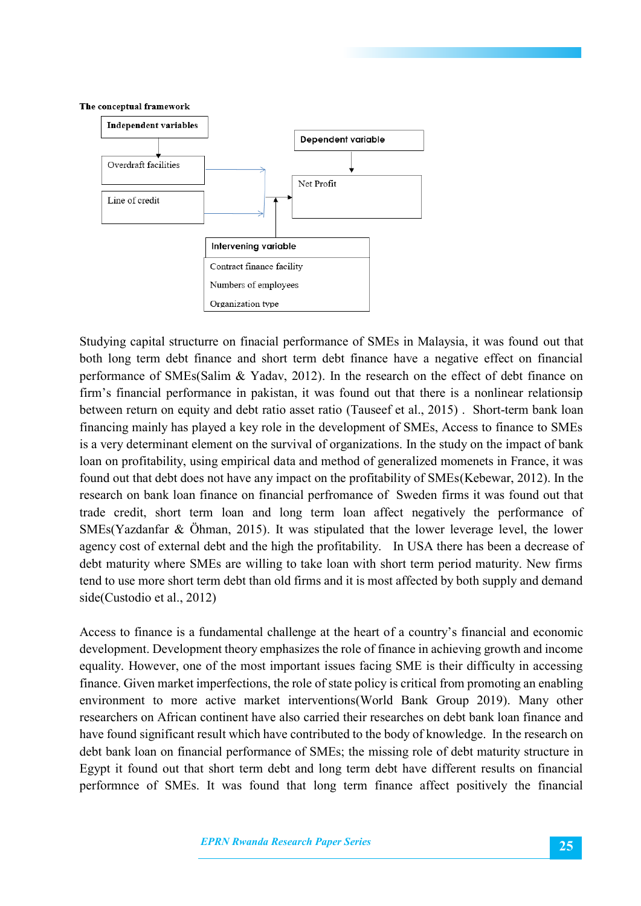**The conceptual framework**

Independent variables

- Overdraft facilities
- Line of credit

Dependent variable

- Net Profit

Intervening variable

- Contract finance facility
- Numbers of employees
- Organization type

Studying capital structurre on finacial performance of SMEs in Malaysia, it was found out that both long term debt finance and short term debt finance have a negative effect on financial performance of SMEs(Salim & Yadav, 2012). In the research on the effect of debt finance on firm's financial performance in pakistan, it was found out that there is a nonlinear relationship between return on equity and debt ratio asset ratio (Tauseef et al., 2015) . Short-term bank loan financing mainly has played a key role in the development of SMEs, Access to finance to SMEs is a very determinant element on the survival of organizations. In the study on the impact of bank loan on profitability, using empirical data and method of generalized momenets in France, it was found out that debt does not have any impact on the profitability of SMEs(Kebewar, 2012). In the research on bank loan finance on financial perfromance of Sweden firms it was found out that trade credit, short term loan and long term loan affect negatively the performance of SMEs(Yazdanfar & Öhman, 2015). It was stipulated that the lower leverage level, the lower agency cost of external debt and the high the profitability. In USA there has been a decrease of debt maturity where SMEs are willing to take loan with short term period maturity. New firms tend to use more short term debt than old firms and it is most affected by both supply and demand side(Custodio et al., 2012)

Access to finance is a fundamental challenge at the heart of a country's financial and economic development. Development theory emphasizes the role of finance in achieving growth and income equality. However, one of the most important issues facing SME is their difficulty in accessing finance. Given market imperfections, the role of state policy is critical from promoting an enabling environment to more active market interventions(World Bank Group 2019). Many other researchers on African continent have also carried their researches on debt bank loan finance and have found significant result which have contributed to the body of knowledge. In the research on debt bank loan on financial performance of SMEs; the missing role of debt maturity structure in Egypt it found out that short term debt and long term debt have different results on financial performnce of SMEs. It was found that long term finance affect positively the financial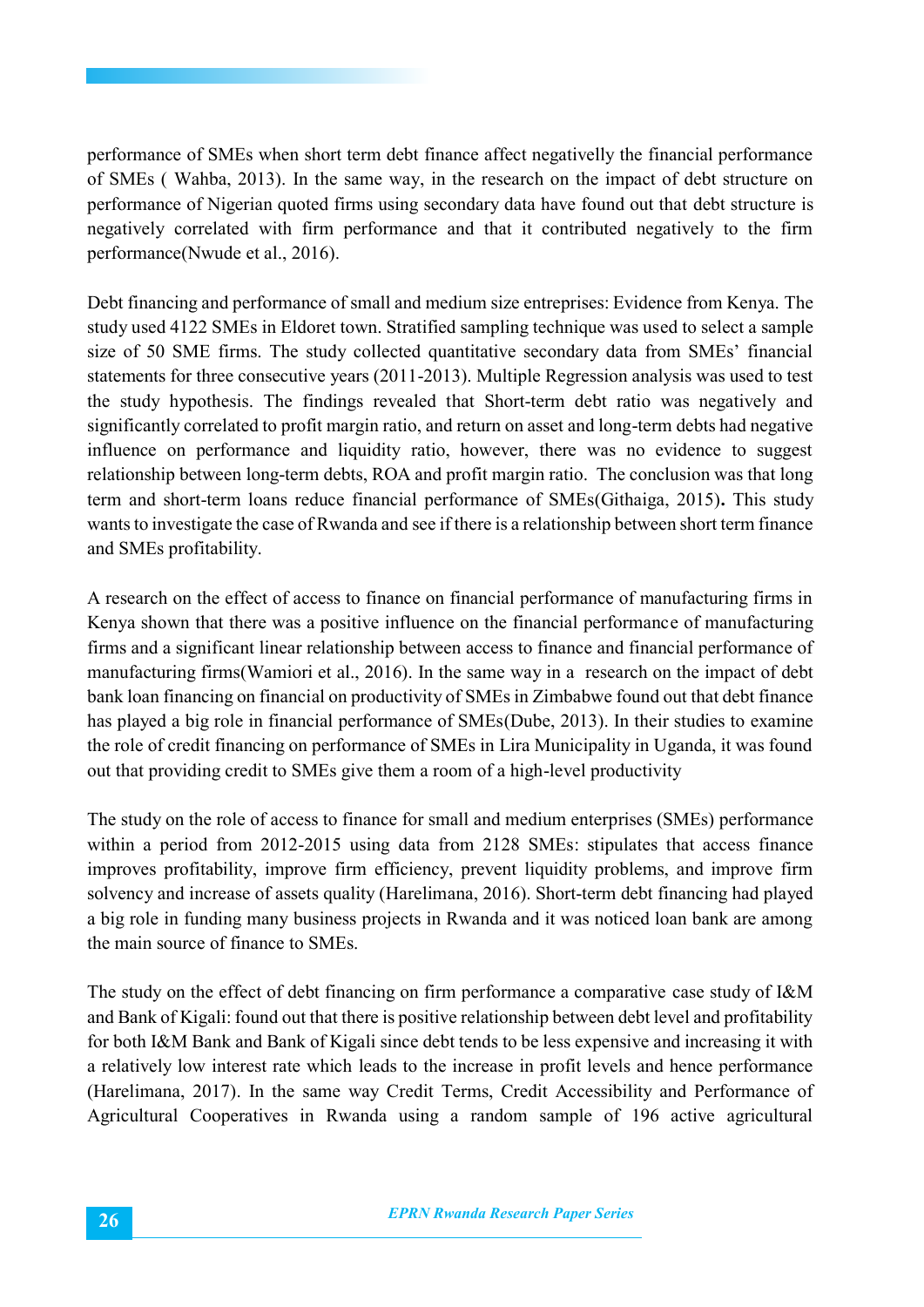performance of SMEs when short term debt finance affect negativelly the financial performance of SMEs ( Wahba, 2013). In the same way, in the research on the impact of debt structure on performance of Nigerian quoted firms using secondary data have found out that debt structure is negatively correlated with firm performance and that it contributed negatively to the firm performance(Nwude et al., 2016).

Debt financing and performance of small and medium size entreprises: Evidence from Kenya. The study used 4122 SMEs in Eldoret town. Stratified sampling technique was used to select a sample size of 50 SME firms. The study collected quantitative secondary data from SMEs' financial statements for three consecutive years (2011-2013). Multiple Regression analysis was used to test the study hypothesis. The findings revealed that Short-term debt ratio was negatively and significantly correlated to profit margin ratio, and return on asset and long-term debts had negative influence on performance and liquidity ratio, however, there was no evidence to suggest relationship between long-term debts, ROA and profit margin ratio. The conclusion was that long term and short-term loans reduce financial performance of SMEs(Githaiga, 2015)**.** This study wants to investigate the case of Rwanda and see if there is a relationship between short term finance and SMEs profitability.

A research on the effect of access to finance on financial performance of manufacturing firms in Kenya shown that there was a positive influence on the financial performance of manufacturing firms and a significant linear relationship between access to finance and financial performance of manufacturing firms(Wamiori et al., 2016). In the same way in a research on the impact of debt bank loan financing on financial on productivity of SMEs in Zimbabwe found out that debt finance has played a big role in financial performance of SMEs(Dube, 2013). In their studies to examine the role of credit financing on performance of SMEs in Lira Municipality in Uganda, it was found out that providing credit to SMEs give them a room of a high-level productivity

The study on the role of access to finance for small and medium enterprises (SMEs) performance within a period from 2012-2015 using data from 2128 SMEs: stipulates that access finance improves profitability, improve firm efficiency, prevent liquidity problems, and improve firm solvency and increase of assets quality (Harelimana, 2016). Short-term debt financing had played a big role in funding many business projects in Rwanda and it was noticed loan bank are among the main source of finance to SMEs.

The study on the effect of debt financing on firm performance a comparative case study of I&M and Bank of Kigali: found out that there is positive relationship between debt level and profitability for both I&M Bank and Bank of Kigali since debt tends to be less expensive and increasing it with a relatively low interest rate which leads to the increase in profit levels and hence performance (Harelimana, 2017). In the same way Credit Terms, Credit Accessibility and Performance of Agricultural Cooperatives in Rwanda using a random sample of 196 active agricultural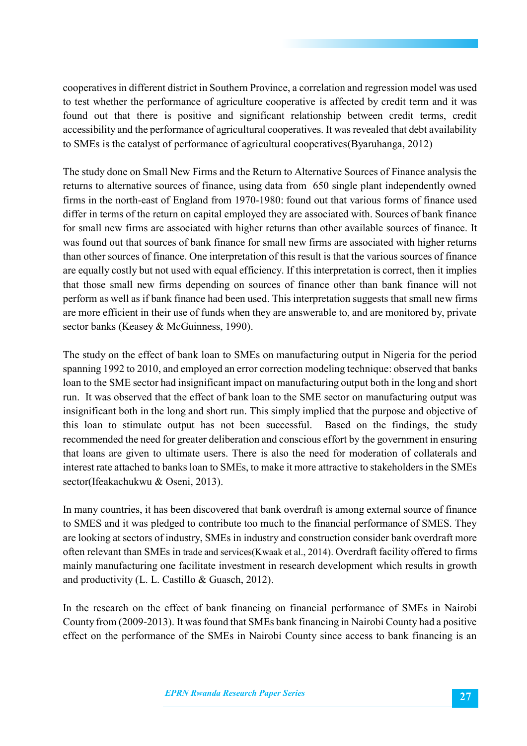cooperatives in different district in Southern Province, a correlation and regression model was used to test whether the performance of agriculture cooperative is affected by credit term and it was found out that there is positive and significant relationship between credit terms, credit accessibility and the performance of agricultural cooperatives. It was revealed that debt availability to SMEs is the catalyst of performance of agricultural cooperatives(Byaruhanga, 2012)

The study done on Small New Firms and the Return to Alternative Sources of Finance analysis the returns to alternative sources of finance, using data from 650 single plant independently owned firms in the north-east of England from 1970-1980: found out that various forms of finance used differ in terms of the return on capital employed they are associated with. Sources of bank finance for small new firms are associated with higher returns than other available sources of finance. It was found out that sources of bank finance for small new firms are associated with higher returns than other sources of finance. One interpretation of this result is that the various sources of finance are equally costly but not used with equal efficiency. If this interpretation is correct, then it implies that those small new firms depending on sources of finance other than bank finance will not perform as well as if bank finance had been used. This interpretation suggests that small new firms are more efficient in their use of funds when they are answerable to, and are monitored by, private sector banks (Keasey & McGuinness, 1990).

The study on the effect of bank loan to SMEs on manufacturing output in Nigeria for the period spanning 1992 to 2010, and employed an error correction modeling technique: observed that banks loan to the SME sector had insignificant impact on manufacturing output both in the long and short run. It was observed that the effect of bank loan to the SME sector on manufacturing output was insignificant both in the long and short run. This simply implied that the purpose and objective of this loan to stimulate output has not been successful. Based on the findings, the study recommended the need for greater deliberation and conscious effort by the government in ensuring that loans are given to ultimate users. There is also the need for moderation of collaterals and interest rate attached to banks loan to SMEs, to make it more attractive to stakeholders in the SMEs sector(Ifeakachukwu & Oseni, 2013).

In many countries, it has been discovered that bank overdraft is among external source of finance to SMES and it was pledged to contribute too much to the financial performance of SMES. They are looking at sectors of industry, SMEs in industry and construction consider bank overdraft more often relevant than SMEs in trade and services(Kwaak et al., 2014). Overdraft facility offered to firms mainly manufacturing one facilitate investment in research development which results in growth and productivity (L. L. Castillo & Guasch, 2012).

In the research on the effect of bank financing on financial performance of SMEs in Nairobi County from (2009-2013). It was found that SMEs bank financing in Nairobi County had a positive effect on the performance of the SMEs in Nairobi County since access to bank financing is an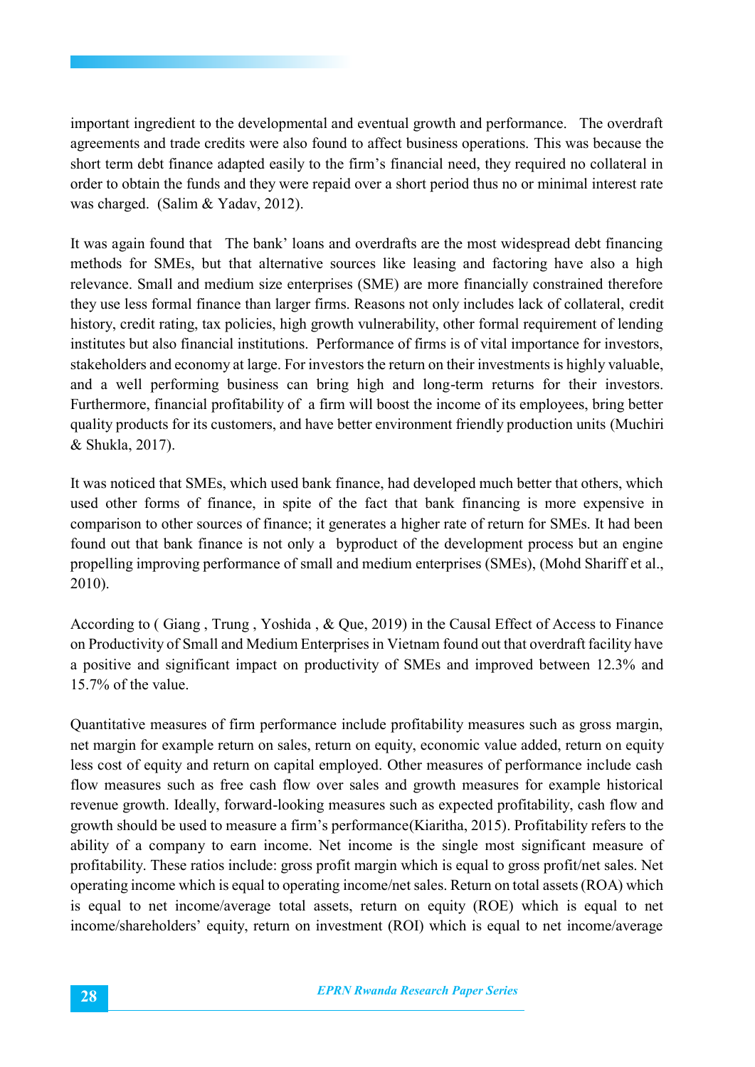important ingredient to the developmental and eventual growth and performance. The overdraft agreements and trade credits were also found to affect business operations. This was because the short term debt finance adapted easily to the firm's financial need, they required no collateral in order to obtain the funds and they were repaid over a short period thus no or minimal interest rate was charged. (Salim & Yadav, 2012).

It was again found that The bank' loans and overdrafts are the most widespread debt financing methods for SMEs, but that alternative sources like leasing and factoring have also a high relevance. Small and medium size enterprises (SME) are more financially constrained therefore they use less formal finance than larger firms. Reasons not only includes lack of collateral, credit history, credit rating, tax policies, high growth vulnerability, other formal requirement of lending institutes but also financial institutions. Performance of firms is of vital importance for investors, stakeholders and economy at large. For investors the return on their investments is highly valuable, and a well performing business can bring high and long-term returns for their investors. Furthermore, financial profitability of a firm will boost the income of its employees, bring better quality products for its customers, and have better environment friendly production units (Muchiri & Shukla, 2017).

It was noticed that SMEs, which used bank finance, had developed much better that others, which used other forms of finance, in spite of the fact that bank financing is more expensive in comparison to other sources of finance; it generates a higher rate of return for SMEs. It had been found out that bank finance is not only a byproduct of the development process but an engine propelling improving performance of small and medium enterprises (SMEs), (Mohd Shariff et al., 2010).

According to ( Giang , Trung , Yoshida , & Que, 2019) in the Causal Effect of Access to Finance on Productivity of Small and Medium Enterprises in Vietnam found out that overdraft facility have a positive and significant impact on productivity of SMEs and improved between 12.3% and 15.7% of the value.

Quantitative measures of firm performance include profitability measures such as gross margin, net margin for example return on sales, return on equity, economic value added, return on equity less cost of equity and return on capital employed. Other measures of performance include cash flow measures such as free cash flow over sales and growth measures for example historical revenue growth. Ideally, forward-looking measures such as expected profitability, cash flow and growth should be used to measure a firm's performance(Kiaritha, 2015). Profitability refers to the ability of a company to earn income. Net income is the single most significant measure of profitability. These ratios include: gross profit margin which is equal to gross profit/net sales. Net operating income which is equal to operating income/net sales. Return on total assets (ROA) which is equal to net income/average total assets, return on equity (ROE) which is equal to net income/shareholders' equity, return on investment (ROI) which is equal to net income/average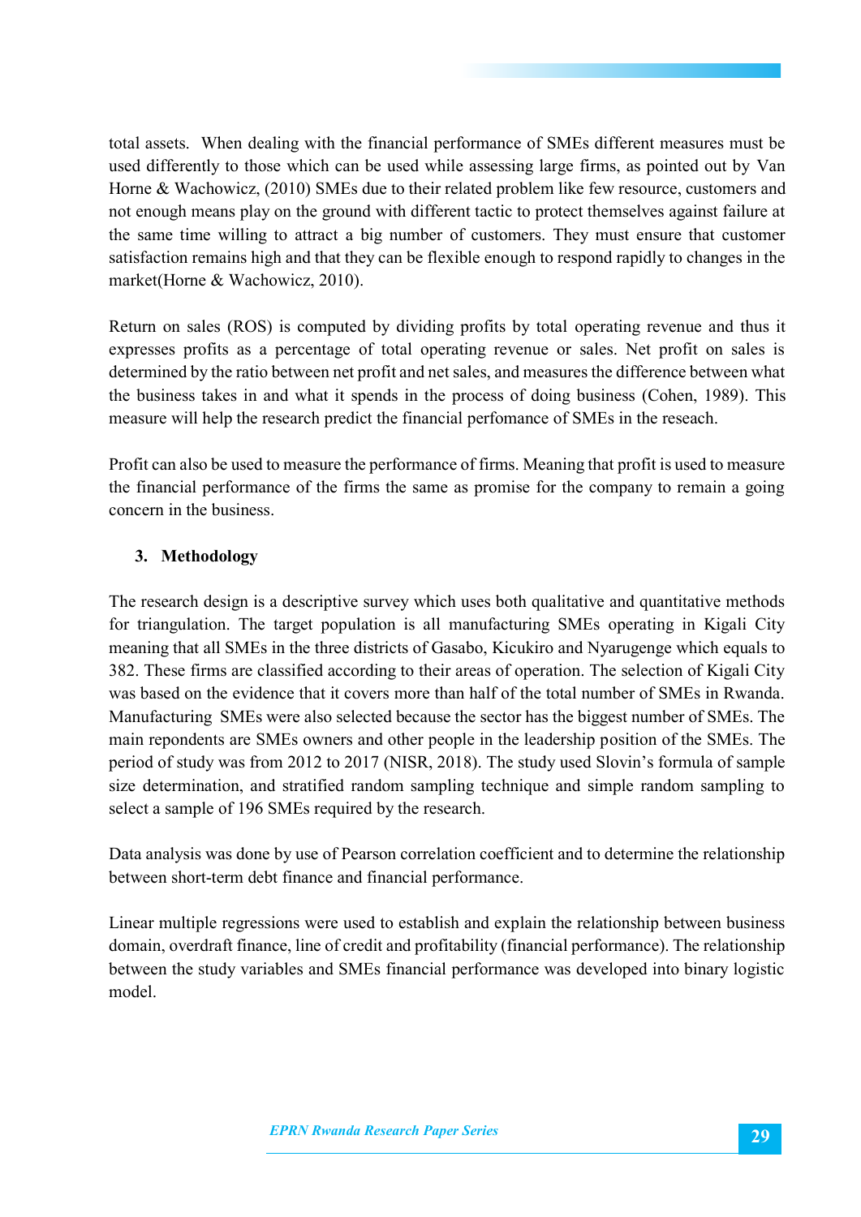total assets. When dealing with the financial performance of SMEs different measures must be used differently to those which can be used while assessing large firms, as pointed out by Van Horne & Wachowicz, (2010) SMEs due to their related problem like few resource, customers and not enough means play on the ground with different tactic to protect themselves against failure at the same time willing to attract a big number of customers. They must ensure that customer satisfaction remains high and that they can be flexible enough to respond rapidly to changes in the market(Horne & Wachowicz, 2010).

Return on sales (ROS) is computed by dividing profits by total operating revenue and thus it expresses profits as a percentage of total operating revenue or sales. Net profit on sales is determined by the ratio between net profit and net sales, and measures the difference between what the business takes in and what it spends in the process of doing business (Cohen, 1989). This measure will help the research predict the financial perfomance of SMEs in the reseach.

Profit can also be used to measure the performance of firms. Meaning that profit is used to measure the financial performance of the firms the same as promise for the company to remain a going concern in the business.

## 3. Methodology

The research design is a descriptive survey which uses both qualitative and quantitative methods for triangulation. The target population is all manufacturing SMEs operating in Kigali City meaning that all SMEs in the three districts of Gasabo, Kicukiro and Nyarugenge which equals to 382. These firms are classified according to their areas of operation. The selection of Kigali City was based on the evidence that it covers more than half of the total number of SMEs in Rwanda. Manufacturing SMEs were also selected because the sector has the biggest number of SMEs. The main repondents are SMEs owners and other people in the leadership position of the SMEs. The period of study was from 2012 to 2017 (NISR, 2018). The study used Slovin's formula of sample size determination, and stratified random sampling technique and simple random sampling to select a sample of 196 SMEs required by the research.

Data analysis was done by use of Pearson correlation coefficient and to determine the relationship between short-term debt finance and financial performance.

Linear multiple regressions were used to establish and explain the relationship between business domain, overdraft finance, line of credit and profitability (financial performance). The relationship between the study variables and SMEs financial performance was developed into binary logistic model.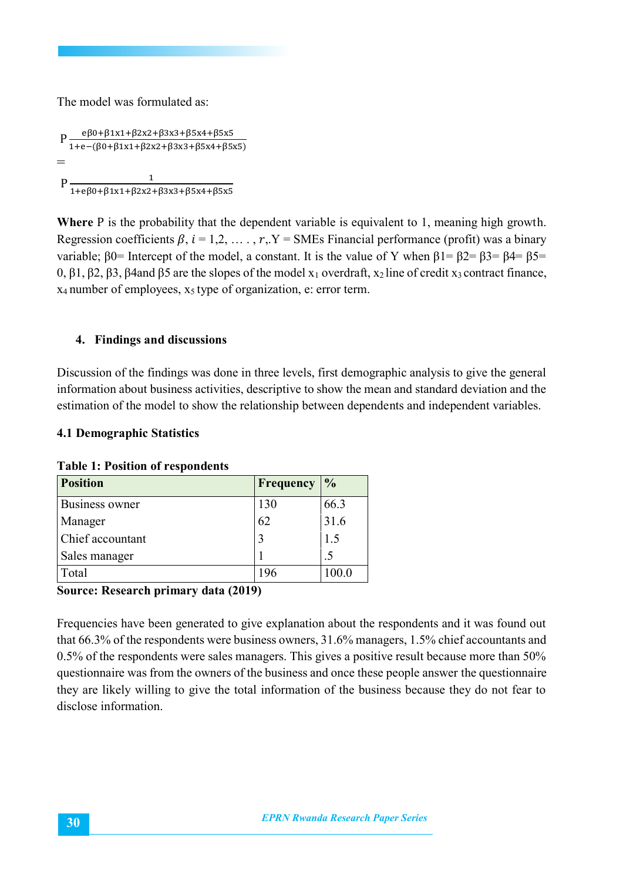The model was formulated as:

$$P \frac{e^{\beta 0+\beta 1x1+\beta 2x2+\beta 3x3+\beta 5x4+\beta 5x5}}{1+e^{-(\beta 0+\beta 1x1+\beta 2x2+\beta 3x3+\beta 5x4+\beta 5x5)}}$$

$$=$$

$$P \frac{1}{1+e^{\beta 0+\beta 1x1+\beta 2x2+\beta 3x3+\beta 5x4+\beta 5x5}}$$

**Where** P is the probability that the dependent variable is equivalent to 1, meaning high growth. Regression coefficients $\beta$, $i = 1,2, \ldots , r$,.Y = SMEs Financial performance (profit) was a binary variable; β0= Intercept of the model, a constant. It is the value of Y when β1= β2= β3= β4= β5= 0, β1, β2, β3, β4and β5 are the slopes of the model $x_1$ overdraft, $x_2$ line of credit $x_3$ contract finance, $x_4$ number of employees, $x_5$ type of organization, e: error term.

## 4. Findings and discussions

Discussion of the findings was done in three levels, first demographic analysis to give the general information about business activities, descriptive to show the mean and standard deviation and the estimation of the model to show the relationship between dependents and independent variables.

### 4.1 Demographic Statistics

**Table 1: Position of respondents**

| Position | Frequency | % |
|---|---|---|
| Business owner | 130 | 66.3 |
| Manager | 62 | 31.6 |
| Chief accountant | 3 | 1.5 |
| Sales manager | 1 | .5 |
| Total | 196 | 100.0 |

**Source: Research primary data (2019)**

Frequencies have been generated to give explanation about the respondents and it was found out that 66.3% of the respondents were business owners, 31.6% managers, 1.5% chief accountants and 0.5% of the respondents were sales managers. This gives a positive result because more than 50% questionnaire was from the owners of the business and once these people answer the questionnaire they are likely willing to give the total information of the business because they do not fear to disclose information.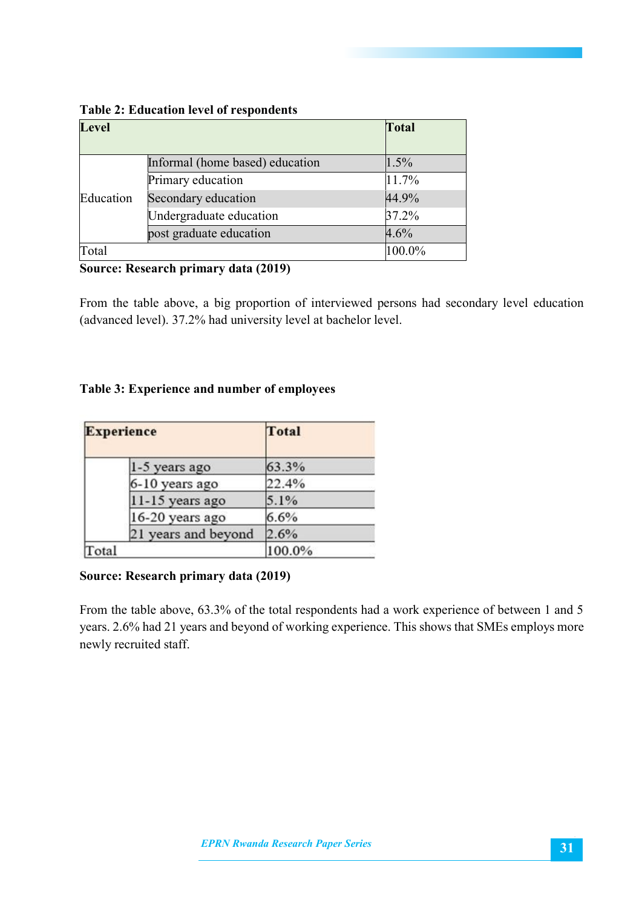**Table 2: Education level of respondents**

| Level | | Total |
|---|---|---|
| Education | Informal (home based) education | 1.5% |
| | Primary education | 11.7% |
| | Secondary education | 44.9% |
| | Undergraduate education | 37.2% |
| | post graduate education | 4.6% |
| Total | | 100.0% |

**Source: Research primary data (2019)**

From the table above, a big proportion of interviewed persons had secondary level education (advanced level). 37.2% had university level at bachelor level.

**Table 3: Experience and number of employees**

| Experience | | Total |
|---|---|---|
| | 1-5 years ago | 63.3% |
| | 6-10 years ago | 22.4% |
| | 11-15 years ago | 5.1% |
| | 16-20 years ago | 6.6% |
| | 21 years and beyond | 2.6% |
| Total | | 100.0% |

**Source: Research primary data (2019)**

From the table above, 63.3% of the total respondents had a work experience of between 1 and 5 years. 2.6% had 21 years and beyond of working experience. This shows that SMEs employs more newly recruited staff.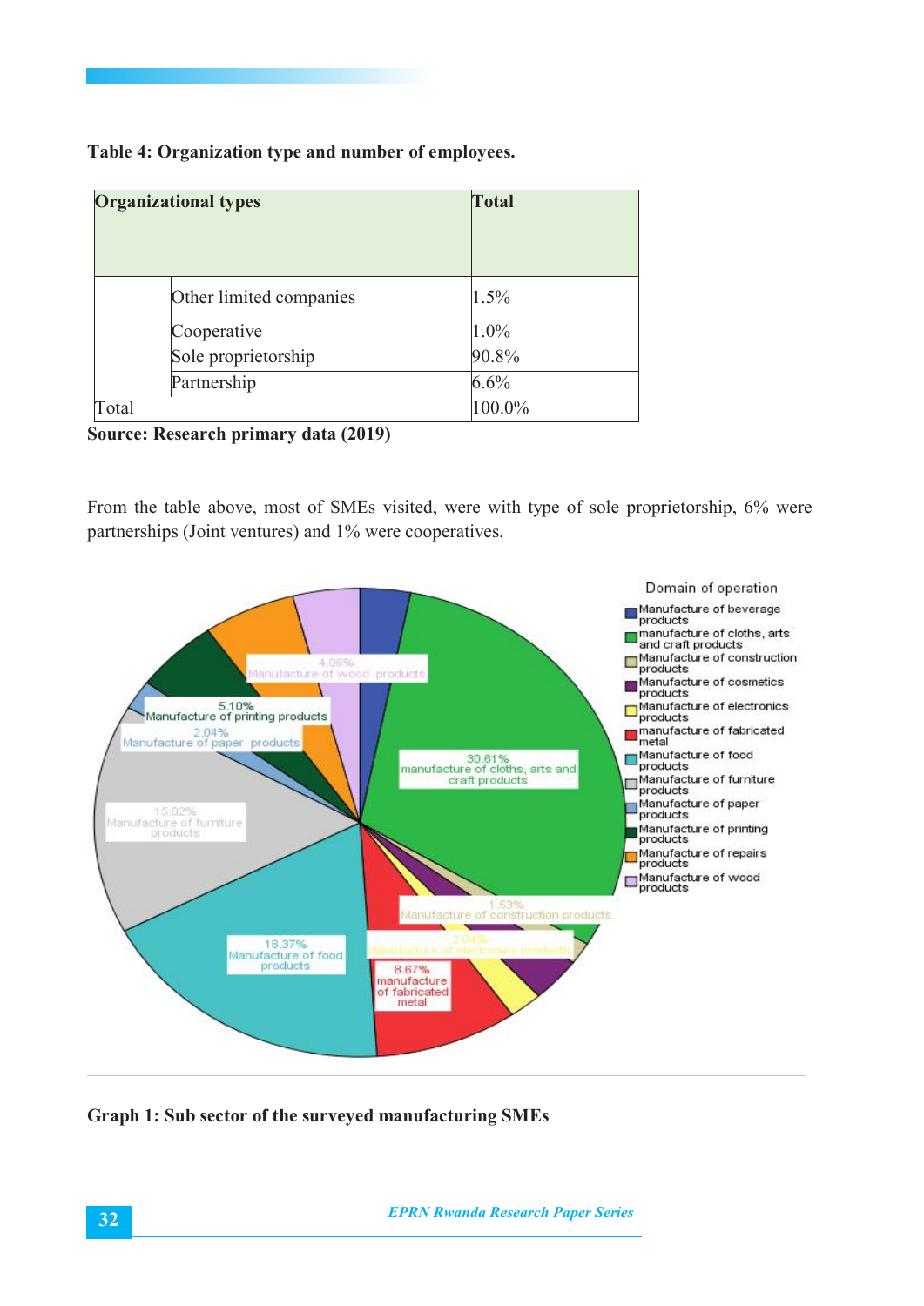**Table 4: Organization type and number of employees.**

| Organizational types | | Total |
|---|---|---|
| | Other limited companies | 1.5% |
| | Cooperative | 1.0% |
| | Sole proprietorship | 90.8% |
| | Partnership | 6.6% |
| Total | | 100.0% |

**Source: Research primary data (2019)**

From the table above, most of SMEs visited, were with type of sole proprietorship, 6% were partnerships (Joint ventures) and 1% were cooperatives.

**Graph 1: Sub sector of the surveyed manufacturing SMEs**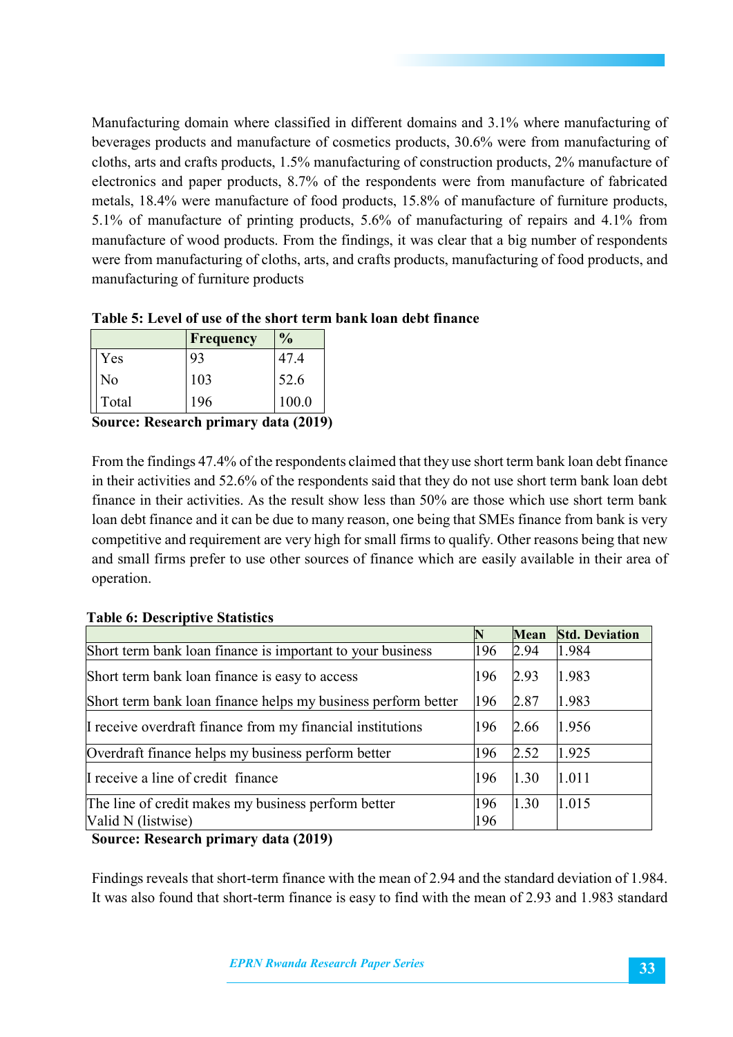Manufacturing domain where classified in different domains and 3.1% where manufacturing of beverages products and manufacture of cosmetics products, 30.6% were from manufacturing of cloths, arts and crafts products, 1.5% manufacturing of construction products, 2% manufacture of electronics and paper products, 8.7% of the respondents were from manufacture of fabricated metals, 18.4% were manufacture of food products, 15.8% of manufacture of furniture products, 5.1% of manufacture of printing products, 5.6% of manufacturing of repairs and 4.1% from manufacture of wood products. From the findings, it was clear that a big number of respondents were from manufacturing of cloths, arts, and crafts products, manufacturing of food products, and manufacturing of furniture products

**Table 5: Level of use of the short term bank loan debt finance**

| | Frequency | % |
|---|---|---|
| Yes | 93 | 47.4 |
| No | 103 | 52.6 |
| Total | 196 | 100.0 |

**Source: Research primary data (2019)**

From the findings 47.4% of the respondents claimed that they use short term bank loan debt finance in their activities and 52.6% of the respondents said that they do not use short term bank loan debt finance in their activities. As the result show less than 50% are those which use short term bank loan debt finance and it can be due to many reason, one being that SMEs finance from bank is very competitive and requirement are very high for small firms to qualify. Other reasons being that new and small firms prefer to use other sources of finance which are easily available in their area of operation.

**Table 6: Descriptive Statistics**

| | N | Mean | Std. Deviation |
|---|---|---|---|
| Short term bank loan finance is important to your business | 196 | 2.94 | 1.984 |
| Short term bank loan finance is easy to access | 196 | 2.93 | 1.983 |
| Short term bank loan finance helps my business perform better | 196 | 2.87 | 1.983 |
| I receive overdraft finance from my financial institutions | 196 | 2.66 | 1.956 |
| Overdraft finance helps my business perform better | 196 | 2.52 | 1.925 |
| I receive a line of credit finance | 196 | 1.30 | 1.011 |
| The line of credit makes my business perform better | 196 | 1.30 | 1.015 |
| Valid N (listwise) | 196 | | |

**Source: Research primary data (2019)**

Findings reveals that short-term finance with the mean of 2.94 and the standard deviation of 1.984. It was also found that short-term finance is easy to find with the mean of 2.93 and 1.983 standard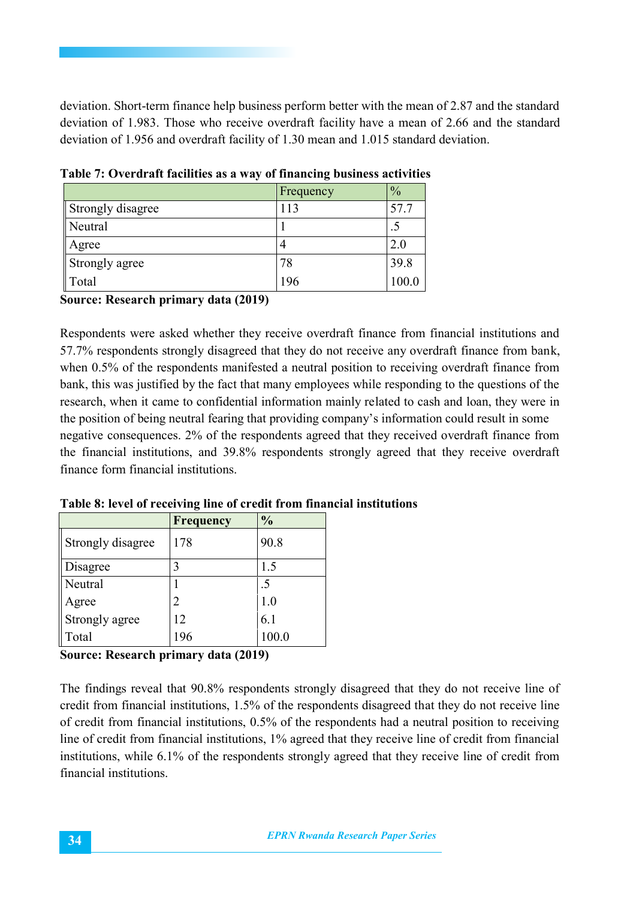deviation. Short-term finance help business perform better with the mean of 2.87 and the standard deviation of 1.983. Those who receive overdraft facility have a mean of 2.66 and the standard deviation of 1.956 and overdraft facility of 1.30 mean and 1.015 standard deviation.

**Table 7: Overdraft facilities as a way of financing business activities**

| | Frequency | % |
|---|---|---|
| Strongly disagree | 113 | 57.7 |
| Neutral | 1 | .5 |
| Agree | 4 | 2.0 |
| Strongly agree | 78 | 39.8 |
| Total | 196 | 100.0 |

**Source: Research primary data (2019)**

Respondents were asked whether they receive overdraft finance from financial institutions and 57.7% respondents strongly disagreed that they do not receive any overdraft finance from bank, when 0.5% of the respondents manifested a neutral position to receiving overdraft finance from bank, this was justified by the fact that many employees while responding to the questions of the research, when it came to confidential information mainly related to cash and loan, they were in the position of being neutral fearing that providing company's information could result in some negative consequences. 2% of the respondents agreed that they received overdraft finance from the financial institutions, and 39.8% respondents strongly agreed that they receive overdraft finance form financial institutions.

**Table 8: level of receiving line of credit from financial institutions**

| | Frequency | % |
|---|---|---|
| Strongly disagree | 178 | 90.8 |
| Disagree | 3 | 1.5 |
| Neutral | 1 | .5 |
| Agree | 2 | 1.0 |
| Strongly agree | 12 | 6.1 |
| Total | 196 | 100.0 |

**Source: Research primary data (2019)**

The findings reveal that 90.8% respondents strongly disagreed that they do not receive line of credit from financial institutions, 1.5% of the respondents disagreed that they do not receive line of credit from financial institutions, 0.5% of the respondents had a neutral position to receiving line of credit from financial institutions, 1% agreed that they receive line of credit from financial institutions, while 6.1% of the respondents strongly agreed that they receive line of credit from financial institutions.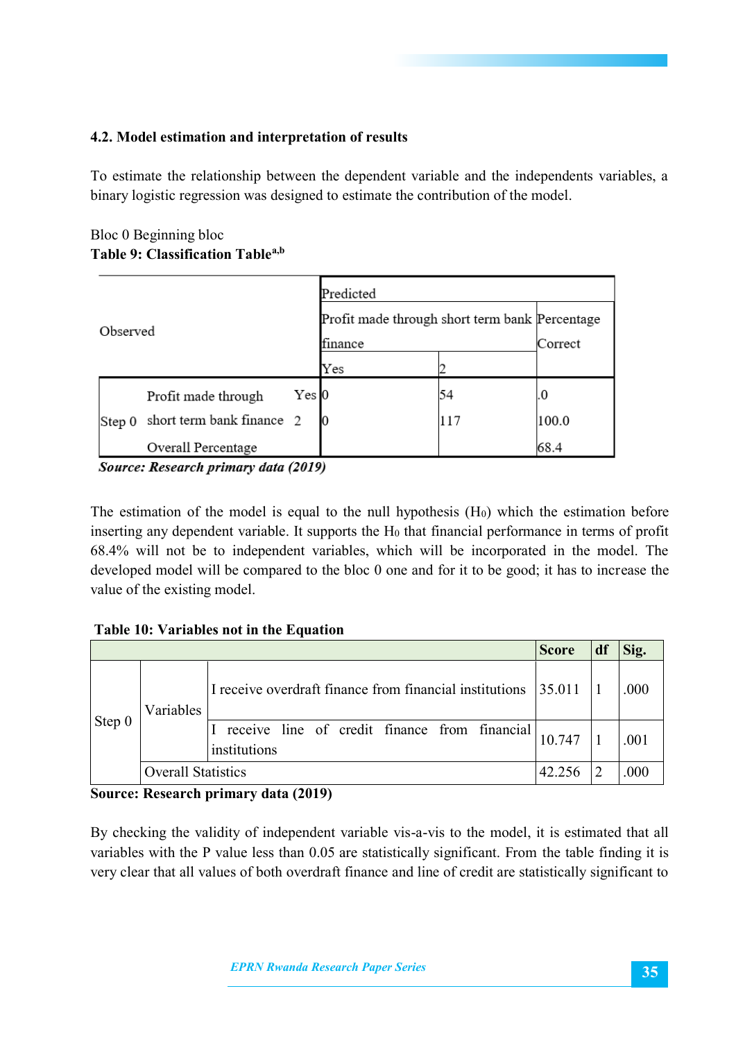### 4.2. Model estimation and interpretation of results

To estimate the relationship between the dependent variable and the independents variables, a binary logistic regression was designed to estimate the contribution of the model.

Bloc 0 Beginning bloc

**Table 9: Classification Table[a,b]**

| Observed | | | Predicted | | |
|---|---|---|---|---|---|
| | | | Profit made through short term bank finance | | Percentage Correct |
| | | | Yes | 2 | |
| Step 0 | Profit made through short term bank finance | Yes | 0 | 54 | .0 |
| | | 2 | 0 | 117 | 100.0 |
| | Overall Percentage | | | | 68.4 |

***Source: Research primary data (2019)***

The estimation of the model is equal to the null hypothesis ($H_0$) which the estimation before inserting any dependent variable. It supports the $H_0$ that financial performance in terms of profit 68.4% will not be to independent variables, which will be incorporated in the model. The developed model will be compared to the bloc 0 one and for it to be good; it has to increase the value of the existing model.

**Table 10: Variables not in the Equation**

| | | | Score | df | Sig. |
|---|---|---|---|---|---|
| Step 0 | Variables | I receive overdraft finance from financial institutions | 35.011 | 1 | .000 |
| | | I receive line of credit finance from financial institutions | 10.747 | 1 | .001 |
| | Overall Statistics | | 42.256 | 2 | .000 |

**Source: Research primary data (2019)**

By checking the validity of independent variable vis-a-vis to the model, it is estimated that all variables with the P value less than 0.05 are statistically significant. From the table finding it is very clear that all values of both overdraft finance and line of credit are statistically significant to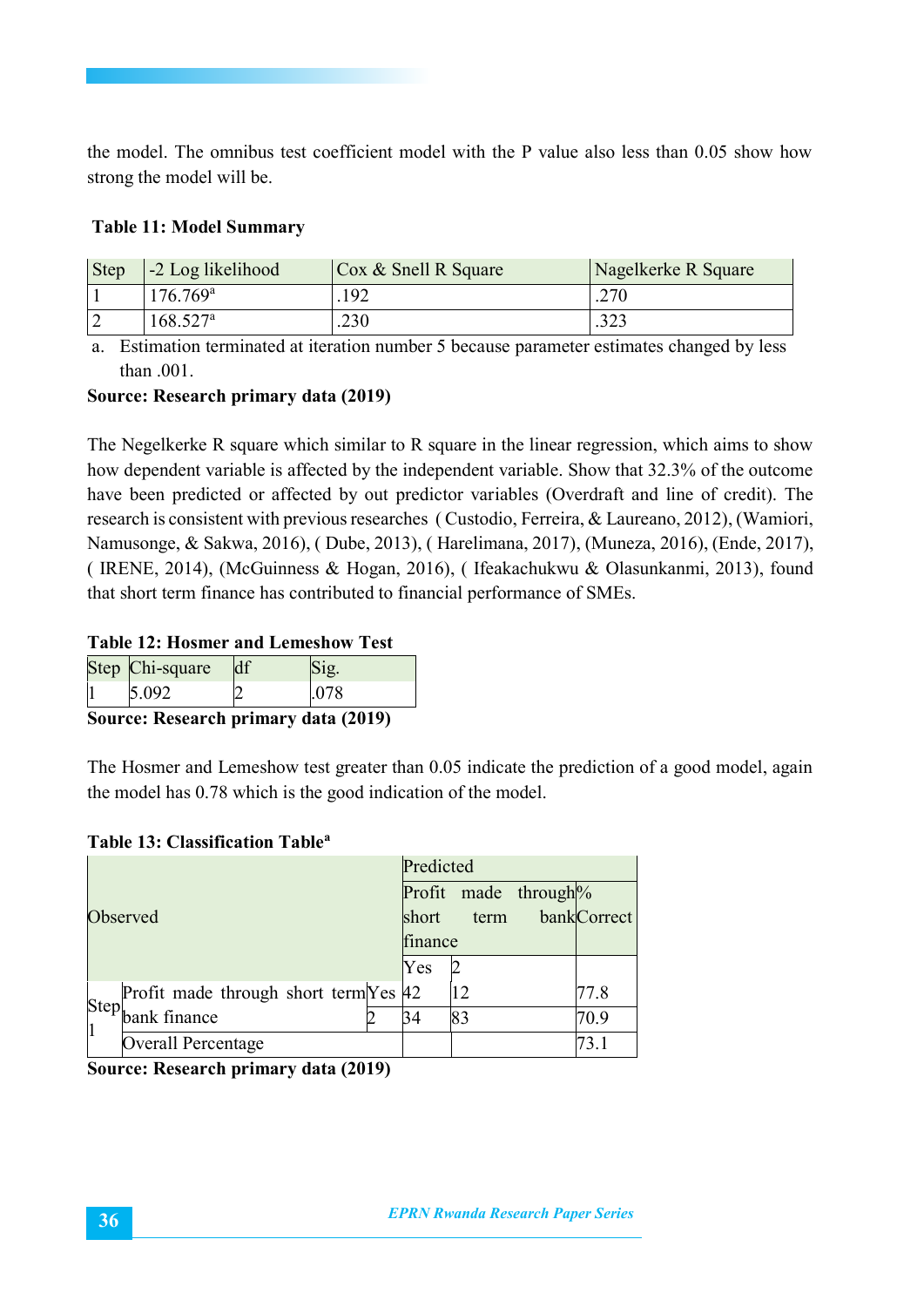the model. The omnibus test coefficient model with the P value also less than 0.05 show how strong the model will be.

**Table 11: Model Summary**

| Step | -2 Log likelihood | Cox & Snell R Square | Nagelkerke R Square |
|---|---|---|---|
| 1 | 176.769[a] | .192 | .270 |
| 2 | 168.527[a] | .230 | .323 |

a. Estimation terminated at iteration number 5 because parameter estimates changed by less than .001.

**Source: Research primary data (2019)**

The Negelkerke R square which similar to R square in the linear regression, which aims to show how dependent variable is affected by the independent variable. Show that 32.3% of the outcome have been predicted or affected by out predictor variables (Overdraft and line of credit). The research is consistent with previous researches ( Custodio, Ferreira, & Laureano, 2012), (Wamiori, Namusonge, & Sakwa, 2016), ( Dube, 2013), ( Harelimana, 2017), (Muneza, 2016), (Ende, 2017), ( IRENE, 2014), (McGuinness & Hogan, 2016), ( Ifeakachukwu & Olasunkanmi, 2013), found that short term finance has contributed to financial performance of SMEs.

**Table 12: Hosmer and Lemeshow Test**

| Step | Chi-square | df | Sig. |
|---|---|---|---|
| 1 | 5.092 | 2 | .078 |

**Source: Research primary data (2019)**

The Hosmer and Lemeshow test greater than 0.05 indicate the prediction of a good model, again the model has 0.78 which is the good indication of the model.

**Table 13: Classification Table[a]**

| Observed | | | Predicted | | |
|---|---|---|---|---|---|
| | | | Profit made through short term bank finance | | % Correct |
| | | | Yes | 2 | |
| Step 1 | Profit made through short term bank finance | Yes | 42 | 12 | 77.8 |
| | | 2 | 34 | 83 | 70.9 |
| | Overall Percentage | | | | 73.1 |

**Source: Research primary data (2019)**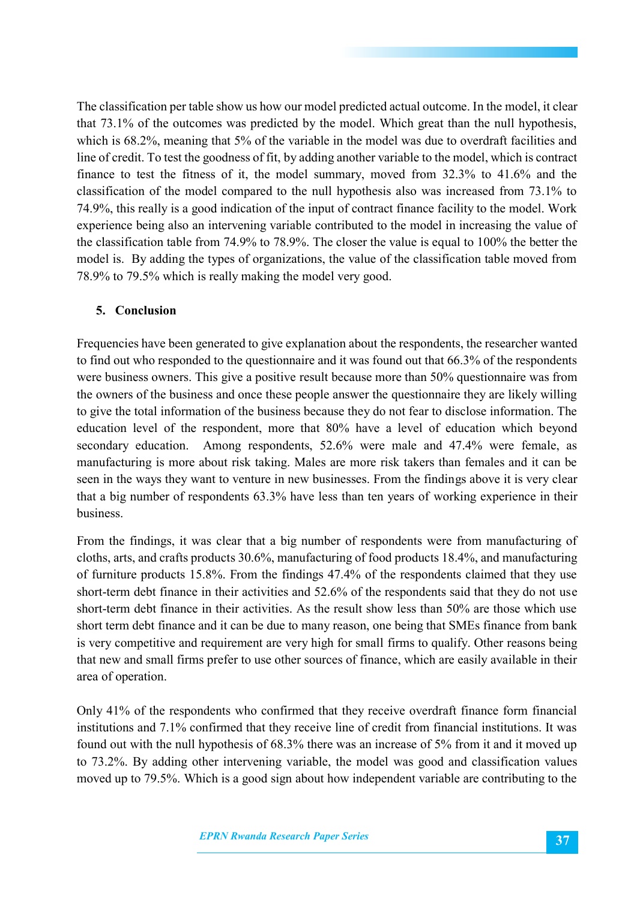The classification per table show us how our model predicted actual outcome. In the model, it clear that 73.1% of the outcomes was predicted by the model. Which great than the null hypothesis, which is 68.2%, meaning that 5% of the variable in the model was due to overdraft facilities and line of credit. To test the goodness of fit, by adding another variable to the model, which is contract finance to test the fitness of it, the model summary, moved from 32.3% to 41.6% and the classification of the model compared to the null hypothesis also was increased from 73.1% to 74.9%, this really is a good indication of the input of contract finance facility to the model. Work experience being also an intervening variable contributed to the model in increasing the value of the classification table from 74.9% to 78.9%. The closer the value is equal to 100% the better the model is. By adding the types of organizations, the value of the classification table moved from 78.9% to 79.5% which is really making the model very good.

## 5. Conclusion

Frequencies have been generated to give explanation about the respondents, the researcher wanted to find out who responded to the questionnaire and it was found out that 66.3% of the respondents were business owners. This give a positive result because more than 50% questionnaire was from the owners of the business and once these people answer the questionnaire they are likely willing to give the total information of the business because they do not fear to disclose information. The education level of the respondent, more that 80% have a level of education which beyond secondary education. Among respondents, 52.6% were male and 47.4% were female, as manufacturing is more about risk taking. Males are more risk takers than females and it can be seen in the ways they want to venture in new businesses. From the findings above it is very clear that a big number of respondents 63.3% have less than ten years of working experience in their business.

From the findings, it was clear that a big number of respondents were from manufacturing of cloths, arts, and crafts products 30.6%, manufacturing of food products 18.4%, and manufacturing of furniture products 15.8%. From the findings 47.4% of the respondents claimed that they use short-term debt finance in their activities and 52.6% of the respondents said that they do not use short-term debt finance in their activities. As the result show less than 50% are those which use short term debt finance and it can be due to many reason, one being that SMEs finance from bank is very competitive and requirement are very high for small firms to qualify. Other reasons being that new and small firms prefer to use other sources of finance, which are easily available in their area of operation.

Only 41% of the respondents who confirmed that they receive overdraft finance form financial institutions and 7.1% confirmed that they receive line of credit from financial institutions. It was found out with the null hypothesis of 68.3% there was an increase of 5% from it and it moved up to 73.2%. By adding other intervening variable, the model was good and classification values moved up to 79.5%. Which is a good sign about how independent variable are contributing to the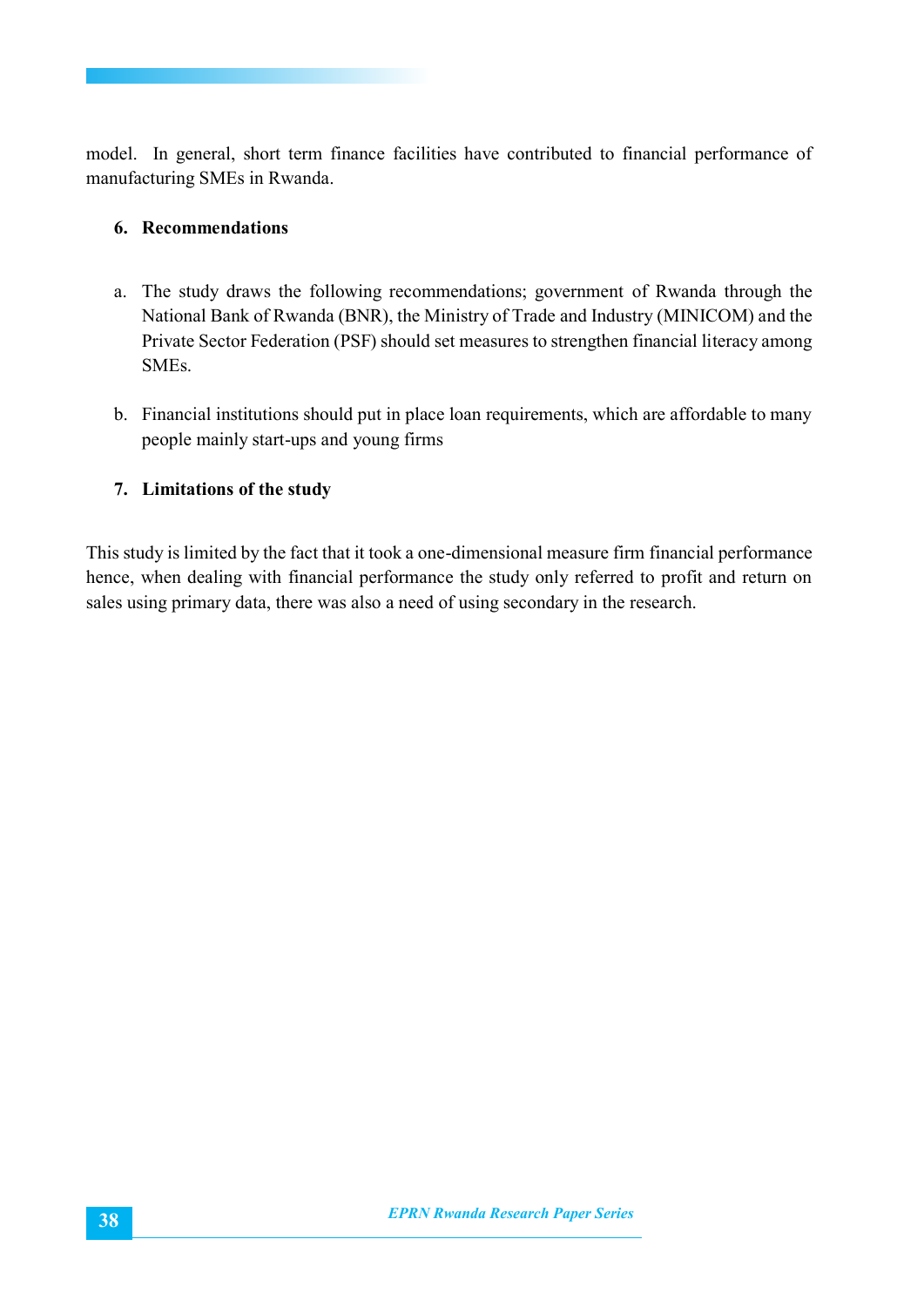model. In general, short term finance facilities have contributed to financial performance of manufacturing SMEs in Rwanda.

## 6. Recommendations

a. The study draws the following recommendations; government of Rwanda through the National Bank of Rwanda (BNR), the Ministry of Trade and Industry (MINICOM) and the Private Sector Federation (PSF) should set measures to strengthen financial literacy among SMEs.

b. Financial institutions should put in place loan requirements, which are affordable to many people mainly start-ups and young firms

## 7. Limitations of the study

This study is limited by the fact that it took a one-dimensional measure firm financial performance hence, when dealing with financial performance the study only referred to profit and return on sales using primary data, there was also a need of using secondary in the research.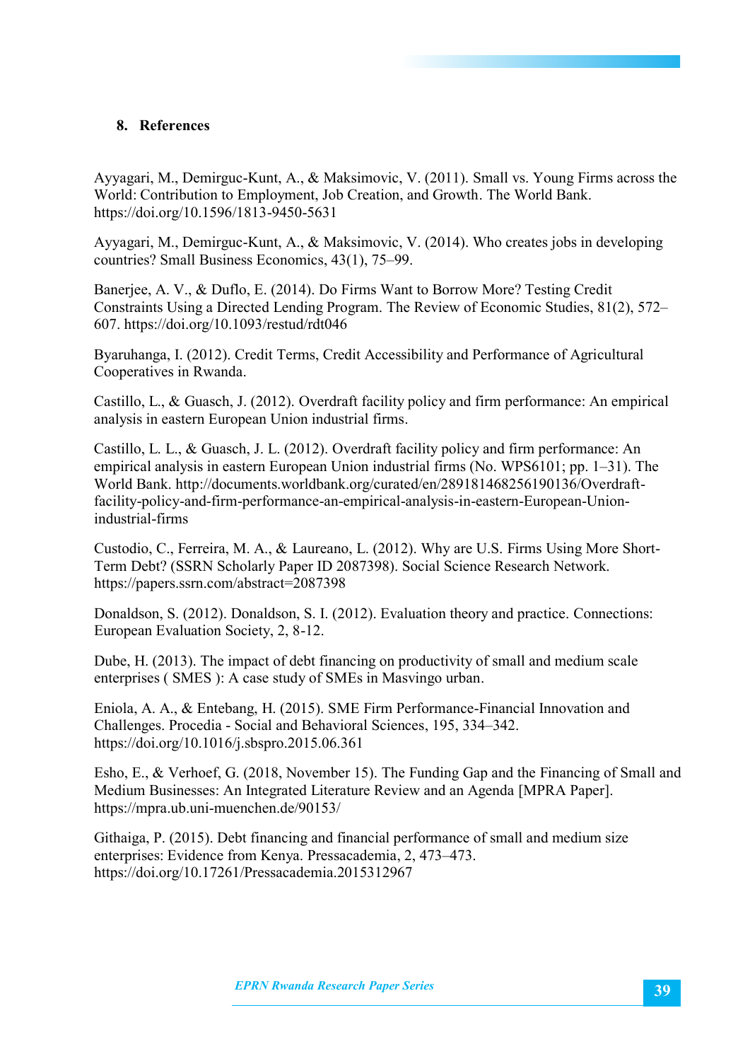## 8. References

Ayyagari, M., Demirguc-Kunt, A., & Maksimovic, V. (2011). Small vs. Young Firms across the World: Contribution to Employment, Job Creation, and Growth. The World Bank. https://doi.org/10.1596/1813-9450-5631

Ayyagari, M., Demirguc-Kunt, A., & Maksimovic, V. (2014). Who creates jobs in developing countries? Small Business Economics, 43(1), 75–99.

Banerjee, A. V., & Duflo, E. (2014). Do Firms Want to Borrow More? Testing Credit Constraints Using a Directed Lending Program. The Review of Economic Studies, 81(2), 572–607. https://doi.org/10.1093/restud/rdt046

Byaruhanga, I. (2012). Credit Terms, Credit Accessibility and Performance of Agricultural Cooperatives in Rwanda.

Castillo, L., & Guasch, J. (2012). Overdraft facility policy and firm performance: An empirical analysis in eastern European Union industrial firms.

Castillo, L. L., & Guasch, J. L. (2012). Overdraft facility policy and firm performance: An empirical analysis in eastern European Union industrial firms (No. WPS6101; pp. 1–31). The World Bank. http://documents.worldbank.org/curated/en/289181468256190136/Overdraft-facility-policy-and-firm-performance-an-empirical-analysis-in-eastern-European-Union-industrial-firms

Custodio, C., Ferreira, M. A., & Laureano, L. (2012). Why are U.S. Firms Using More Short-Term Debt? (SSRN Scholarly Paper ID 2087398). Social Science Research Network. https://papers.ssrn.com/abstract=2087398

Donaldson, S. (2012). Donaldson, S. I. (2012). Evaluation theory and practice. Connections: European Evaluation Society, 2, 8-12.

Dube, H. (2013). The impact of debt financing on productivity of small and medium scale enterprises ( SMES ): A case study of SMEs in Masvingo urban.

Eniola, A. A., & Entebang, H. (2015). SME Firm Performance-Financial Innovation and Challenges. Procedia - Social and Behavioral Sciences, 195, 334–342. https://doi.org/10.1016/j.sbspro.2015.06.361

Esho, E., & Verhoef, G. (2018, November 15). The Funding Gap and the Financing of Small and Medium Businesses: An Integrated Literature Review and an Agenda [MPRA Paper]. https://mpra.ub.uni-muenchen.de/90153/

Githaiga, P. (2015). Debt financing and financial performance of small and medium size enterprises: Evidence from Kenya. Pressacademia, 2, 473–473. https://doi.org/10.17261/Pressacademia.2015312967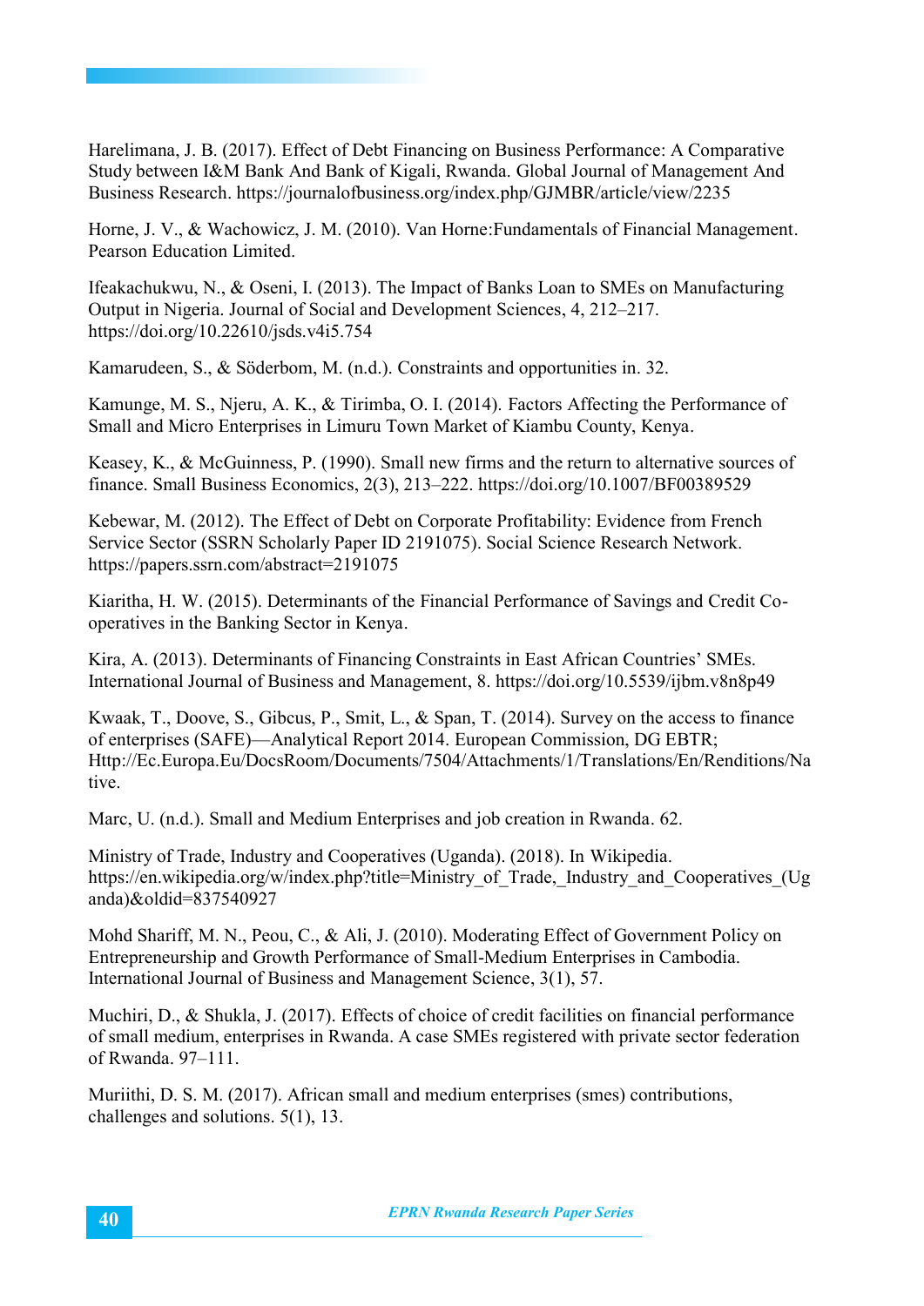Harelimana, J. B. (2017). Effect of Debt Financing on Business Performance: A Comparative Study between I&M Bank And Bank of Kigali, Rwanda. Global Journal of Management And Business Research. https://journalofbusiness.org/index.php/GJMBR/article/view/2235

Horne, J. V., & Wachowicz, J. M. (2010). Van Horne:Fundamentals of Financial Management. Pearson Education Limited.

Ifeakachukwu, N., & Oseni, I. (2013). The Impact of Banks Loan to SMEs on Manufacturing Output in Nigeria. Journal of Social and Development Sciences, 4, 212–217. https://doi.org/10.22610/jsds.v4i5.754

Kamarudeen, S., & Söderbom, M. (n.d.). Constraints and opportunities in. 32.

Kamunge, M. S., Njeru, A. K., & Tirimba, O. I. (2014). Factors Affecting the Performance of Small and Micro Enterprises in Limuru Town Market of Kiambu County, Kenya.

Keasey, K., & McGuinness, P. (1990). Small new firms and the return to alternative sources of finance. Small Business Economics, 2(3), 213–222. https://doi.org/10.1007/BF00389529

Kebewar, M. (2012). The Effect of Debt on Corporate Profitability: Evidence from French Service Sector (SSRN Scholarly Paper ID 2191075). Social Science Research Network. https://papers.ssrn.com/abstract=2191075

Kiaritha, H. W. (2015). Determinants of the Financial Performance of Savings and Credit Co-operatives in the Banking Sector in Kenya.

Kira, A. (2013). Determinants of Financing Constraints in East African Countries' SMEs. International Journal of Business and Management, 8. https://doi.org/10.5539/ijbm.v8n8p49

Kwaak, T., Doove, S., Gibcus, P., Smit, L., & Span, T. (2014). Survey on the access to finance of enterprises (SAFE)—Analytical Report 2014. European Commission, DG EBTR; Http://Ec.Europa.Eu/DocsRoom/Documents/7504/Attachments/1/Translations/En/Renditions/Native.

Marc, U. (n.d.). Small and Medium Enterprises and job creation in Rwanda. 62.

Ministry of Trade, Industry and Cooperatives (Uganda). (2018). In Wikipedia. https://en.wikipedia.org/w/index.php?title=Ministry_of_Trade,_Industry_and_Cooperatives_(Uganda)&oldid=837540927

Mohd Shariff, M. N., Peou, C., & Ali, J. (2010). Moderating Effect of Government Policy on Entrepreneurship and Growth Performance of Small-Medium Enterprises in Cambodia. International Journal of Business and Management Science, 3(1), 57.

Muchiri, D., & Shukla, J. (2017). Effects of choice of credit facilities on financial performance of small medium, enterprises in Rwanda. A case SMEs registered with private sector federation of Rwanda. 97–111.

Muriithi, D. S. M. (2017). African small and medium enterprises (smes) contributions, challenges and solutions. 5(1), 13.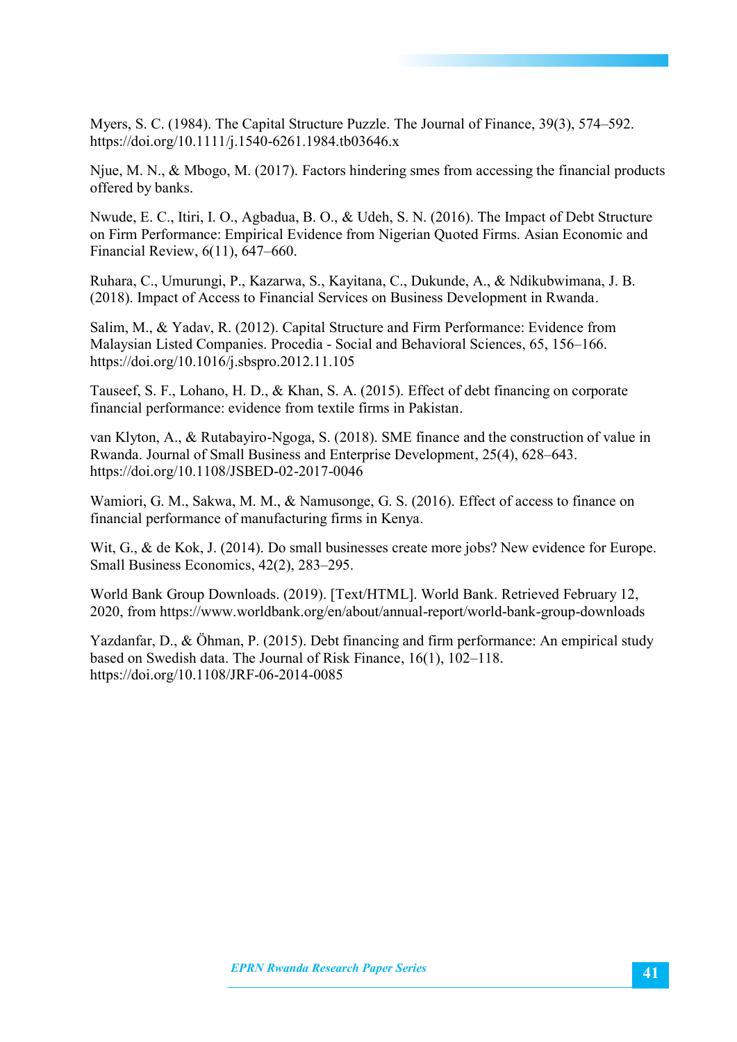Myers, S. C. (1984). The Capital Structure Puzzle. The Journal of Finance, 39(3), 574–592. https://doi.org/10.1111/j.1540-6261.1984.tb03646.x

Njue, M. N., & Mbogo, M. (2017). Factors hindering smes from accessing the financial products offered by banks.

Nwude, E. C., Itiri, I. O., Agbadua, B. O., & Udeh, S. N. (2016). The Impact of Debt Structure on Firm Performance: Empirical Evidence from Nigerian Quoted Firms. Asian Economic and Financial Review, 6(11), 647–660.

Ruhara, C., Umurungi, P., Kazarwa, S., Kayitana, C., Dukunde, A., & Ndikubwimana, J. B. (2018). Impact of Access to Financial Services on Business Development in Rwanda.

Salim, M., & Yadav, R. (2012). Capital Structure and Firm Performance: Evidence from Malaysian Listed Companies. Procedia - Social and Behavioral Sciences, 65, 156–166. https://doi.org/10.1016/j.sbspro.2012.11.105

Tauseef, S. F., Lohano, H. D., & Khan, S. A. (2015). Effect of debt financing on corporate financial performance: evidence from textile firms in Pakistan.

van Klyton, A., & Rutabayiro-Ngoga, S. (2018). SME finance and the construction of value in Rwanda. Journal of Small Business and Enterprise Development, 25(4), 628–643. https://doi.org/10.1108/JSBED-02-2017-0046

Wamiori, G. M., Sakwa, M. M., & Namusonge, G. S. (2016). Effect of access to finance on financial performance of manufacturing firms in Kenya.

Wit, G., & de Kok, J. (2014). Do small businesses create more jobs? New evidence for Europe. Small Business Economics, 42(2), 283–295.

World Bank Group Downloads. (2019). [Text/HTML]. World Bank. Retrieved February 12, 2020, from https://www.worldbank.org/en/about/annual-report/world-bank-group-downloads

Yazdanfar, D., & Öhman, P. (2015). Debt financing and firm performance: An empirical study based on Swedish data. The Journal of Risk Finance, 16(1), 102–118. https://doi.org/10.1108/JRF-06-2014-0085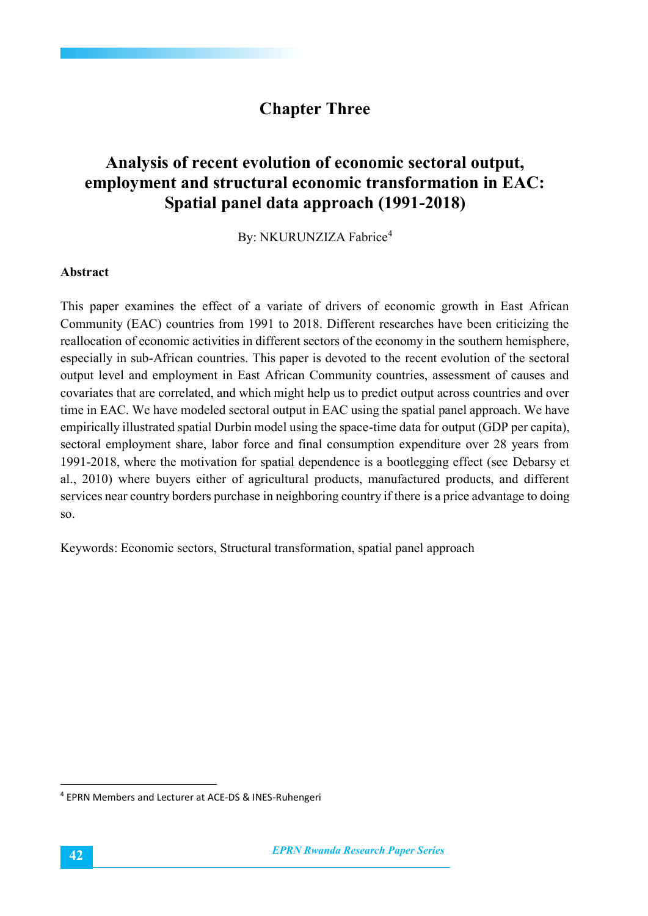# Chapter Three

## Analysis of recent evolution of economic sectoral output, employment and structural economic transformation in EAC: Spatial panel data approach (1991-2018)

By: NKURUNZIZA Fabrice[4]

**Abstract**

This paper examines the effect of a variate of drivers of economic growth in East African Community (EAC) countries from 1991 to 2018. Different researches have been criticizing the reallocation of economic activities in different sectors of the economy in the southern hemisphere, especially in sub-African countries. This paper is devoted to the recent evolution of the sectoral output level and employment in East African Community countries, assessment of causes and covariates that are correlated, and which might help us to predict output across countries and over time in EAC. We have modeled sectoral output in EAC using the spatial panel approach. We have empirically illustrated spatial Durbin model using the space-time data for output (GDP per capita), sectoral employment share, labor force and final consumption expenditure over 28 years from 1991-2018, where the motivation for spatial dependence is a bootlegging effect (see Debarsy et al., 2010) where buyers either of agricultural products, manufactured products, and different services near country borders purchase in neighboring country if there is a price advantage to doing so.

Keywords: Economic sectors, Structural transformation, spatial panel approach

[4] EPRN Members and Lecturer at ACE-DS & INES-Ruhengeri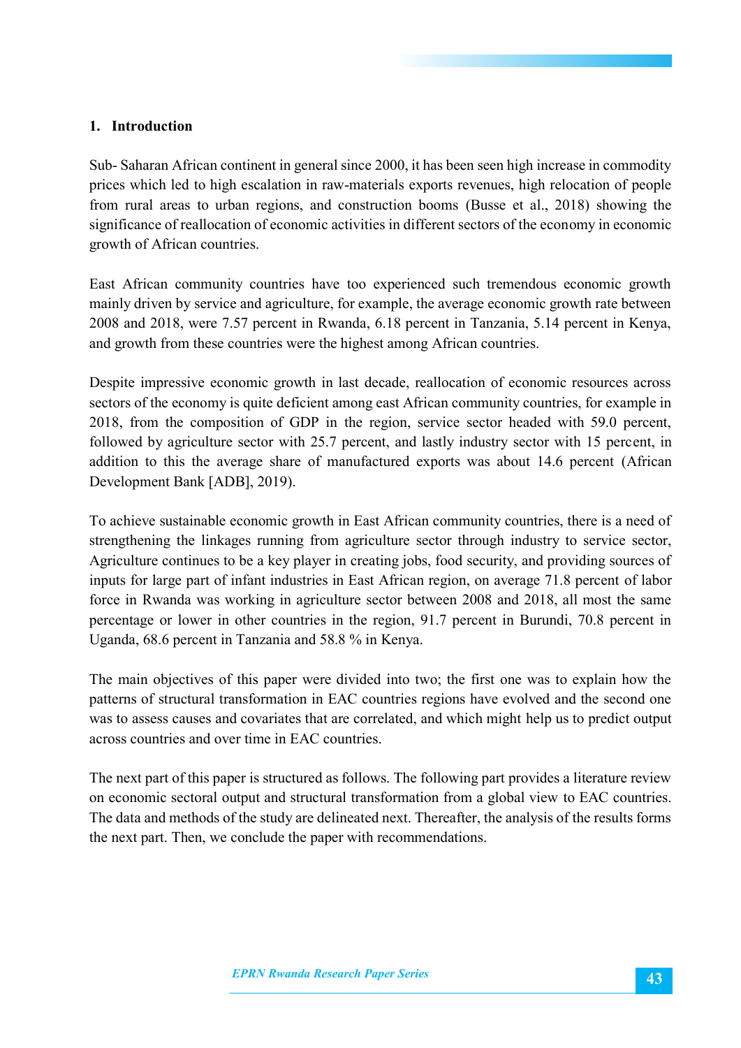## 1. Introduction

Sub- Saharan African continent in general since 2000, it has been seen high increase in commodity prices which led to high escalation in raw-materials exports revenues, high relocation of people from rural areas to urban regions, and construction booms (Busse et al., 2018) showing the significance of reallocation of economic activities in different sectors of the economy in economic growth of African countries.

East African community countries have too experienced such tremendous economic growth mainly driven by service and agriculture, for example, the average economic growth rate between 2008 and 2018, were 7.57 percent in Rwanda, 6.18 percent in Tanzania, 5.14 percent in Kenya, and growth from these countries were the highest among African countries.

Despite impressive economic growth in last decade, reallocation of economic resources across sectors of the economy is quite deficient among east African community countries, for example in 2018, from the composition of GDP in the region, service sector headed with 59.0 percent, followed by agriculture sector with 25.7 percent, and lastly industry sector with 15 percent, in addition to this the average share of manufactured exports was about 14.6 percent (African Development Bank [ADB], 2019).

To achieve sustainable economic growth in East African community countries, there is a need of strengthening the linkages running from agriculture sector through industry to service sector, Agriculture continues to be a key player in creating jobs, food security, and providing sources of inputs for large part of infant industries in East African region, on average 71.8 percent of labor force in Rwanda was working in agriculture sector between 2008 and 2018, all most the same percentage or lower in other countries in the region, 91.7 percent in Burundi, 70.8 percent in Uganda, 68.6 percent in Tanzania and 58.8 % in Kenya.

The main objectives of this paper were divided into two; the first one was to explain how the patterns of structural transformation in EAC countries regions have evolved and the second one was to assess causes and covariates that are correlated, and which might help us to predict output across countries and over time in EAC countries.

The next part of this paper is structured as follows. The following part provides a literature review on economic sectoral output and structural transformation from a global view to EAC countries. The data and methods of the study are delineated next. Thereafter, the analysis of the results forms the next part. Then, we conclude the paper with recommendations.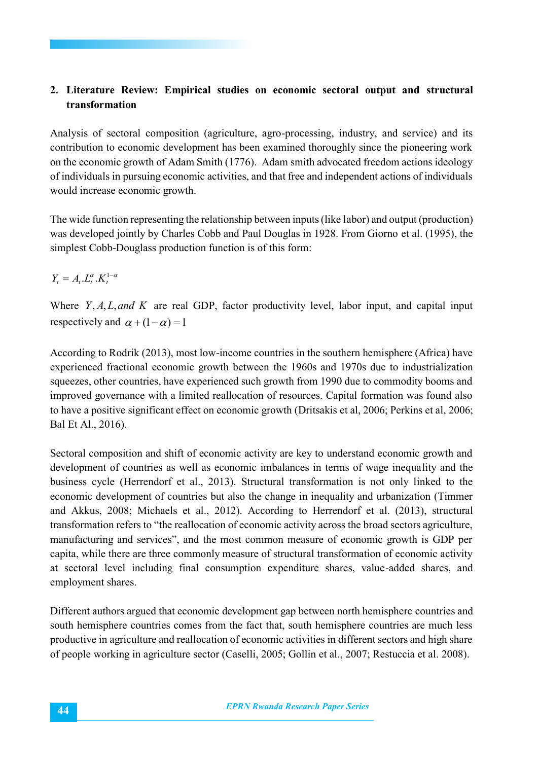## 2. Literature Review: Empirical studies on economic sectoral output and structural transformation

Analysis of sectoral composition (agriculture, agro-processing, industry, and service) and its contribution to economic development has been examined thoroughly since the pioneering work on the economic growth of Adam Smith (1776). Adam smith advocated freedom actions ideology of individuals in pursuing economic activities, and that free and independent actions of individuals would increase economic growth.

The wide function representing the relationship between inputs (like labor) and output (production) was developed jointly by Charles Cobb and Paul Douglas in 1928. From Giorno et al. (1995), the simplest Cobb-Douglass production function is of this form:

$$Y_t = A_t.L_t^{\alpha}.K_t^{1-\alpha}$$

Where $Y, A, L, and\ K$ are real GDP, factor productivity level, labor input, and capital input respectively and $\alpha + (1-\alpha) = 1$

According to Rodrik (2013), most low-income countries in the southern hemisphere (Africa) have experienced fractional economic growth between the 1960s and 1970s due to industrialization squeezes, other countries, have experienced such growth from 1990 due to commodity booms and improved governance with a limited reallocation of resources. Capital formation was found also to have a positive significant effect on economic growth (Dritsakis et al, 2006; Perkins et al, 2006; Bal Et Al., 2016).

Sectoral composition and shift of economic activity are key to understand economic growth and development of countries as well as economic imbalances in terms of wage inequality and the business cycle (Herrendorf et al., 2013). Structural transformation is not only linked to the economic development of countries but also the change in inequality and urbanization (Timmer and Akkus, 2008; Michaels et al., 2012). According to Herrendorf et al. (2013), structural transformation refers to "the reallocation of economic activity across the broad sectors agriculture, manufacturing and services", and the most common measure of economic growth is GDP per capita, while there are three commonly measure of structural transformation of economic activity at sectoral level including final consumption expenditure shares, value-added shares, and employment shares.

Different authors argued that economic development gap between north hemisphere countries and south hemisphere countries comes from the fact that, south hemisphere countries are much less productive in agriculture and reallocation of economic activities in different sectors and high share of people working in agriculture sector (Caselli, 2005; Gollin et al., 2007; Restuccia et al. 2008).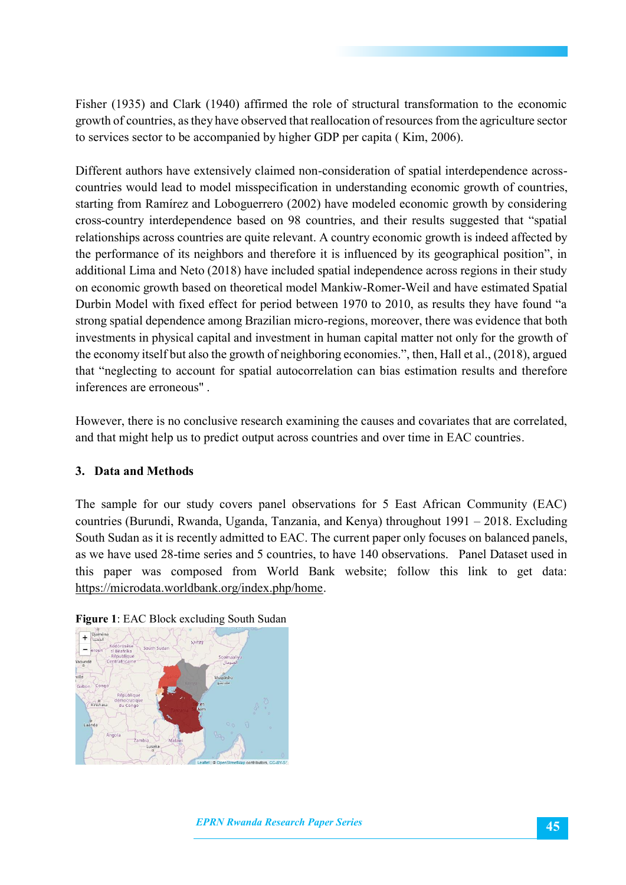Fisher (1935) and Clark (1940) affirmed the role of structural transformation to the economic growth of countries, as they have observed that reallocation of resources from the agriculture sector to services sector to be accompanied by higher GDP per capita ( Kim, 2006).

Different authors have extensively claimed non-consideration of spatial interdependence across-countries would lead to model misspecification in understanding economic growth of countries, starting from Ramírez and Loboguerrero (2002) have modeled economic growth by considering cross-country interdependence based on 98 countries, and their results suggested that "spatial relationships across countries are quite relevant. A country economic growth is indeed affected by the performance of its neighbors and therefore it is influenced by its geographical position", in additional Lima and Neto (2018) have included spatial independence across regions in their study on economic growth based on theoretical model Mankiw-Romer-Weil and have estimated Spatial Durbin Model with fixed effect for period between 1970 to 2010, as results they have found "a strong spatial dependence among Brazilian micro-regions, moreover, there was evidence that both investments in physical capital and investment in human capital matter not only for the growth of the economy itself but also the growth of neighboring economies.", then, Hall et al., (2018), argued that "neglecting to account for spatial autocorrelation can bias estimation results and therefore inferences are erroneous" .

However, there is no conclusive research examining the causes and covariates that are correlated, and that might help us to predict output across countries and over time in EAC countries.

## 3. Data and Methods

The sample for our study covers panel observations for 5 East African Community (EAC) countries (Burundi, Rwanda, Uganda, Tanzania, and Kenya) throughout 1991 – 2018. Excluding South Sudan as it is recently admitted to EAC. The current paper only focuses on balanced panels, as we have used 28-time series and 5 countries, to have 140 observations. Panel Dataset used in this paper was composed from World Bank website; follow this link to get data: https://microdata.worldbank.org/index.php/home.

**Figure 1**: EAC Block excluding South Sudan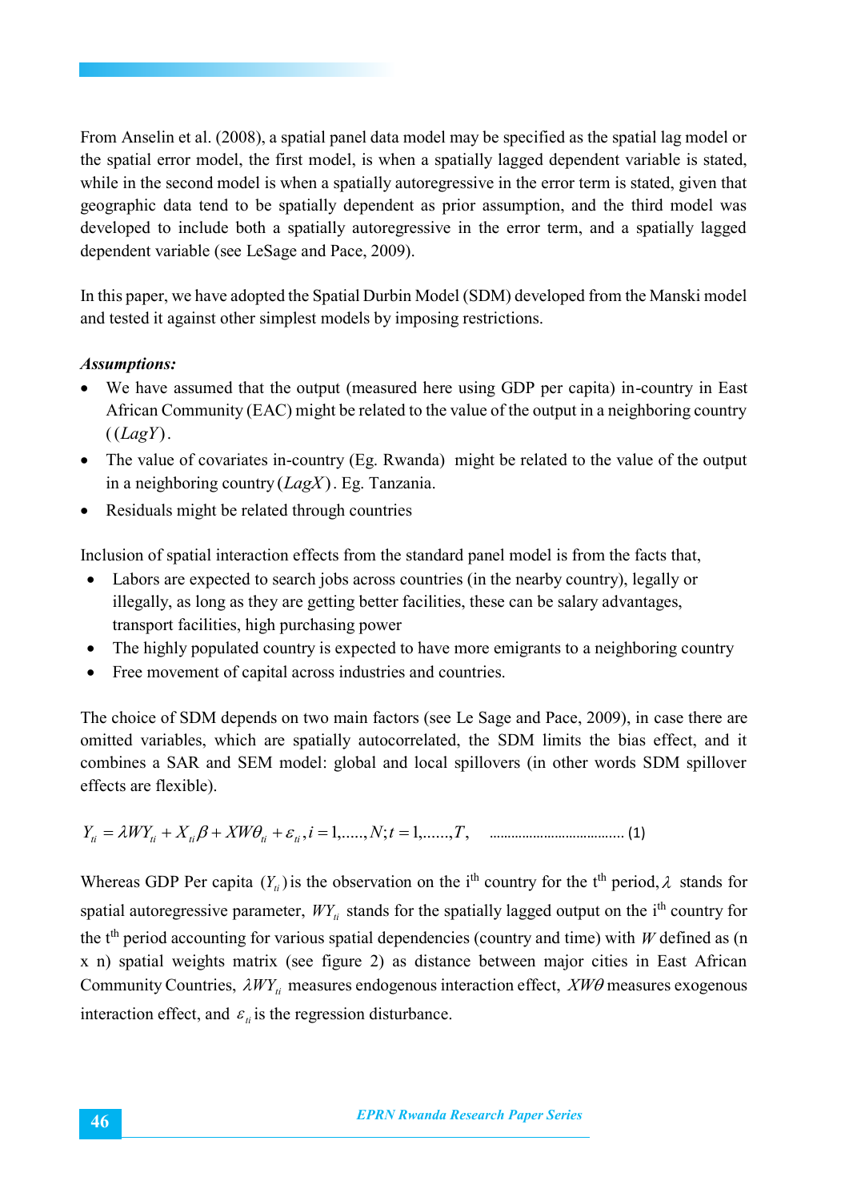From Anselin et al. (2008), a spatial panel data model may be specified as the spatial lag model or the spatial error model, the first model, is when a spatially lagged dependent variable is stated, while in the second model is when a spatially autoregressive in the error term is stated, given that geographic data tend to be spatially dependent as prior assumption, and the third model was developed to include both a spatially autoregressive in the error term, and a spatially lagged dependent variable (see LeSage and Pace, 2009).

In this paper, we have adopted the Spatial Durbin Model (SDM) developed from the Manski model and tested it against other simplest models by imposing restrictions.

***Assumptions:***

- We have assumed that the output (measured here using GDP per capita) in-country in East African Community (EAC) might be related to the value of the output in a neighboring country ($(LagY)$.
- The value of covariates in-country (Eg. Rwanda) might be related to the value of the output in a neighboring country $(LagX)$. Eg. Tanzania.
- Residuals might be related through countries

Inclusion of spatial interaction effects from the standard panel model is from the facts that,

- Labors are expected to search jobs across countries (in the nearby country), legally or illegally, as long as they are getting better facilities, these can be salary advantages, transport facilities, high purchasing power
- The highly populated country is expected to have more emigrants to a neighboring country
- Free movement of capital across industries and countries.

The choice of SDM depends on two main factors (see Le Sage and Pace, 2009), in case there are omitted variables, which are spatially autocorrelated, the SDM limits the bias effect, and it combines a SAR and SEM model: global and local spillovers (in other words SDM spillover effects are flexible).

$$Y_{ti} = \lambda WY_{ti} + X_{ti}\beta + XW\theta_{ti} + \varepsilon_{ti}, i = 1,\ldots\ldots, N; t = 1,\ldots\ldots, T, \quad \ldots\ldots\ldots\ldots\ldots\ldots\ldots\ldots\ldots \text{(1)}$$

Whereas GDP Per capita $(Y_{ti})$ is the observation on the i^th^ country for the t^th^ period, $\lambda$ stands for spatial autoregressive parameter, $WY_{ti}$ stands for the spatially lagged output on the i^th^ country for the t^th^ period accounting for various spatial dependencies (country and time) with $W$ defined as (n x n) spatial weights matrix (see figure 2) as distance between major cities in East African Community Countries, $\lambda WY_{ti}$ measures endogenous interaction effect, $XW\theta$ measures exogenous interaction effect, and $\varepsilon_{ti}$ is the regression disturbance.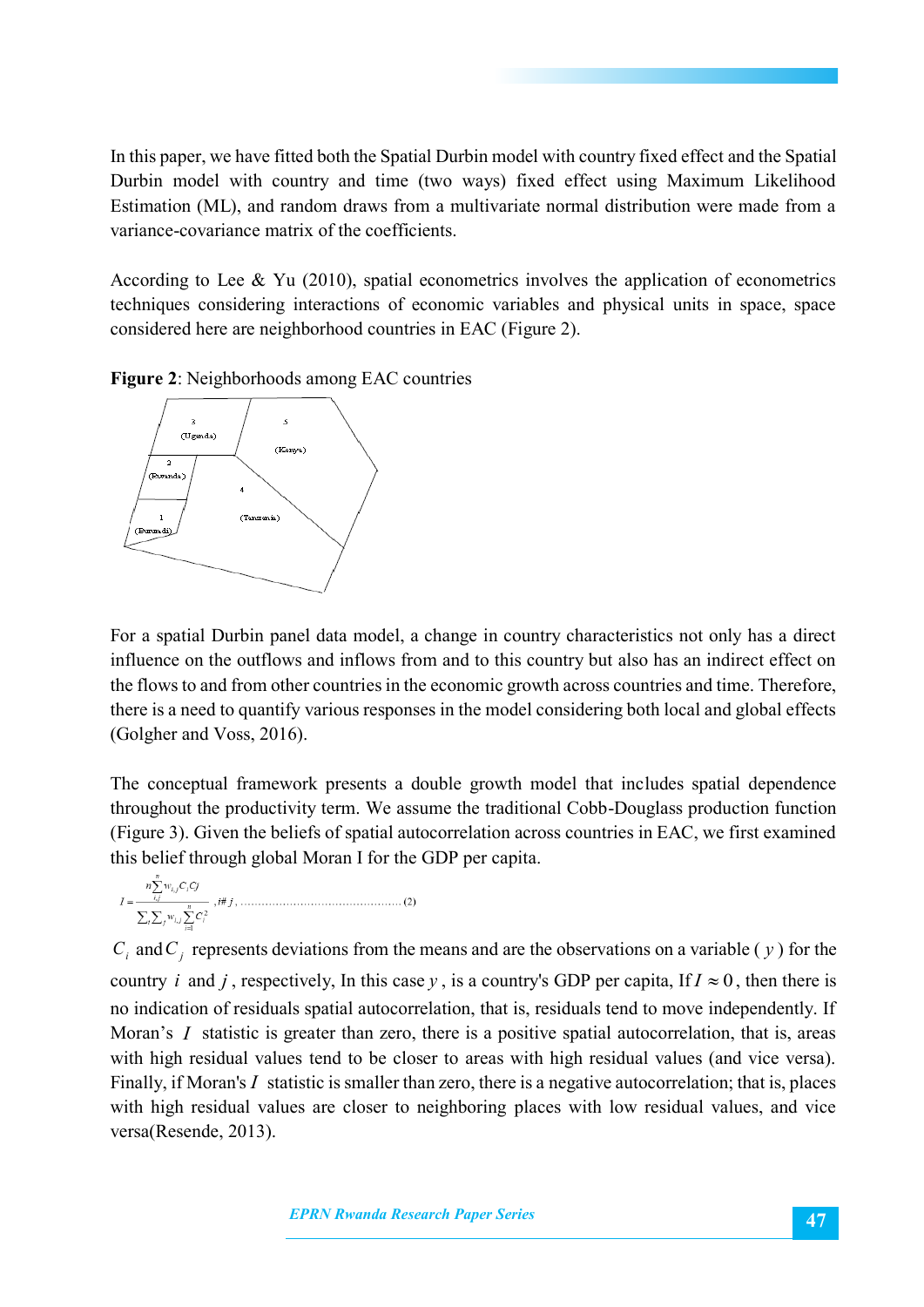In this paper, we have fitted both the Spatial Durbin model with country fixed effect and the Spatial Durbin model with country and time (two ways) fixed effect using Maximum Likelihood Estimation (ML), and random draws from a multivariate normal distribution were made from a variance-covariance matrix of the coefficients.

According to Lee & Yu (2010), spatial econometrics involves the application of econometrics techniques considering interactions of economic variables and physical units in space, space considered here are neighborhood countries in EAC (Figure 2).

**Figure 2**: Neighborhoods among EAC countries

3 (Uganda), 5 (Kenya), 2 (Rwanda), 4 (Tanzania), 1 (Burundi)

For a spatial Durbin panel data model, a change in country characteristics not only has a direct influence on the outflows and inflows from and to this country but also has an indirect effect on the flows to and from other countries in the economic growth across countries and time. Therefore, there is a need to quantify various responses in the model considering both local and global effects (Golgher and Voss, 2016).

The conceptual framework presents a double growth model that includes spatial dependence throughout the productivity term. We assume the traditional Cobb-Douglass production function (Figure 3). Given the beliefs of spatial autocorrelation across countries in EAC, we first examined this belief through global Moran I for the GDP per capita.

$$I = \frac{n\sum_{i,j}^{n} w_{i,j} C_i C_j}{\sum_i \sum_j w_{i,j} \sum_{i=1}^{n} C_i^2}, i \neq j, \quad (2)$$

$C_i$ and $C_j$ represents deviations from the means and are the observations on a variable ( $y$ ) for the country $i$ and $j$, respectively, In this case $y$, is a country's GDP per capita, If $I \approx 0$, then there is no indication of residuals spatial autocorrelation, that is, residuals tend to move independently. If Moran's $I$ statistic is greater than zero, there is a positive spatial autocorrelation, that is, areas with high residual values tend to be closer to areas with high residual values (and vice versa). Finally, if Moran's $I$ statistic is smaller than zero, there is a negative autocorrelation; that is, places with high residual values are closer to neighboring places with low residual values, and vice versa(Resende, 2013).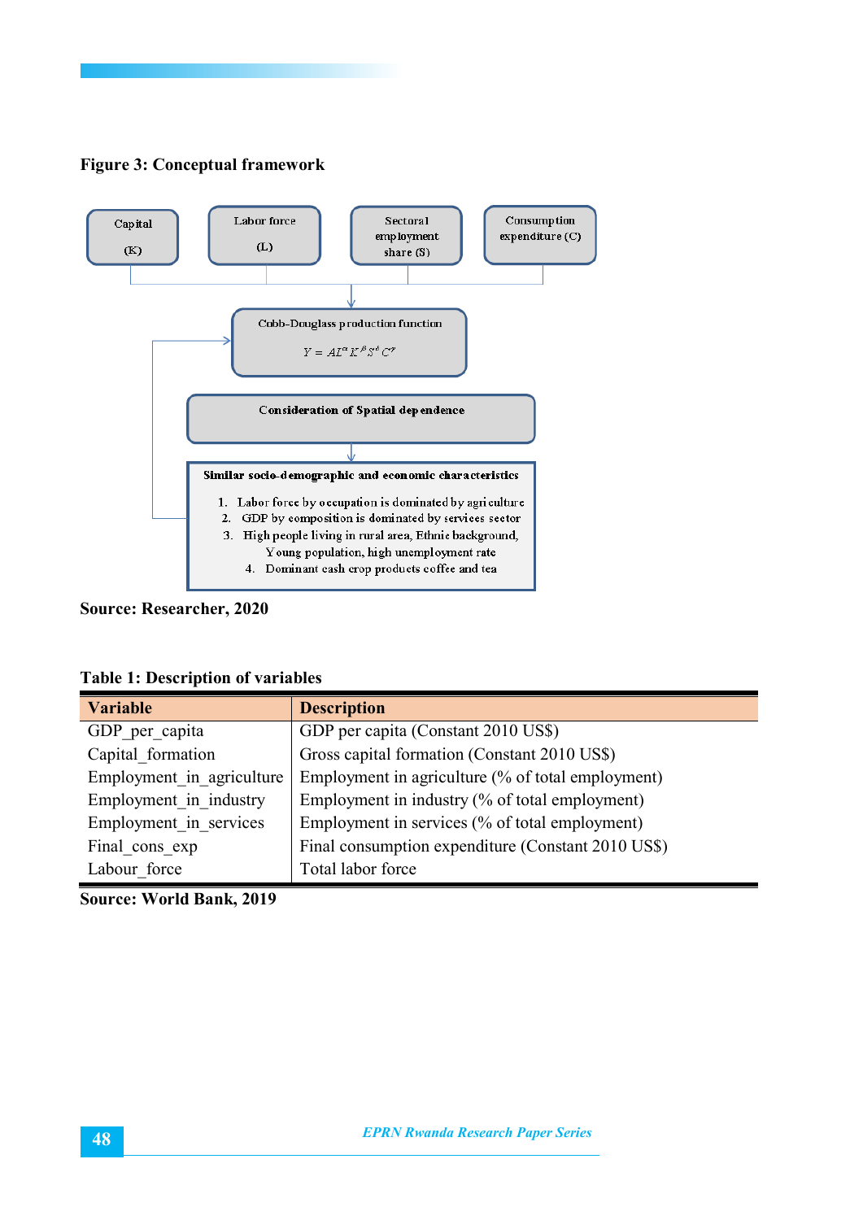**Figure 3: Conceptual framework**

Capital (K)

Labor force (L)

Sectoral employment share (S)

Consumption expenditure (C)

Cobb-Douglass production function

$$Y = AL^{\alpha} K^{\beta} S^{\delta} C^{\gamma}$$

Consideration of Spatial dependence

**Similar socio-demographic and economic characteristics**

1. Labor force by occupation is dominated by agriculture
2. GDP by composition is dominated by services sector
3. High people living in rural area, Ethnic background, Young population, high unemployment rate
4. Dominant cash crop products coffee and tea

**Source: Researcher, 2020**

**Table 1: Description of variables**

| Variable | Description |
|---|---|
| GDP_per_capita | GDP per capita (Constant 2010 US$) |
| Capital_formation | Gross capital formation (Constant 2010 US$) |
| Employment_in_agriculture | Employment in agriculture (% of total employment) |
| Employment_in_industry | Employment in industry (% of total employment) |
| Employment_in_services | Employment in services (% of total employment) |
| Final_cons_exp | Final consumption expenditure (Constant 2010 US$) |
| Labour_force | Total labor force |

**Source: World Bank, 2019**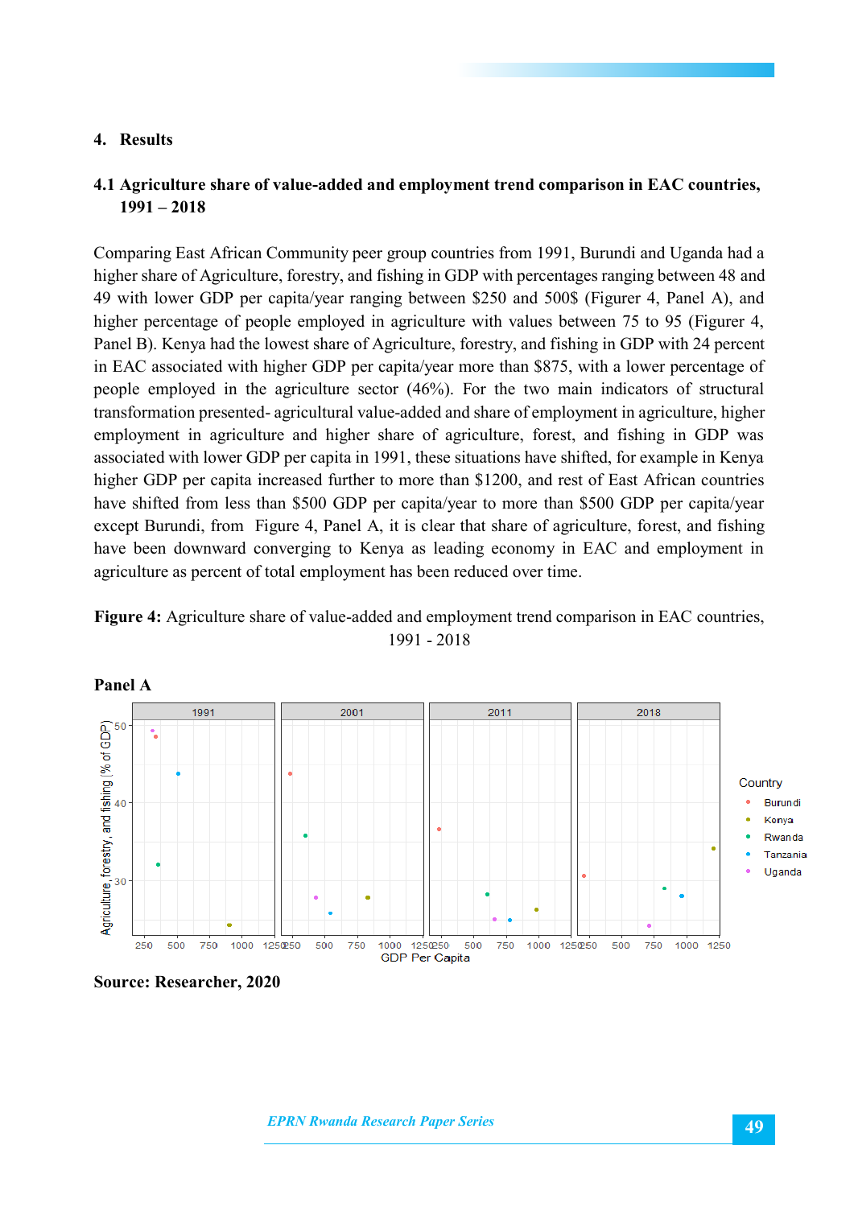## 4. Results

### 4.1 Agriculture share of value-added and employment trend comparison in EAC countries, 1991 – 2018

Comparing East African Community peer group countries from 1991, Burundi and Uganda had a higher share of Agriculture, forestry, and fishing in GDP with percentages ranging between 48 and 49 with lower GDP per capita/year ranging between $250 and 500$ (Figurer 4, Panel A), and higher percentage of people employed in agriculture with values between 75 to 95 (Figurer 4, Panel B). Kenya had the lowest share of Agriculture, forestry, and fishing in GDP with 24 percent in EAC associated with higher GDP per capita/year more than $875, with a lower percentage of people employed in the agriculture sector (46%). For the two main indicators of structural transformation presented- agricultural value-added and share of employment in agriculture, higher employment in agriculture and higher share of agriculture, forest, and fishing in GDP was associated with lower GDP per capita in 1991, these situations have shifted, for example in Kenya higher GDP per capita increased further to more than $1200, and rest of East African countries have shifted from less than $500 GDP per capita/year to more than $500 GDP per capita/year except Burundi, from Figure 4, Panel A, it is clear that share of agriculture, forest, and fishing have been downward converging to Kenya as leading economy in EAC and employment in agriculture as percent of total employment has been reduced over time.

**Figure 4:** Agriculture share of value-added and employment trend comparison in EAC countries, 1991 - 2018

**Panel A**

**Source: Researcher, 2020**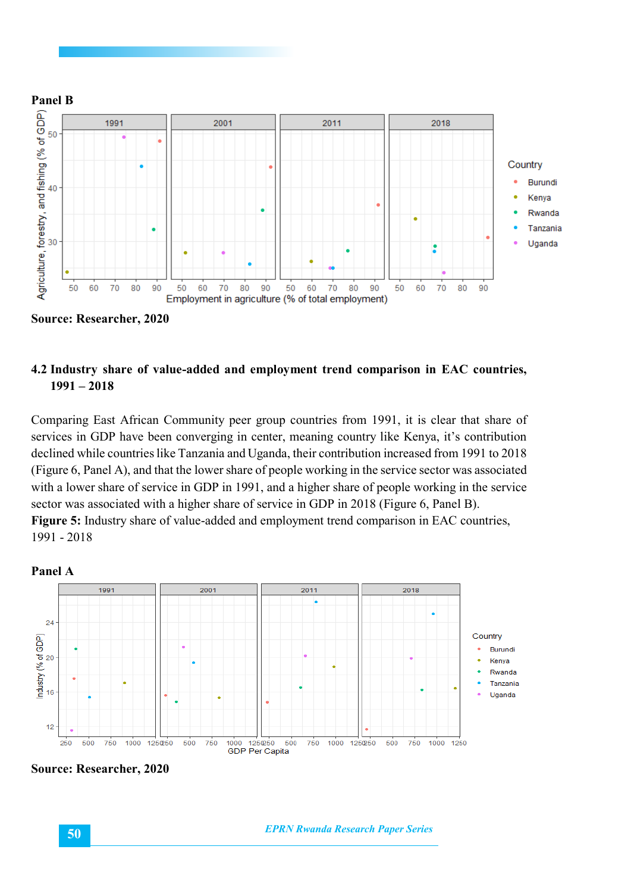**Panel B**

**Source: Researcher, 2020**

## 4.2 Industry share of value-added and employment trend comparison in EAC countries, 1991 – 2018

Comparing East African Community peer group countries from 1991, it is clear that share of services in GDP have been converging in center, meaning country like Kenya, it's contribution declined while countries like Tanzania and Uganda, their contribution increased from 1991 to 2018 (Figure 6, Panel A), and that the lower share of people working in the service sector was associated with a lower share of service in GDP in 1991, and a higher share of people working in the service sector was associated with a higher share of service in GDP in 2018 (Figure 6, Panel B).

**Figure 5:** Industry share of value-added and employment trend comparison in EAC countries, 1991 - 2018

**Panel A**

**Source: Researcher, 2020**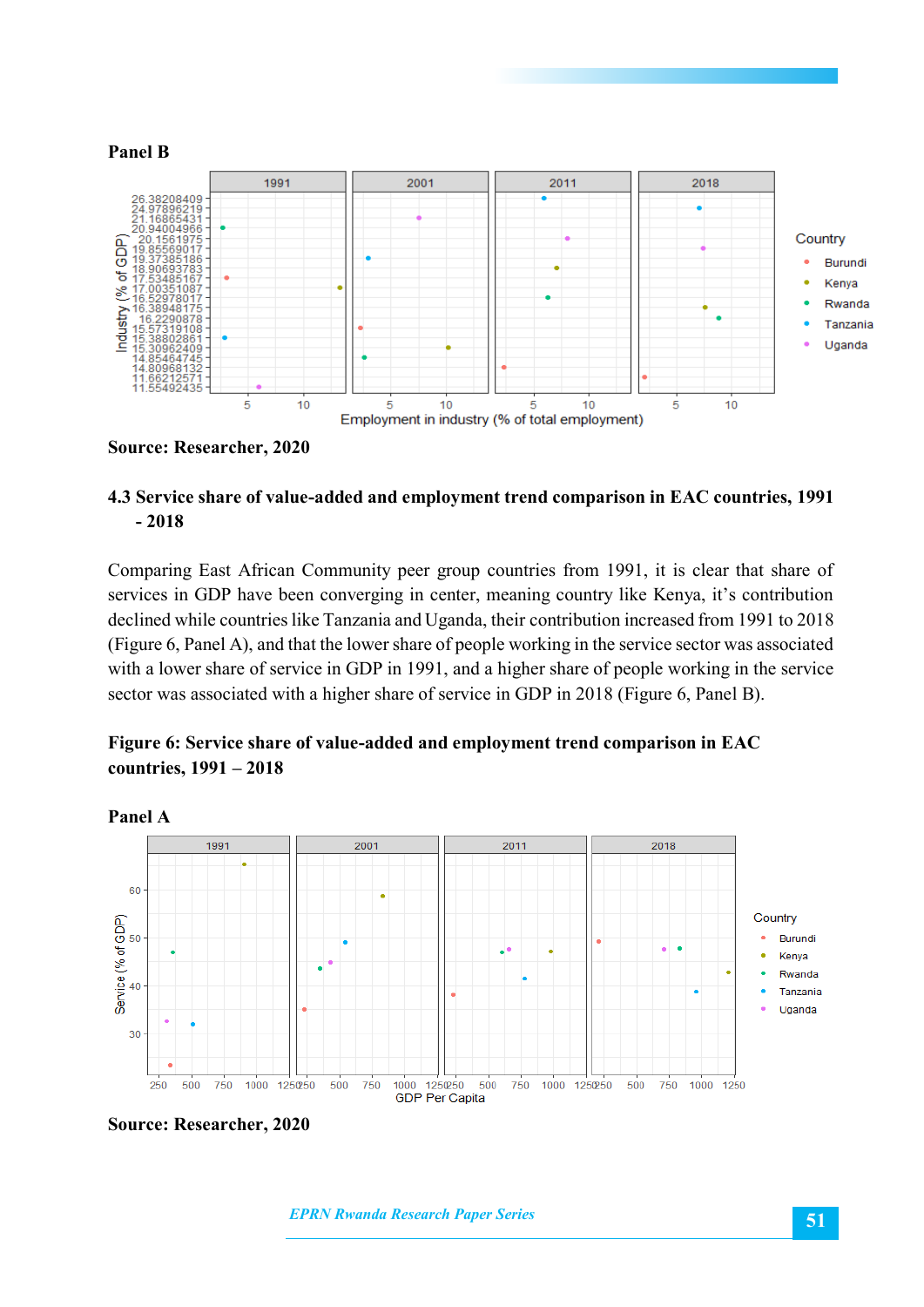**Panel B**

**Source: Researcher, 2020**

### 4.3 Service share of value-added and employment trend comparison in EAC countries, 1991 - 2018

Comparing East African Community peer group countries from 1991, it is clear that share of services in GDP have been converging in center, meaning country like Kenya, it's contribution declined while countries like Tanzania and Uganda, their contribution increased from 1991 to 2018 (Figure 6, Panel A), and that the lower share of people working in the service sector was associated with a lower share of service in GDP in 1991, and a higher share of people working in the service sector was associated with a higher share of service in GDP in 2018 (Figure 6, Panel B).

**Figure 6: Service share of value-added and employment trend comparison in EAC countries, 1991 – 2018**

**Panel A**

**Source: Researcher, 2020**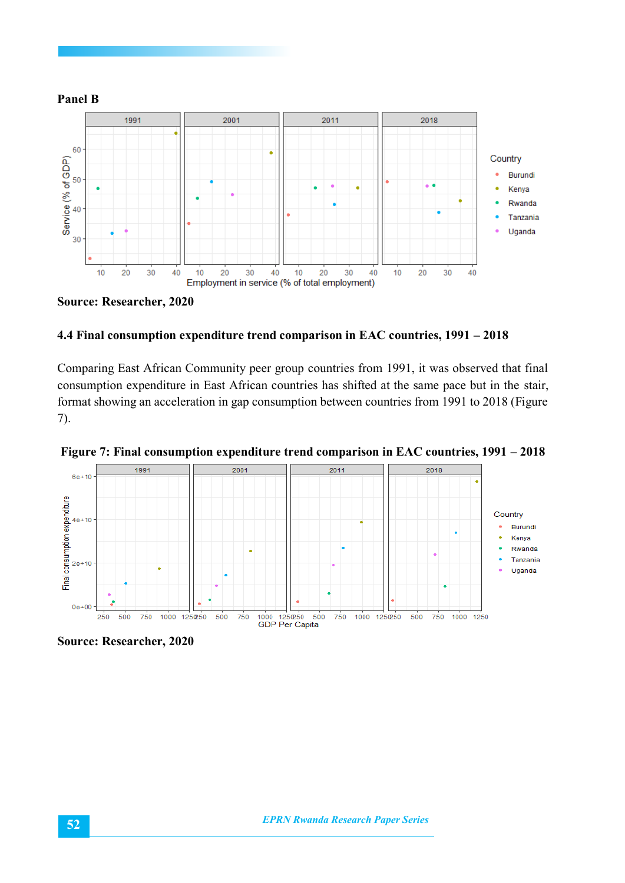**Panel B**

**Source: Researcher, 2020**

### 4.4 Final consumption expenditure trend comparison in EAC countries, 1991 – 2018

Comparing East African Community peer group countries from 1991, it was observed that final consumption expenditure in East African countries has shifted at the same pace but in the stair, format showing an acceleration in gap consumption between countries from 1991 to 2018 (Figure 7).

**Figure 7: Final consumption expenditure trend comparison in EAC countries, 1991 – 2018**

**Source: Researcher, 2020**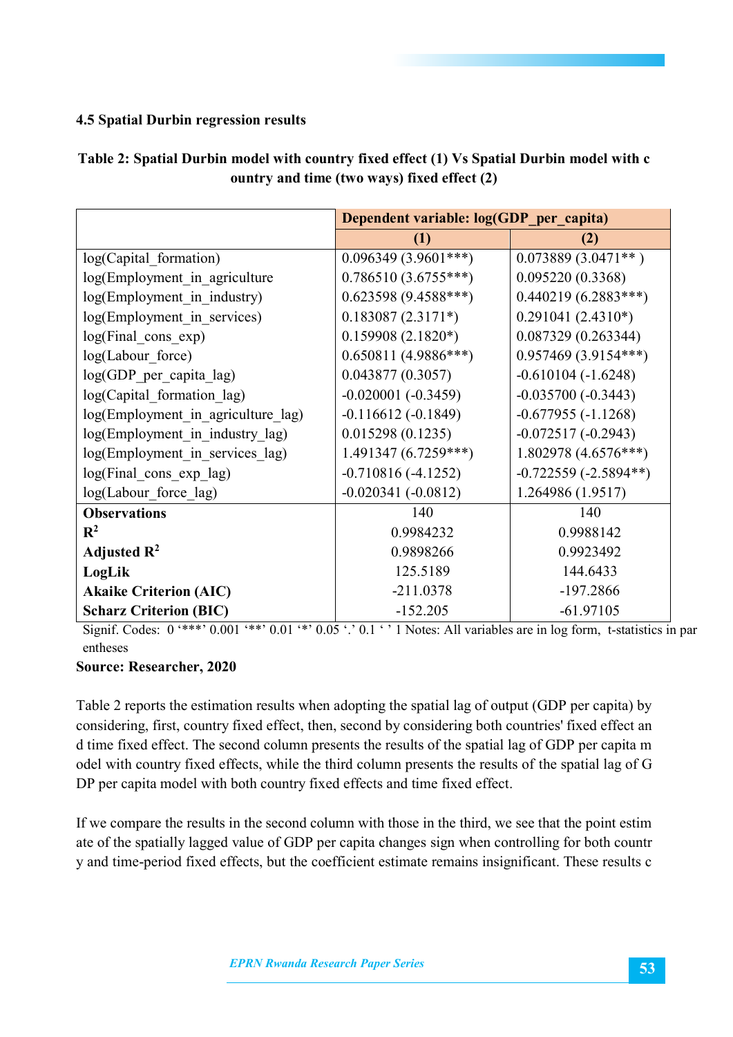**4.5 Spatial Durbin regression results**

**Table 2: Spatial Durbin model with country fixed effect (1) Vs Spatial Durbin model with country and time (two ways) fixed effect (2)**

| | **Dependent variable: log(GDP_per_capita)** | |
|---|---|---|
| | **(1)** | **(2)** |
| log(Capital_formation) | 0.096349 (3.9601***) | 0.073889 (3.0471** ) |
| log(Employment_in_agriculture | 0.786510 (3.6755***) | 0.095220 (0.3368) |
| log(Employment_in_industry) | 0.623598 (9.4588***) | 0.440219 (6.2883***) |
| log(Employment_in_services) | 0.183087 (2.3171*) | 0.291041 (2.4310*) |
| log(Final_cons_exp) | 0.159908 (2.1820*) | 0.087329 (0.263344) |
| log(Labour_force) | 0.650811 (4.9886***) | 0.957469 (3.9154***) |
| log(GDP_per_capita_lag) | 0.043877 (0.3057) | -0.610104 (-1.6248) |
| log(Capital_formation_lag) | -0.020001 (-0.3459) | -0.035700 (-0.3443) |
| log(Employment_in_agriculture_lag) | -0.116612 (-0.1849) | -0.677955 (-1.1268) |
| log(Employment_in_industry_lag) | 0.015298 (0.1235) | -0.072517 (-0.2943) |
| log(Employment_in_services_lag) | 1.491347 (6.7259***) | 1.802978 (4.6576***) |
| log(Final_cons_exp_lag) | -0.710816 (-4.1252) | -0.722559 (-2.5894**) |
| log(Labour_force_lag) | -0.020341 (-0.0812) | 1.264986 (1.9517) |
| **Observations** | 140 | 140 |
| **$R^2$** | 0.9984232 | 0.9988142 |
| **Adjusted $R^2$** | 0.9898266 | 0.9923492 |
| **LogLik** | 125.5189 | 144.6433 |
| **Akaike Criterion (AIC)** | -211.0378 | -197.2866 |
| **Scharz Criterion (BIC)** | -152.205 | -61.97105 |

Signif. Codes: 0 '***' 0.001 '**' 0.01 '*' 0.05 '.' 0.1 ' ' 1 Notes: All variables are in log form, t-statistics in parentheses

**Source: Researcher, 2020**

Table 2 reports the estimation results when adopting the spatial lag of output (GDP per capita) by considering, first, country fixed effect, then, second by considering both countries' fixed effect and time fixed effect. The second column presents the results of the spatial lag of GDP per capita model with country fixed effects, while the third column presents the results of the spatial lag of GDP per capita model with both country fixed effects and time fixed effect.

If we compare the results in the second column with those in the third, we see that the point estimate of the spatially lagged value of GDP per capita changes sign when controlling for both country and time-period fixed effects, but the coefficient estimate remains insignificant. These results c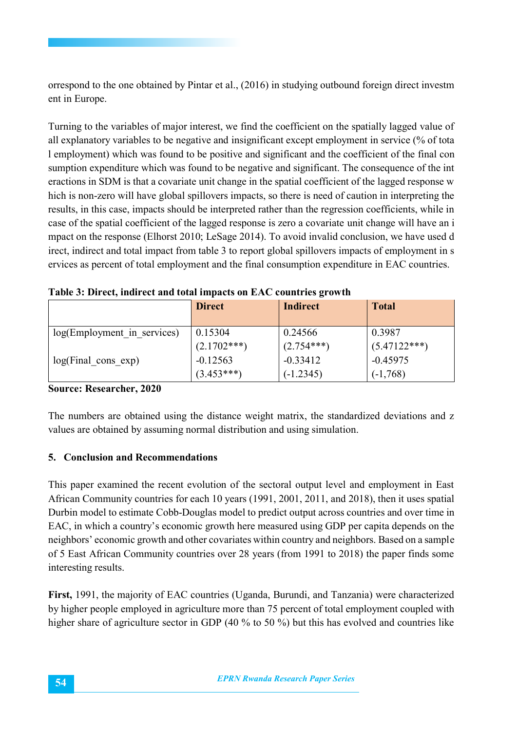orrespond to the one obtained by Pintar et al., (2016) in studying outbound foreign direct investm ent in Europe.

Turning to the variables of major interest, we find the coefficient on the spatially lagged value of all explanatory variables to be negative and insignificant except employment in service (% of tota l employment) which was found to be positive and significant and the coefficient of the final con sumption expenditure which was found to be negative and significant. The consequence of the int eractions in SDM is that a covariate unit change in the spatial coefficient of the lagged response w hich is non-zero will have global spillovers impacts, so there is need of caution in interpreting the results, in this case, impacts should be interpreted rather than the regression coefficients, while in case of the spatial coefficient of the lagged response is zero a covariate unit change will have an i mpact on the response (Elhorst 2010; LeSage 2014). To avoid invalid conclusion, we have used d irect, indirect and total impact from table 3 to report global spillovers impacts of employment in s ervices as percent of total employment and the final consumption expenditure in EAC countries.

**Table 3: Direct, indirect and total impacts on EAC countries growth**

| | Direct | Indirect | Total |
|---|---|---|---|
| log(Employment_in_services) | 0.15304<br>(2.1702***) | 0.24566<br>(2.754***) | 0.3987<br>(5.47122***) |
| log(Final_cons_exp) | -0.12563<br>(3.453***) | -0.33412<br>(-1.2345) | -0.45975<br>(-1,768) |

**Source: Researcher, 2020**

The numbers are obtained using the distance weight matrix, the standardized deviations and z values are obtained by assuming normal distribution and using simulation.

## 5. Conclusion and Recommendations

This paper examined the recent evolution of the sectoral output level and employment in East African Community countries for each 10 years (1991, 2001, 2011, and 2018), then it uses spatial Durbin model to estimate Cobb-Douglas model to predict output across countries and over time in EAC, in which a country's economic growth here measured using GDP per capita depends on the neighbors' economic growth and other covariates within country and neighbors. Based on a sample of 5 East African Community countries over 28 years (from 1991 to 2018) the paper finds some interesting results.

**First,** 1991, the majority of EAC countries (Uganda, Burundi, and Tanzania) were characterized by higher people employed in agriculture more than 75 percent of total employment coupled with higher share of agriculture sector in GDP (40 % to 50 %) but this has evolved and countries like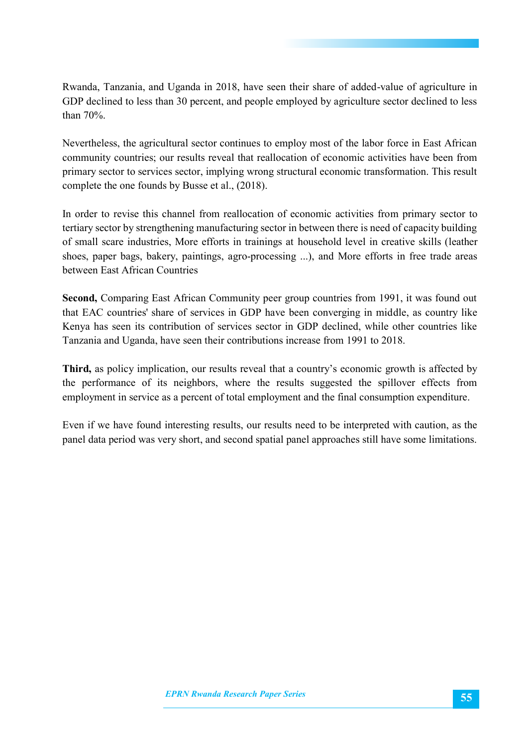Rwanda, Tanzania, and Uganda in 2018, have seen their share of added-value of agriculture in GDP declined to less than 30 percent, and people employed by agriculture sector declined to less than 70%.

Nevertheless, the agricultural sector continues to employ most of the labor force in East African community countries; our results reveal that reallocation of economic activities have been from primary sector to services sector, implying wrong structural economic transformation. This result complete the one founds by Busse et al., (2018).

In order to revise this channel from reallocation of economic activities from primary sector to tertiary sector by strengthening manufacturing sector in between there is need of capacity building of small scare industries, More efforts in trainings at household level in creative skills (leather shoes, paper bags, bakery, paintings, agro-processing ...), and More efforts in free trade areas between East African Countries

**Second,** Comparing East African Community peer group countries from 1991, it was found out that EAC countries' share of services in GDP have been converging in middle, as country like Kenya has seen its contribution of services sector in GDP declined, while other countries like Tanzania and Uganda, have seen their contributions increase from 1991 to 2018.

**Third,** as policy implication, our results reveal that a country's economic growth is affected by the performance of its neighbors, where the results suggested the spillover effects from employment in service as a percent of total employment and the final consumption expenditure.

Even if we have found interesting results, our results need to be interpreted with caution, as the panel data period was very short, and second spatial panel approaches still have some limitations.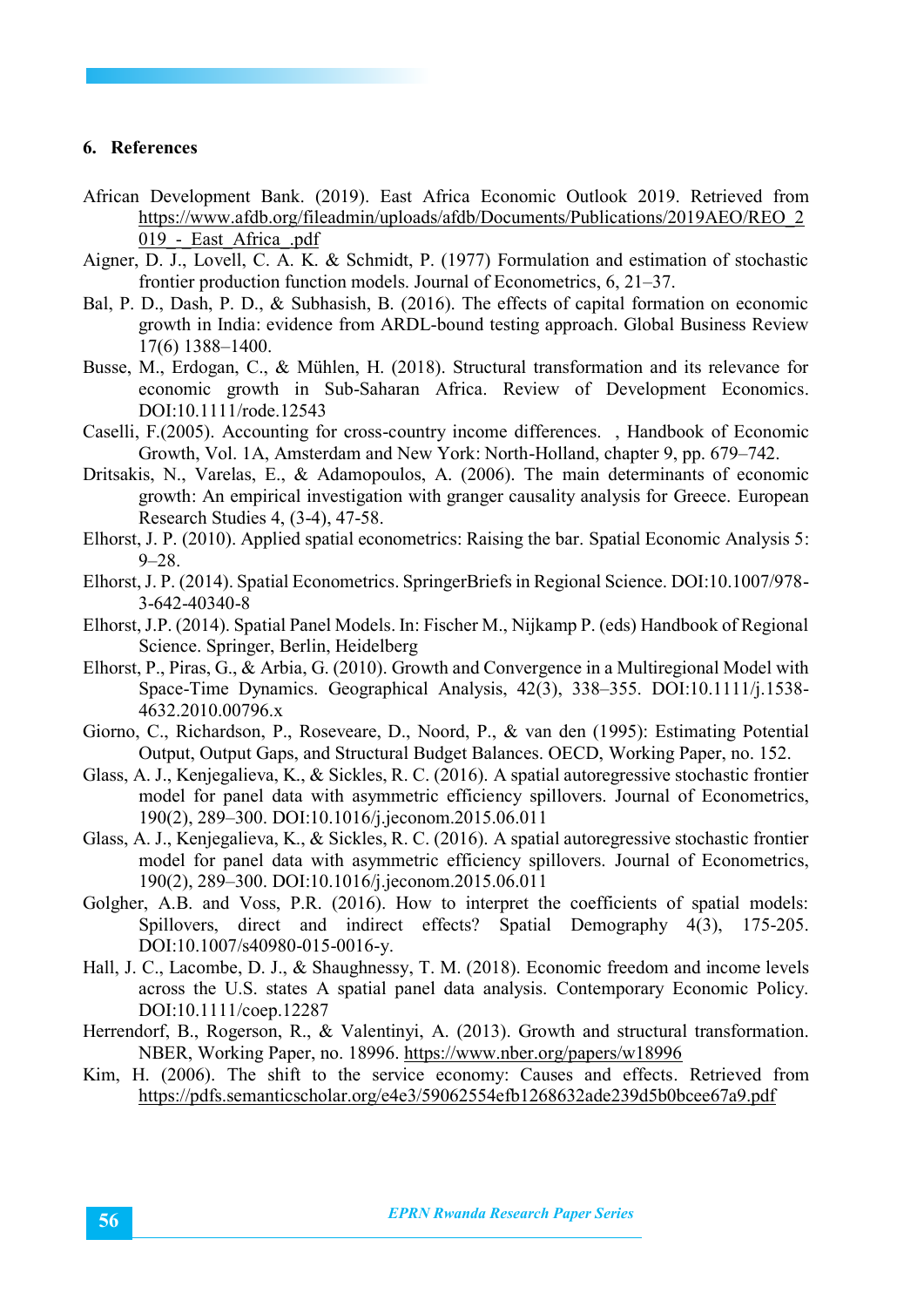## 6. References

African Development Bank. (2019). East Africa Economic Outlook 2019. Retrieved from https://www.afdb.org/fileadmin/uploads/afdb/Documents/Publications/2019AEO/REO_2019_-_East_Africa_.pdf

Aigner, D. J., Lovell, C. A. K. & Schmidt, P. (1977) Formulation and estimation of stochastic frontier production function models. Journal of Econometrics, 6, 21–37.

Bal, P. D., Dash, P. D., & Subhasish, B. (2016). The effects of capital formation on economic growth in India: evidence from ARDL-bound testing approach. Global Business Review 17(6) 1388–1400.

Busse, M., Erdogan, C., & Mühlen, H. (2018). Structural transformation and its relevance for economic growth in Sub-Saharan Africa. Review of Development Economics. DOI:10.1111/rode.12543

Caselli, F.(2005). Accounting for cross-country income differences. , Handbook of Economic Growth, Vol. 1A, Amsterdam and New York: North-Holland, chapter 9, pp. 679–742.

Dritsakis, N., Varelas, E., & Adamopoulos, A. (2006). The main determinants of economic growth: An empirical investigation with granger causality analysis for Greece. European Research Studies 4, (3-4), 47-58.

Elhorst, J. P. (2010). Applied spatial econometrics: Raising the bar. Spatial Economic Analysis 5: 9–28.

Elhorst, J. P. (2014). Spatial Econometrics. SpringerBriefs in Regional Science. DOI:10.1007/978-3-642-40340-8

Elhorst, J.P. (2014). Spatial Panel Models. In: Fischer M., Nijkamp P. (eds) Handbook of Regional Science. Springer, Berlin, Heidelberg

Elhorst, P., Piras, G., & Arbia, G. (2010). Growth and Convergence in a Multiregional Model with Space-Time Dynamics. Geographical Analysis, 42(3), 338–355. DOI:10.1111/j.1538-4632.2010.00796.x

Giorno, C., Richardson, P., Roseveare, D., Noord, P., & van den (1995): Estimating Potential Output, Output Gaps, and Structural Budget Balances. OECD, Working Paper, no. 152.

Glass, A. J., Kenjegalieva, K., & Sickles, R. C. (2016). A spatial autoregressive stochastic frontier model for panel data with asymmetric efficiency spillovers. Journal of Econometrics, 190(2), 289–300. DOI:10.1016/j.jeconom.2015.06.011

Glass, A. J., Kenjegalieva, K., & Sickles, R. C. (2016). A spatial autoregressive stochastic frontier model for panel data with asymmetric efficiency spillovers. Journal of Econometrics, 190(2), 289–300. DOI:10.1016/j.jeconom.2015.06.011

Golgher, A.B. and Voss, P.R. (2016). How to interpret the coefficients of spatial models: Spillovers, direct and indirect effects? Spatial Demography 4(3), 175-205. DOI:10.1007/s40980-015-0016-y.

Hall, J. C., Lacombe, D. J., & Shaughnessy, T. M. (2018). Economic freedom and income levels across the U.S. states A spatial panel data analysis. Contemporary Economic Policy. DOI:10.1111/coep.12287

Herrendorf, B., Rogerson, R., & Valentinyi, A. (2013). Growth and structural transformation. NBER, Working Paper, no. 18996. https://www.nber.org/papers/w18996

Kim, H. (2006). The shift to the service economy: Causes and effects. Retrieved from https://pdfs.semanticscholar.org/e4e3/59062554efb1268632ade239d5b0bcee67a9.pdf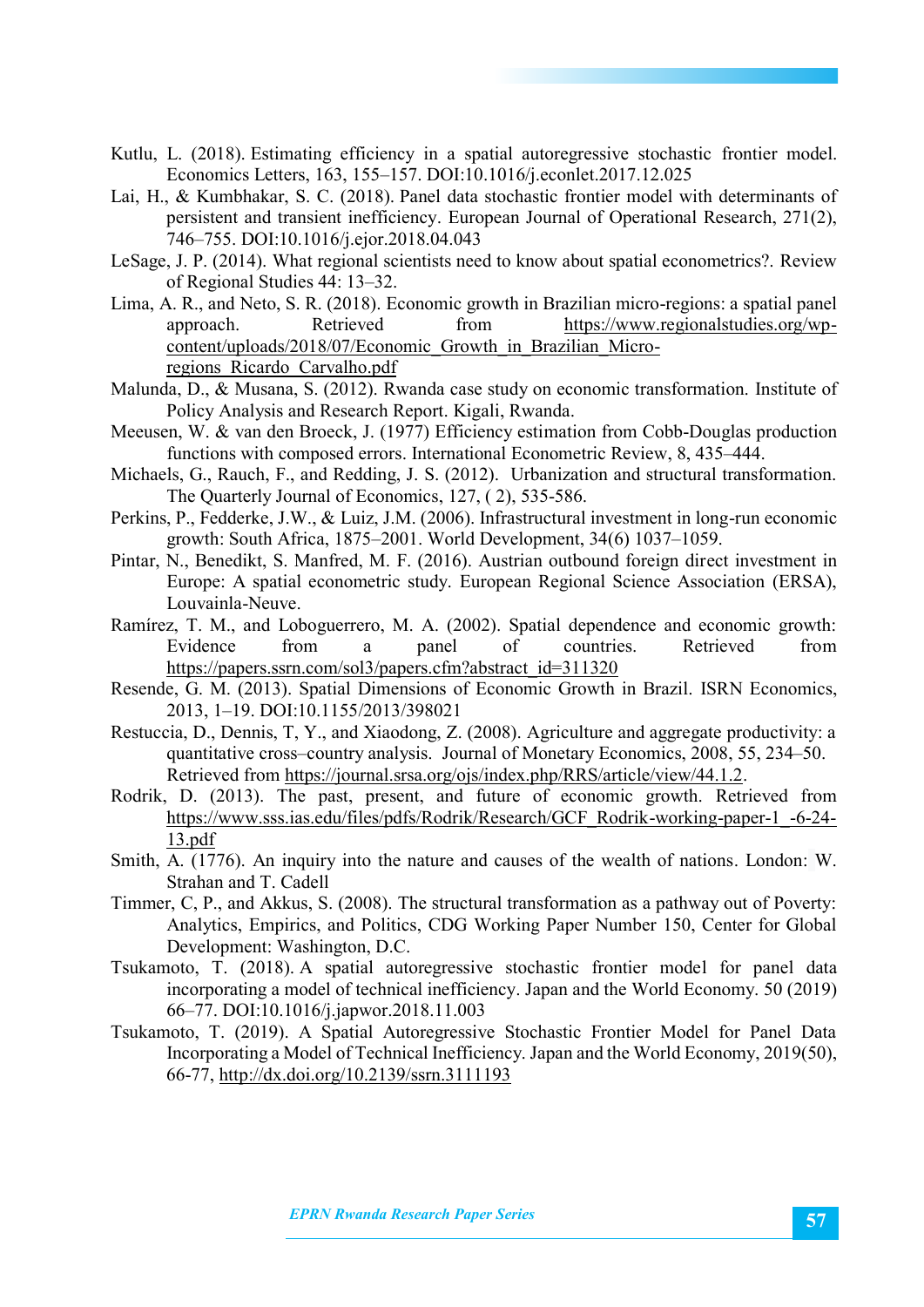Kutlu, L. (2018). Estimating efficiency in a spatial autoregressive stochastic frontier model. Economics Letters, 163, 155–157. DOI:10.1016/j.econlet.2017.12.025

Lai, H., & Kumbhakar, S. C. (2018). Panel data stochastic frontier model with determinants of persistent and transient inefficiency. European Journal of Operational Research, 271(2), 746–755. DOI:10.1016/j.ejor.2018.04.043

LeSage, J. P. (2014). What regional scientists need to know about spatial econometrics?. Review of Regional Studies 44: 13–32.

Lima, A. R., and Neto, S. R. (2018). Economic growth in Brazilian micro-regions: a spatial panel approach. Retrieved from https://www.regionalstudies.org/wp-content/uploads/2018/07/Economic_Growth_in_Brazilian_Micro-regions_Ricardo_Carvalho.pdf

Malunda, D., & Musana, S. (2012). Rwanda case study on economic transformation. Institute of Policy Analysis and Research Report. Kigali, Rwanda.

Meeusen, W. & van den Broeck, J. (1977) Efficiency estimation from Cobb-Douglas production functions with composed errors. International Econometric Review, 8, 435–444.

Michaels, G., Rauch, F., and Redding, J. S. (2012). Urbanization and structural transformation. The Quarterly Journal of Economics, 127, ( 2), 535-586.

Perkins, P., Fedderke, J.W., & Luiz, J.M. (2006). Infrastructural investment in long-run economic growth: South Africa, 1875–2001. World Development, 34(6) 1037–1059.

Pintar, N., Benedikt, S. Manfred, M. F. (2016). Austrian outbound foreign direct investment in Europe: A spatial econometric study. European Regional Science Association (ERSA), Louvainla-Neuve.

Ramírez, T. M., and Loboguerrero, M. A. (2002). Spatial dependence and economic growth: Evidence from a panel of countries. Retrieved from https://papers.ssrn.com/sol3/papers.cfm?abstract_id=311320

Resende, G. M. (2013). Spatial Dimensions of Economic Growth in Brazil. ISRN Economics, 2013, 1–19. DOI:10.1155/2013/398021

Restuccia, D., Dennis, T, Y., and Xiaodong, Z. (2008). Agriculture and aggregate productivity: a quantitative cross–country analysis. Journal of Monetary Economics, 2008, 55, 234–50. Retrieved from https://journal.srsa.org/ojs/index.php/RRS/article/view/44.1.2.

Rodrik, D. (2013). The past, present, and future of economic growth. Retrieved from https://www.sss.ias.edu/files/pdfs/Rodrik/Research/GCF_Rodrik-working-paper-1_-6-24-13.pdf

Smith, A. (1776). An inquiry into the nature and causes of the wealth of nations. London: W. Strahan and T. Cadell

Timmer, C, P., and Akkus, S. (2008). The structural transformation as a pathway out of Poverty: Analytics, Empirics, and Politics, CDG Working Paper Number 150, Center for Global Development: Washington, D.C.

Tsukamoto, T. (2018). A spatial autoregressive stochastic frontier model for panel data incorporating a model of technical inefficiency. Japan and the World Economy. 50 (2019) 66–77. DOI:10.1016/j.japwor.2018.11.003

Tsukamoto, T. (2019). A Spatial Autoregressive Stochastic Frontier Model for Panel Data Incorporating a Model of Technical Inefficiency. Japan and the World Economy, 2019(50), 66-77, http://dx.doi.org/10.2139/ssrn.3111193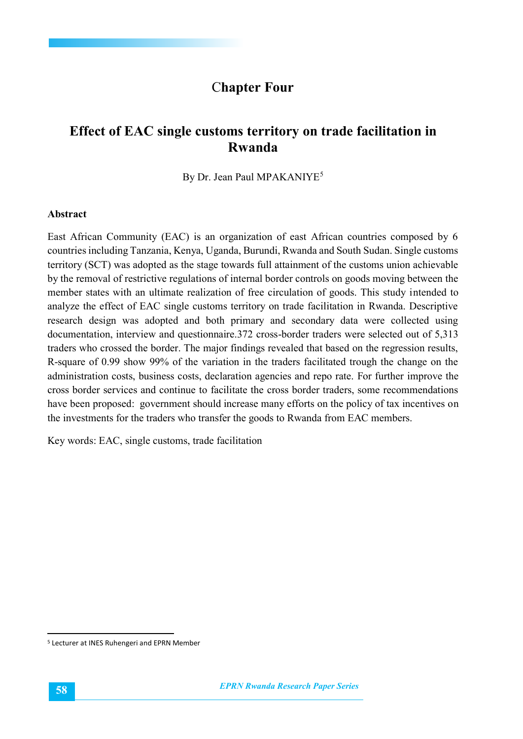# Chapter Four

## Effect of EAC single customs territory on trade facilitation in Rwanda

By Dr. Jean Paul MPAKANIYE[5]

### Abstract

East African Community (EAC) is an organization of east African countries composed by 6 countries including Tanzania, Kenya, Uganda, Burundi, Rwanda and South Sudan. Single customs territory (SCT) was adopted as the stage towards full attainment of the customs union achievable by the removal of restrictive regulations of internal border controls on goods moving between the member states with an ultimate realization of free circulation of goods. This study intended to analyze the effect of EAC single customs territory on trade facilitation in Rwanda. Descriptive research design was adopted and both primary and secondary data were collected using documentation, interview and questionnaire.372 cross-border traders were selected out of 5,313 traders who crossed the border. The major findings revealed that based on the regression results, R-square of 0.99 show 99% of the variation in the traders facilitated trough the change on the administration costs, business costs, declaration agencies and repo rate. For further improve the cross border services and continue to facilitate the cross border traders, some recommendations have been proposed: government should increase many efforts on the policy of tax incentives on the investments for the traders who transfer the goods to Rwanda from EAC members.

Key words: EAC, single customs, trade facilitation

[5] Lecturer at INES Ruhengeri and EPRN Member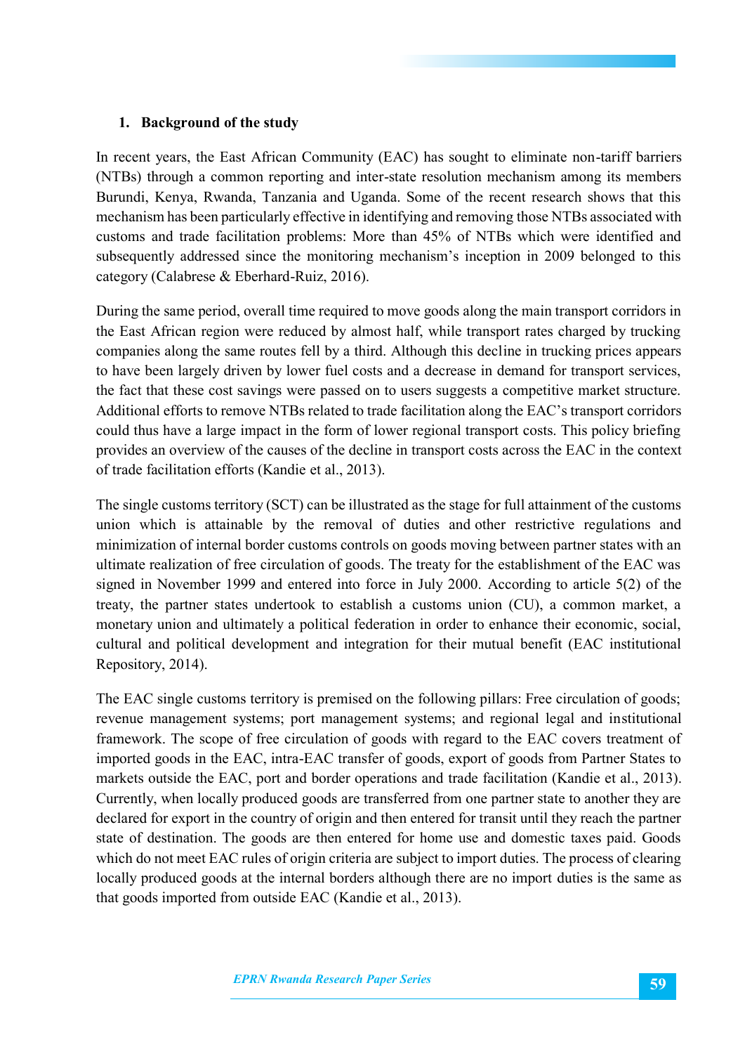## 1. Background of the study

In recent years, the East African Community (EAC) has sought to eliminate non-tariff barriers (NTBs) through a common reporting and inter-state resolution mechanism among its members Burundi, Kenya, Rwanda, Tanzania and Uganda. Some of the recent research shows that this mechanism has been particularly effective in identifying and removing those NTBs associated with customs and trade facilitation problems: More than 45% of NTBs which were identified and subsequently addressed since the monitoring mechanism's inception in 2009 belonged to this category (Calabrese & Eberhard-Ruiz, 2016).

During the same period, overall time required to move goods along the main transport corridors in the East African region were reduced by almost half, while transport rates charged by trucking companies along the same routes fell by a third. Although this decline in trucking prices appears to have been largely driven by lower fuel costs and a decrease in demand for transport services, the fact that these cost savings were passed on to users suggests a competitive market structure. Additional efforts to remove NTBs related to trade facilitation along the EAC's transport corridors could thus have a large impact in the form of lower regional transport costs. This policy briefing provides an overview of the causes of the decline in transport costs across the EAC in the context of trade facilitation efforts (Kandie et al., 2013).

The single customs territory (SCT) can be illustrated as the stage for full attainment of the customs union which is attainable by the removal of duties and other restrictive regulations and minimization of internal border customs controls on goods moving between partner states with an ultimate realization of free circulation of goods. The treaty for the establishment of the EAC was signed in November 1999 and entered into force in July 2000. According to article 5(2) of the treaty, the partner states undertook to establish a customs union (CU), a common market, a monetary union and ultimately a political federation in order to enhance their economic, social, cultural and political development and integration for their mutual benefit (EAC institutional Repository, 2014).

The EAC single customs territory is premised on the following pillars: Free circulation of goods; revenue management systems; port management systems; and regional legal and institutional framework. The scope of free circulation of goods with regard to the EAC covers treatment of imported goods in the EAC, intra-EAC transfer of goods, export of goods from Partner States to markets outside the EAC, port and border operations and trade facilitation (Kandie et al., 2013). Currently, when locally produced goods are transferred from one partner state to another they are declared for export in the country of origin and then entered for transit until they reach the partner state of destination. The goods are then entered for home use and domestic taxes paid. Goods which do not meet EAC rules of origin criteria are subject to import duties. The process of clearing locally produced goods at the internal borders although there are no import duties is the same as that goods imported from outside EAC (Kandie et al., 2013).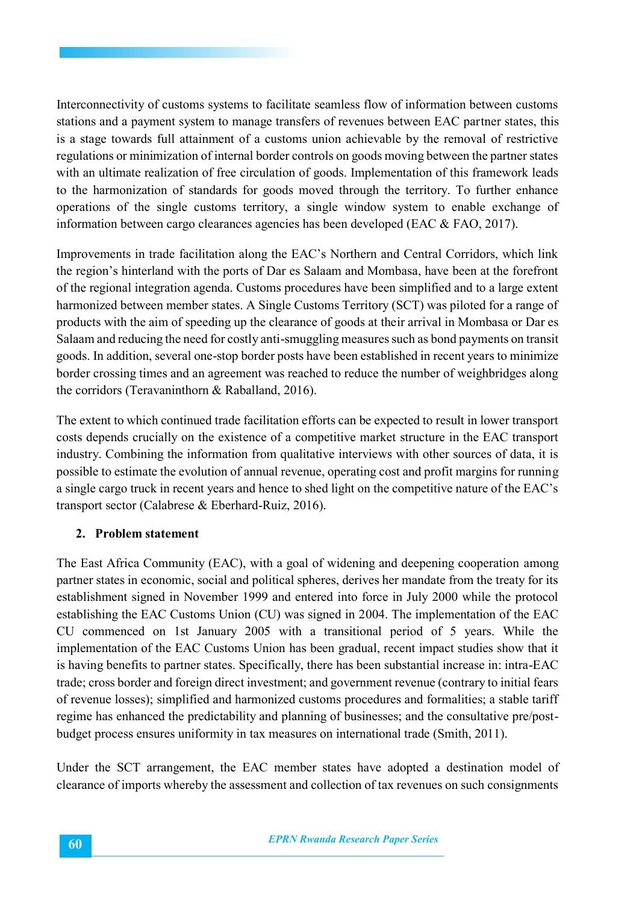Interconnectivity of customs systems to facilitate seamless flow of information between customs stations and a payment system to manage transfers of revenues between EAC partner states, this is a stage towards full attainment of a customs union achievable by the removal of restrictive regulations or minimization of internal border controls on goods moving between the partner states with an ultimate realization of free circulation of goods. Implementation of this framework leads to the harmonization of standards for goods moved through the territory. To further enhance operations of the single customs territory, a single window system to enable exchange of information between cargo clearances agencies has been developed (EAC & FAO, 2017).

Improvements in trade facilitation along the EAC's Northern and Central Corridors, which link the region's hinterland with the ports of Dar es Salaam and Mombasa, have been at the forefront of the regional integration agenda. Customs procedures have been simplified and to a large extent harmonized between member states. A Single Customs Territory (SCT) was piloted for a range of products with the aim of speeding up the clearance of goods at their arrival in Mombasa or Dar es Salaam and reducing the need for costly anti-smuggling measures such as bond payments on transit goods. In addition, several one-stop border posts have been established in recent years to minimize border crossing times and an agreement was reached to reduce the number of weighbridges along the corridors (Teravaninthorn & Raballand, 2016).

The extent to which continued trade facilitation efforts can be expected to result in lower transport costs depends crucially on the existence of a competitive market structure in the EAC transport industry. Combining the information from qualitative interviews with other sources of data, it is possible to estimate the evolution of annual revenue, operating cost and profit margins for running a single cargo truck in recent years and hence to shed light on the competitive nature of the EAC's transport sector (Calabrese & Eberhard-Ruiz, 2016).

## 2. Problem statement

The East Africa Community (EAC), with a goal of widening and deepening cooperation among partner states in economic, social and political spheres, derives her mandate from the treaty for its establishment signed in November 1999 and entered into force in July 2000 while the protocol establishing the EAC Customs Union (CU) was signed in 2004. The implementation of the EAC CU commenced on 1st January 2005 with a transitional period of 5 years. While the implementation of the EAC Customs Union has been gradual, recent impact studies show that it is having benefits to partner states. Specifically, there has been substantial increase in: intra-EAC trade; cross border and foreign direct investment; and government revenue (contrary to initial fears of revenue losses); simplified and harmonized customs procedures and formalities; a stable tariff regime has enhanced the predictability and planning of businesses; and the consultative pre/post-budget process ensures uniformity in tax measures on international trade (Smith, 2011).

Under the SCT arrangement, the EAC member states have adopted a destination model of clearance of imports whereby the assessment and collection of tax revenues on such consignments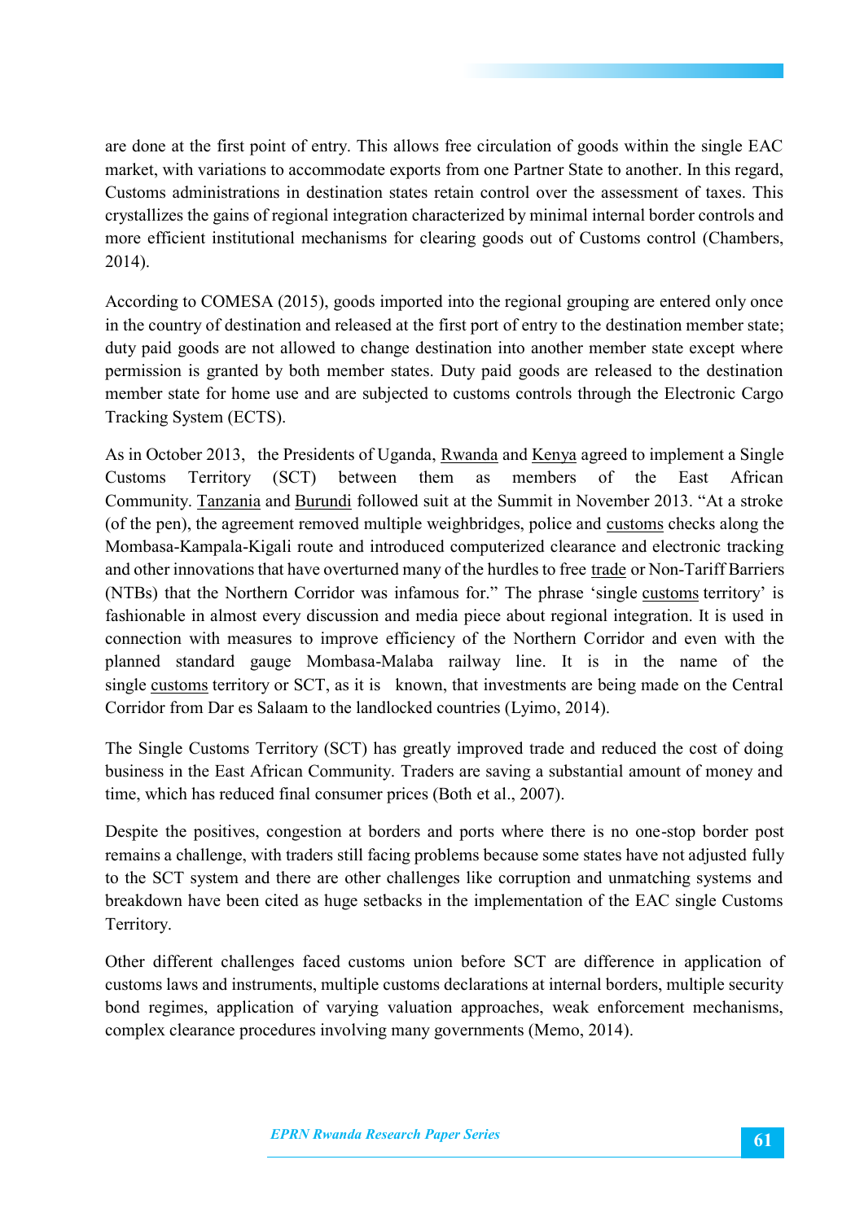are done at the first point of entry. This allows free circulation of goods within the single EAC market, with variations to accommodate exports from one Partner State to another. In this regard, Customs administrations in destination states retain control over the assessment of taxes. This crystallizes the gains of regional integration characterized by minimal internal border controls and more efficient institutional mechanisms for clearing goods out of Customs control (Chambers, 2014).

According to COMESA (2015), goods imported into the regional grouping are entered only once in the country of destination and released at the first port of entry to the destination member state; duty paid goods are not allowed to change destination into another member state except where permission is granted by both member states. Duty paid goods are released to the destination member state for home use and are subjected to customs controls through the Electronic Cargo Tracking System (ECTS).

As in October 2013, the Presidents of Uganda, Rwanda and Kenya agreed to implement a Single Customs Territory (SCT) between them as members of the East African Community. Tanzania and Burundi followed suit at the Summit in November 2013. "At a stroke (of the pen), the agreement removed multiple weighbridges, police and customs checks along the Mombasa-Kampala-Kigali route and introduced computerized clearance and electronic tracking and other innovations that have overturned many of the hurdles to free trade or Non-Tariff Barriers (NTBs) that the Northern Corridor was infamous for." The phrase 'single customs territory' is fashionable in almost every discussion and media piece about regional integration. It is used in connection with measures to improve efficiency of the Northern Corridor and even with the planned standard gauge Mombasa-Malaba railway line. It is in the name of the single customs territory or SCT, as it is known, that investments are being made on the Central Corridor from Dar es Salaam to the landlocked countries (Lyimo, 2014).

The Single Customs Territory (SCT) has greatly improved trade and reduced the cost of doing business in the East African Community. Traders are saving a substantial amount of money and time, which has reduced final consumer prices (Both et al., 2007).

Despite the positives, congestion at borders and ports where there is no one-stop border post remains a challenge, with traders still facing problems because some states have not adjusted fully to the SCT system and there are other challenges like corruption and unmatching systems and breakdown have been cited as huge setbacks in the implementation of the EAC single Customs Territory.

Other different challenges faced customs union before SCT are difference in application of customs laws and instruments, multiple customs declarations at internal borders, multiple security bond regimes, application of varying valuation approaches, weak enforcement mechanisms, complex clearance procedures involving many governments (Memo, 2014).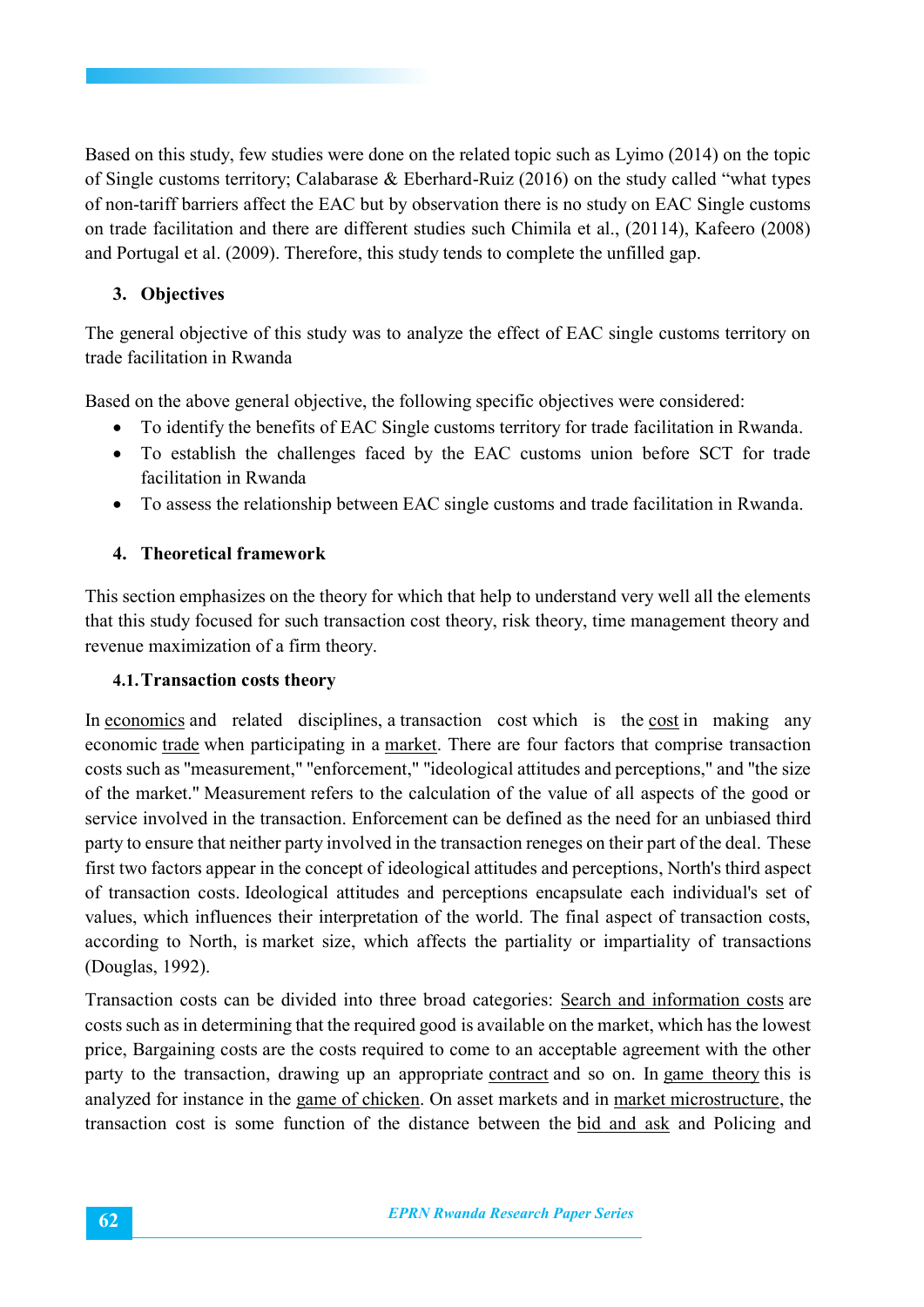Based on this study, few studies were done on the related topic such as Lyimo (2014) on the topic of Single customs territory; Calabarase & Eberhard-Ruiz (2016) on the study called "what types of non-tariff barriers affect the EAC but by observation there is no study on EAC Single customs on trade facilitation and there are different studies such Chimila et al., (20114), Kafeero (2008) and Portugal et al. (2009). Therefore, this study tends to complete the unfilled gap.

## 3. Objectives

The general objective of this study was to analyze the effect of EAC single customs territory on trade facilitation in Rwanda

Based on the above general objective, the following specific objectives were considered:

- To identify the benefits of EAC Single customs territory for trade facilitation in Rwanda.
- To establish the challenges faced by the EAC customs union before SCT for trade facilitation in Rwanda
- To assess the relationship between EAC single customs and trade facilitation in Rwanda.

## 4. Theoretical framework

This section emphasizes on the theory for which that help to understand very well all the elements that this study focused for such transaction cost theory, risk theory, time management theory and revenue maximization of a firm theory.

### 4.1. Transaction costs theory

In economics and related disciplines, a transaction cost which is the cost in making any economic trade when participating in a market. There are four factors that comprise transaction costs such as "measurement," "enforcement," "ideological attitudes and perceptions," and "the size of the market." Measurement refers to the calculation of the value of all aspects of the good or service involved in the transaction. Enforcement can be defined as the need for an unbiased third party to ensure that neither party involved in the transaction reneges on their part of the deal. These first two factors appear in the concept of ideological attitudes and perceptions, North's third aspect of transaction costs. Ideological attitudes and perceptions encapsulate each individual's set of values, which influences their interpretation of the world. The final aspect of transaction costs, according to North, is market size, which affects the partiality or impartiality of transactions (Douglas, 1992).

Transaction costs can be divided into three broad categories: Search and information costs are costs such as in determining that the required good is available on the market, which has the lowest price, Bargaining costs are the costs required to come to an acceptable agreement with the other party to the transaction, drawing up an appropriate contract and so on. In game theory this is analyzed for instance in the game of chicken. On asset markets and in market microstructure, the transaction cost is some function of the distance between the bid and ask and Policing and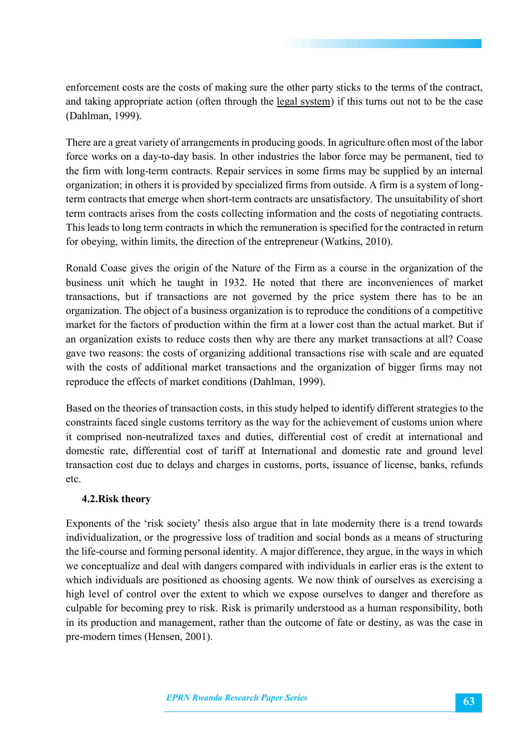enforcement costs are the costs of making sure the other party sticks to the terms of the contract, and taking appropriate action (often through the legal system) if this turns out not to be the case (Dahlman, 1999).

There are a great variety of arrangements in producing goods. In agriculture often most of the labor force works on a day-to-day basis. In other industries the labor force may be permanent, tied to the firm with long-term contracts. Repair services in some firms may be supplied by an internal organization; in others it is provided by specialized firms from outside. A firm is a system of long-term contracts that emerge when short-term contracts are unsatisfactory. The unsuitability of short term contracts arises from the costs collecting information and the costs of negotiating contracts. This leads to long term contracts in which the remuneration is specified for the contracted in return for obeying, within limits, the direction of the entrepreneur (Watkins, 2010).

Ronald Coase gives the origin of the Nature of the Firm as a course in the organization of the business unit which he taught in 1932. He noted that there are inconveniences of market transactions, but if transactions are not governed by the price system there has to be an organization. The object of a business organization is to reproduce the conditions of a competitive market for the factors of production within the firm at a lower cost than the actual market. But if an organization exists to reduce costs then why are there any market transactions at all? Coase gave two reasons: the costs of organizing additional transactions rise with scale and are equated with the costs of additional market transactions and the organization of bigger firms may not reproduce the effects of market conditions (Dahlman, 1999).

Based on the theories of transaction costs, in this study helped to identify different strategies to the constraints faced single customs territory as the way for the achievement of customs union where it comprised non-neutralized taxes and duties, differential cost of credit at international and domestic rate, differential cost of tariff at International and domestic rate and ground level transaction cost due to delays and charges in customs, ports, issuance of license, banks, refunds etc.

### 4.2. Risk theory

Exponents of the 'risk society' thesis also argue that in late modernity there is a trend towards individualization, or the progressive loss of tradition and social bonds as a means of structuring the life-course and forming personal identity. A major difference, they argue, in the ways in which we conceptualize and deal with dangers compared with individuals in earlier eras is the extent to which individuals are positioned as choosing agents. We now think of ourselves as exercising a high level of control over the extent to which we expose ourselves to danger and therefore as culpable for becoming prey to risk. Risk is primarily understood as a human responsibility, both in its production and management, rather than the outcome of fate or destiny, as was the case in pre-modern times (Hensen, 2001).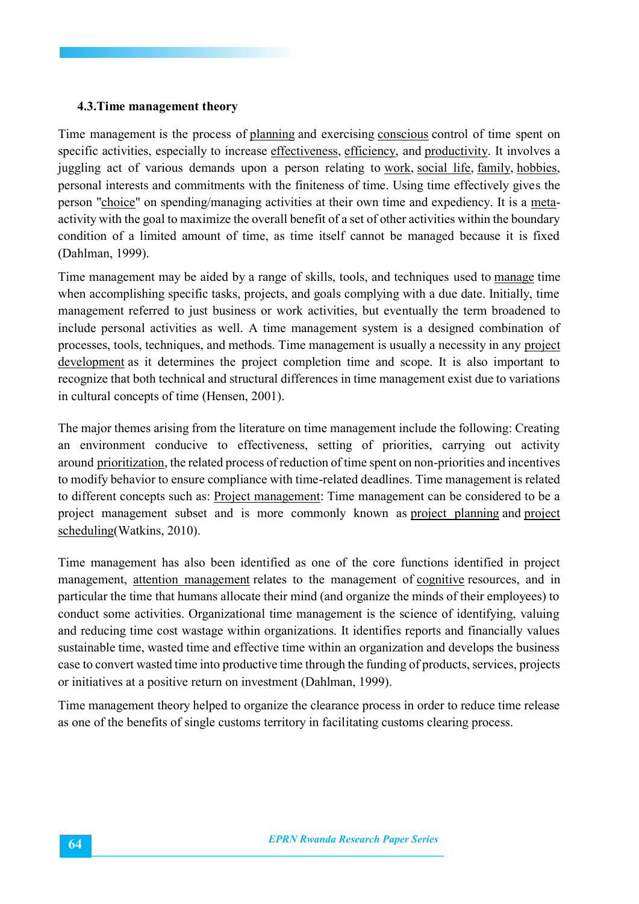### 4.3.Time management theory

Time management is the process of planning and exercising conscious control of time spent on specific activities, especially to increase effectiveness, efficiency, and productivity. It involves a juggling act of various demands upon a person relating to work, social life, family, hobbies, personal interests and commitments with the finiteness of time. Using time effectively gives the person "choice" on spending/managing activities at their own time and expediency. It is a meta-activity with the goal to maximize the overall benefit of a set of other activities within the boundary condition of a limited amount of time, as time itself cannot be managed because it is fixed (Dahlman, 1999).

Time management may be aided by a range of skills, tools, and techniques used to manage time when accomplishing specific tasks, projects, and goals complying with a due date. Initially, time management referred to just business or work activities, but eventually the term broadened to include personal activities as well. A time management system is a designed combination of processes, tools, techniques, and methods. Time management is usually a necessity in any project development as it determines the project completion time and scope. It is also important to recognize that both technical and structural differences in time management exist due to variations in cultural concepts of time (Hensen, 2001).

The major themes arising from the literature on time management include the following: Creating an environment conducive to effectiveness, setting of priorities, carrying out activity around prioritization, the related process of reduction of time spent on non-priorities and incentives to modify behavior to ensure compliance with time-related deadlines. Time management is related to different concepts such as: Project management: Time management can be considered to be a project management subset and is more commonly known as project planning and project scheduling(Watkins, 2010).

Time management has also been identified as one of the core functions identified in project management, attention management relates to the management of cognitive resources, and in particular the time that humans allocate their mind (and organize the minds of their employees) to conduct some activities. Organizational time management is the science of identifying, valuing and reducing time cost wastage within organizations. It identifies reports and financially values sustainable time, wasted time and effective time within an organization and develops the business case to convert wasted time into productive time through the funding of products, services, projects or initiatives at a positive return on investment (Dahlman, 1999).

Time management theory helped to organize the clearance process in order to reduce time release as one of the benefits of single customs territory in facilitating customs clearing process.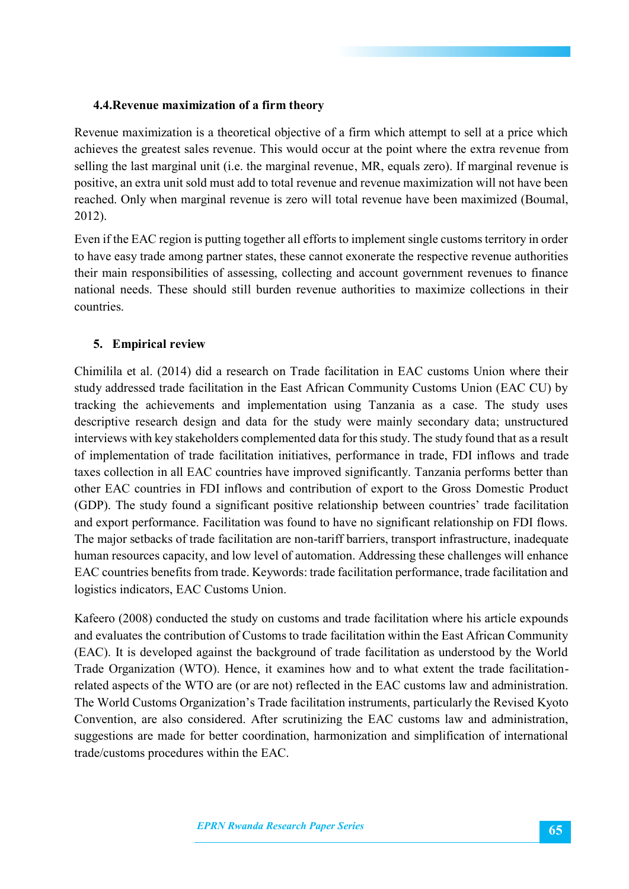### 4.4. Revenue maximization of a firm theory

Revenue maximization is a theoretical objective of a firm which attempt to sell at a price which achieves the greatest sales revenue. This would occur at the point where the extra revenue from selling the last marginal unit (i.e. the marginal revenue, MR, equals zero). If marginal revenue is positive, an extra unit sold must add to total revenue and revenue maximization will not have been reached. Only when marginal revenue is zero will total revenue have been maximized (Boumal, 2012).

Even if the EAC region is putting together all efforts to implement single customs territory in order to have easy trade among partner states, these cannot exonerate the respective revenue authorities their main responsibilities of assessing, collecting and account government revenues to finance national needs. These should still burden revenue authorities to maximize collections in their countries.

## 5. Empirical review

Chimilila et al. (2014) did a research on Trade facilitation in EAC customs Union where their study addressed trade facilitation in the East African Community Customs Union (EAC CU) by tracking the achievements and implementation using Tanzania as a case. The study uses descriptive research design and data for the study were mainly secondary data; unstructured interviews with key stakeholders complemented data for this study. The study found that as a result of implementation of trade facilitation initiatives, performance in trade, FDI inflows and trade taxes collection in all EAC countries have improved significantly. Tanzania performs better than other EAC countries in FDI inflows and contribution of export to the Gross Domestic Product (GDP). The study found a significant positive relationship between countries' trade facilitation and export performance. Facilitation was found to have no significant relationship on FDI flows. The major setbacks of trade facilitation are non-tariff barriers, transport infrastructure, inadequate human resources capacity, and low level of automation. Addressing these challenges will enhance EAC countries benefits from trade. Keywords: trade facilitation performance, trade facilitation and logistics indicators, EAC Customs Union.

Kafeero (2008) conducted the study on customs and trade facilitation where his article expounds and evaluates the contribution of Customs to trade facilitation within the East African Community (EAC). It is developed against the background of trade facilitation as understood by the World Trade Organization (WTO). Hence, it examines how and to what extent the trade facilitation-related aspects of the WTO are (or are not) reflected in the EAC customs law and administration. The World Customs Organization's Trade facilitation instruments, particularly the Revised Kyoto Convention, are also considered. After scrutinizing the EAC customs law and administration, suggestions are made for better coordination, harmonization and simplification of international trade/customs procedures within the EAC.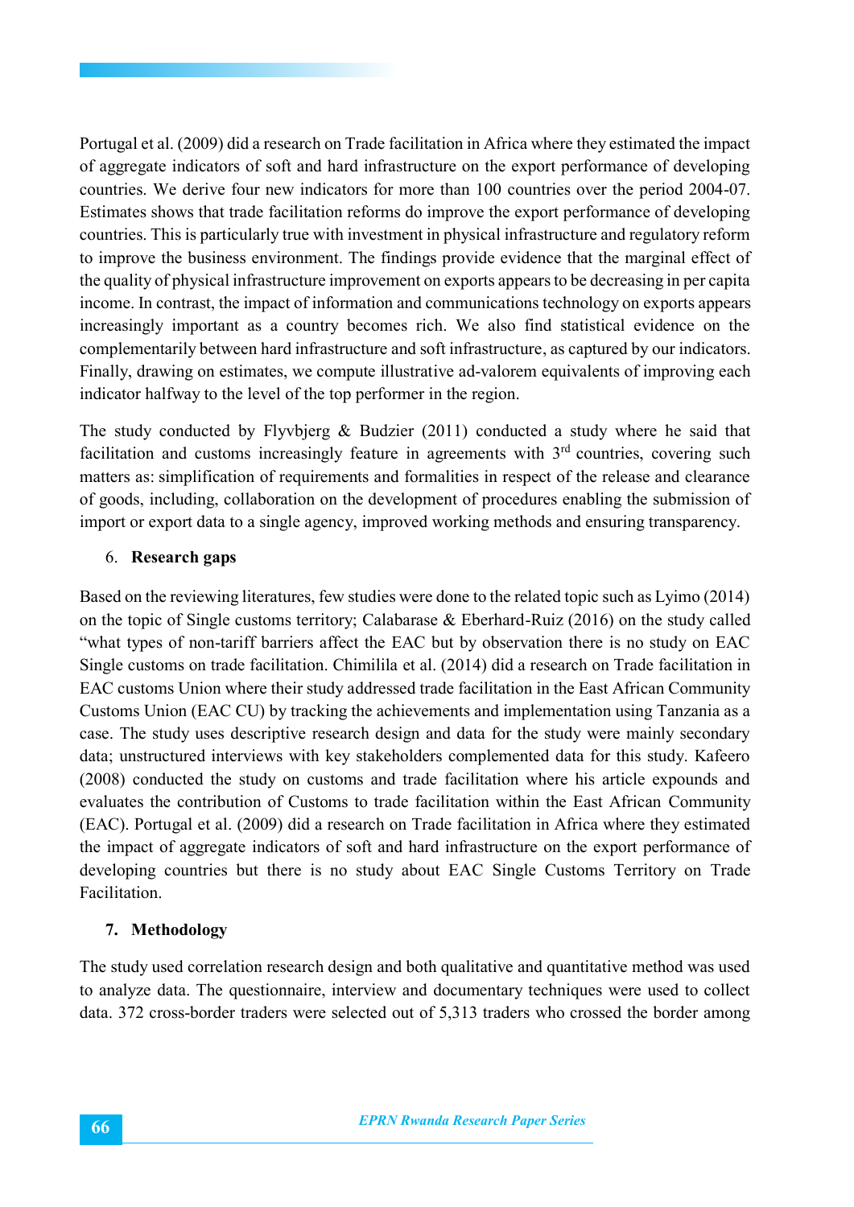Portugal et al. (2009) did a research on Trade facilitation in Africa where they estimated the impact of aggregate indicators of soft and hard infrastructure on the export performance of developing countries. We derive four new indicators for more than 100 countries over the period 2004-07. Estimates shows that trade facilitation reforms do improve the export performance of developing countries. This is particularly true with investment in physical infrastructure and regulatory reform to improve the business environment. The findings provide evidence that the marginal effect of the quality of physical infrastructure improvement on exports appears to be decreasing in per capita income. In contrast, the impact of information and communications technology on exports appears increasingly important as a country becomes rich. We also find statistical evidence on the complementarily between hard infrastructure and soft infrastructure, as captured by our indicators. Finally, drawing on estimates, we compute illustrative ad-valorem equivalents of improving each indicator halfway to the level of the top performer in the region.

The study conducted by Flyvbjerg & Budzier (2011) conducted a study where he said that facilitation and customs increasingly feature in agreements with 3rd countries, covering such matters as: simplification of requirements and formalities in respect of the release and clearance of goods, including, collaboration on the development of procedures enabling the submission of import or export data to a single agency, improved working methods and ensuring transparency.

6. **Research gaps**

Based on the reviewing literatures, few studies were done to the related topic such as Lyimo (2014) on the topic of Single customs territory; Calabarase & Eberhard-Ruiz (2016) on the study called "what types of non-tariff barriers affect the EAC but by observation there is no study on EAC Single customs on trade facilitation. Chimilila et al. (2014) did a research on Trade facilitation in EAC customs Union where their study addressed trade facilitation in the East African Community Customs Union (EAC CU) by tracking the achievements and implementation using Tanzania as a case. The study uses descriptive research design and data for the study were mainly secondary data; unstructured interviews with key stakeholders complemented data for this study. Kafeero (2008) conducted the study on customs and trade facilitation where his article expounds and evaluates the contribution of Customs to trade facilitation within the East African Community (EAC). Portugal et al. (2009) did a research on Trade facilitation in Africa where they estimated the impact of aggregate indicators of soft and hard infrastructure on the export performance of developing countries but there is no study about EAC Single Customs Territory on Trade Facilitation.

7. **Methodology**

The study used correlation research design and both qualitative and quantitative method was used to analyze data. The questionnaire, interview and documentary techniques were used to collect data. 372 cross-border traders were selected out of 5,313 traders who crossed the border among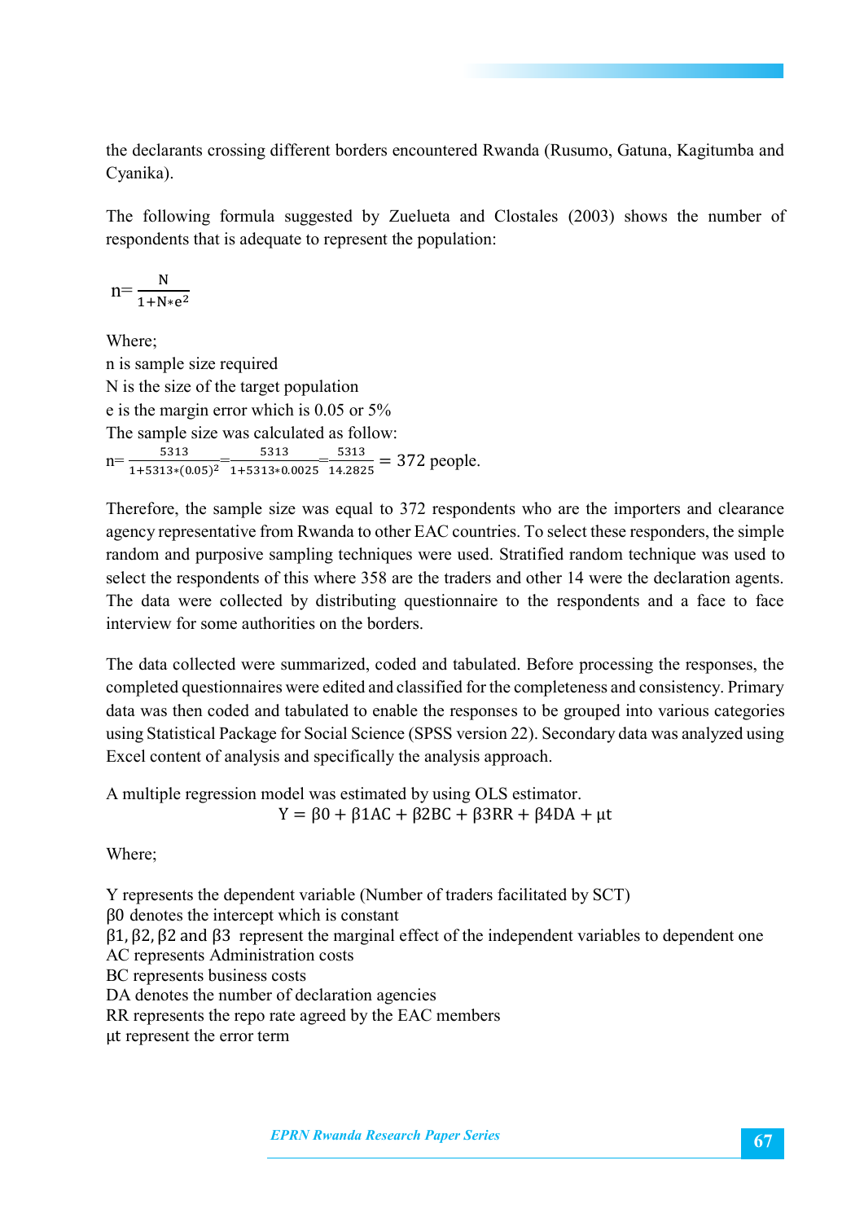the declarants crossing different borders encountered Rwanda (Rusumo, Gatuna, Kagitumba and Cyanika).

The following formula suggested by Zuelueta and Clostales (2003) shows the number of respondents that is adequate to represent the population:

$$n = \frac{N}{1 + N * e^2}$$

Where;

n is sample size required

N is the size of the target population

e is the margin error which is 0.05 or 5%

The sample size was calculated as follow:

$$n = \frac{5313}{1 + 5313 * (0.05)^2} = \frac{5313}{1 + 5313 * 0.0025} = \frac{5313}{14.2825} = 372 \text{ people.}$$

Therefore, the sample size was equal to 372 respondents who are the importers and clearance agency representative from Rwanda to other EAC countries. To select these responders, the simple random and purposive sampling techniques were used. Stratified random technique was used to select the respondents of this where 358 are the traders and other 14 were the declaration agents. The data were collected by distributing questionnaire to the respondents and a face to face interview for some authorities on the borders.

The data collected were summarized, coded and tabulated. Before processing the responses, the completed questionnaires were edited and classified for the completeness and consistency. Primary data was then coded and tabulated to enable the responses to be grouped into various categories using Statistical Package for Social Science (SPSS version 22). Secondary data was analyzed using Excel content of analysis and specifically the analysis approach.

A multiple regression model was estimated by using OLS estimator.

$$Y = \beta 0 + \beta 1AC + \beta 2BC + \beta 3RR + \beta 4DA + \mu t$$

Where;

Y represents the dependent variable (Number of traders facilitated by SCT)

$\beta 0$ denotes the intercept which is constant

$\beta 1, \beta 2, \beta 2$ and $\beta 3$ represent the marginal effect of the independent variables to dependent one

AC represents Administration costs

BC represents business costs

DA denotes the number of declaration agencies

RR represents the repo rate agreed by the EAC members

$\mu t$ represent the error term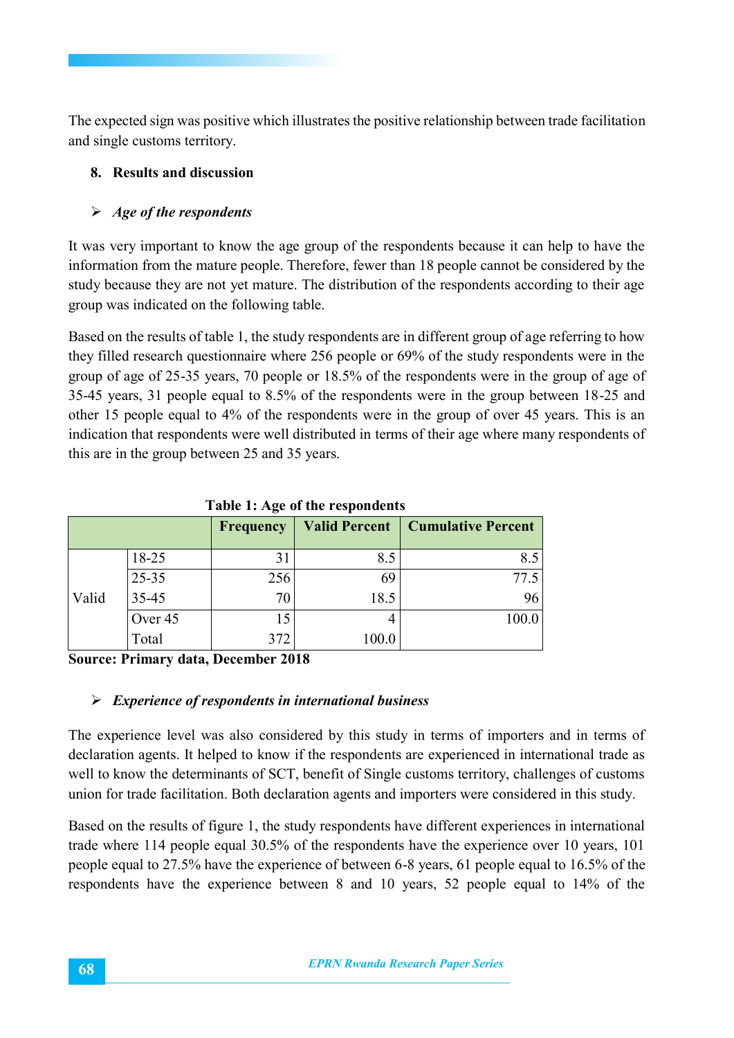The expected sign was positive which illustrates the positive relationship between trade facilitation and single customs territory.

## 8. Results and discussion

- ***Age of the respondents***

It was very important to know the age group of the respondents because it can help to have the information from the mature people. Therefore, fewer than 18 people cannot be considered by the study because they are not yet mature. The distribution of the respondents according to their age group was indicated on the following table.

Based on the results of table 1, the study respondents are in different group of age referring to how they filled research questionnaire where 256 people or 69% of the study respondents were in the group of age of 25-35 years, 70 people or 18.5% of the respondents were in the group of age of 35-45 years, 31 people equal to 8.5% of the respondents were in the group between 18-25 and other 15 people equal to 4% of the respondents were in the group of over 45 years. This is an indication that respondents were well distributed in terms of their age where many respondents of this are in the group between 25 and 35 years.

**Table 1: Age of the respondents**

| | | Frequency | Valid Percent | Cumulative Percent |
|---|---|---|---|---|
| Valid | 18-25 | 31 | 8.5 | 8.5 |
| | 25-35 | 256 | 69 | 77.5 |
| | 35-45 | 70 | 18.5 | 96 |
| | Over 45 | 15 | 4 | 100.0 |
| | Total | 372 | 100.0 | |

**Source: Primary data, December 2018**

- ***Experience of respondents in international business***

The experience level was also considered by this study in terms of importers and in terms of declaration agents. It helped to know if the respondents are experienced in international trade as well to know the determinants of SCT, benefit of Single customs territory, challenges of customs union for trade facilitation. Both declaration agents and importers were considered in this study.

Based on the results of figure 1, the study respondents have different experiences in international trade where 114 people equal 30.5% of the respondents have the experience over 10 years, 101 people equal to 27.5% have the experience of between 6-8 years, 61 people equal to 16.5% of the respondents have the experience between 8 and 10 years, 52 people equal to 14% of the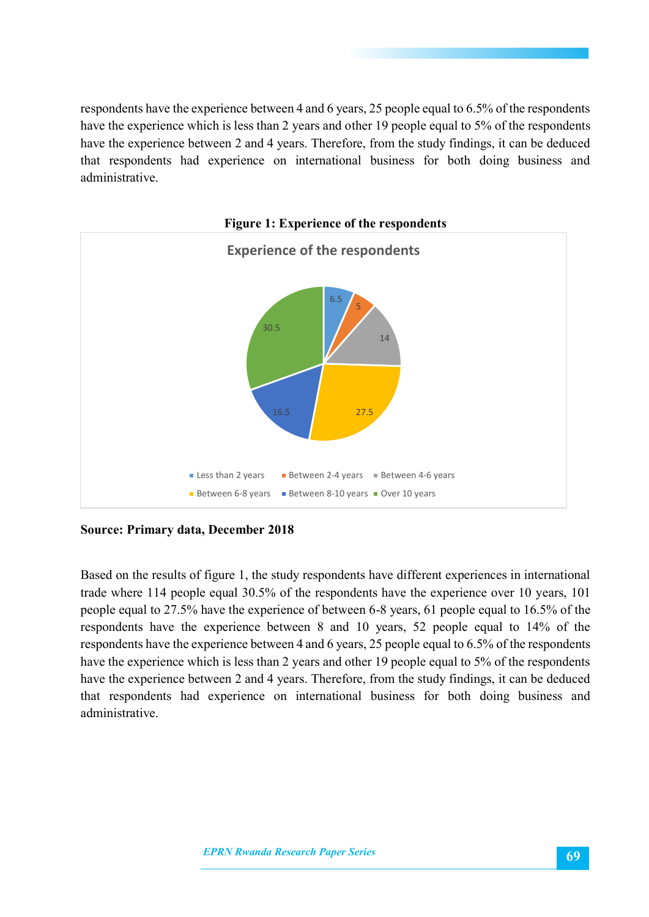respondents have the experience between 4 and 6 years, 25 people equal to 6.5% of the respondents have the experience which is less than 2 years and other 19 people equal to 5% of the respondents have the experience between 2 and 4 years. Therefore, from the study findings, it can be deduced that respondents had experience on international business for both doing business and administrative.

**Figure 1: Experience of the respondents**

Experience of the respondents

| Experience | % |
|---|---|
| Less than 2 years | 6.5 |
| Between 2-4 years | 5 |
| Between 4-6 years | 14 |
| Between 6-8 years | 27.5 |
| Between 8-10 years | 16.5 |
| Over 10 years | 30.5 |

**Source: Primary data, December 2018**

Based on the results of figure 1, the study respondents have different experiences in international trade where 114 people equal 30.5% of the respondents have the experience over 10 years, 101 people equal to 27.5% have the experience of between 6-8 years, 61 people equal to 16.5% of the respondents have the experience between 8 and 10 years, 52 people equal to 14% of the respondents have the experience between 4 and 6 years, 25 people equal to 6.5% of the respondents have the experience which is less than 2 years and other 19 people equal to 5% of the respondents have the experience between 2 and 4 years. Therefore, from the study findings, it can be deduced that respondents had experience on international business for both doing business and administrative.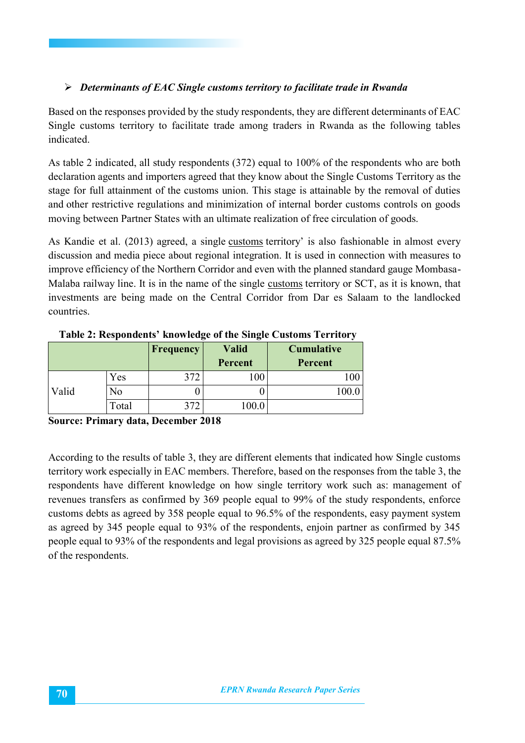- ***Determinants of EAC Single customs territory to facilitate trade in Rwanda***

Based on the responses provided by the study respondents, they are different determinants of EAC Single customs territory to facilitate trade among traders in Rwanda as the following tables indicated.

As table 2 indicated, all study respondents (372) equal to 100% of the respondents who are both declaration agents and importers agreed that they know about the Single Customs Territory as the stage for full attainment of the customs union. This stage is attainable by the removal of duties and other restrictive regulations and minimization of internal border customs controls on goods moving between Partner States with an ultimate realization of free circulation of goods.

As Kandie et al. (2013) agreed, a single customs territory' is also fashionable in almost every discussion and media piece about regional integration. It is used in connection with measures to improve efficiency of the Northern Corridor and even with the planned standard gauge Mombasa-Malaba railway line. It is in the name of the single customs territory or SCT, as it is known, that investments are being made on the Central Corridor from Dar es Salaam to the landlocked countries.

**Table 2: Respondents' knowledge of the Single Customs Territory**

| | | Frequency | Valid Percent | Cumulative Percent |
|---|---|---|---|---|
| Valid | Yes | 372 | 100 | 100 |
| | No | 0 | 0 | 100.0 |
| | Total | 372 | 100.0 | |

**Source: Primary data, December 2018**

According to the results of table 3, they are different elements that indicated how Single customs territory work especially in EAC members. Therefore, based on the responses from the table 3, the respondents have different knowledge on how single territory work such as: management of revenues transfers as confirmed by 369 people equal to 99% of the study respondents, enforce customs debts as agreed by 358 people equal to 96.5% of the respondents, easy payment system as agreed by 345 people equal to 93% of the respondents, enjoin partner as confirmed by 345 people equal to 93% of the respondents and legal provisions as agreed by 325 people equal 87.5% of the respondents.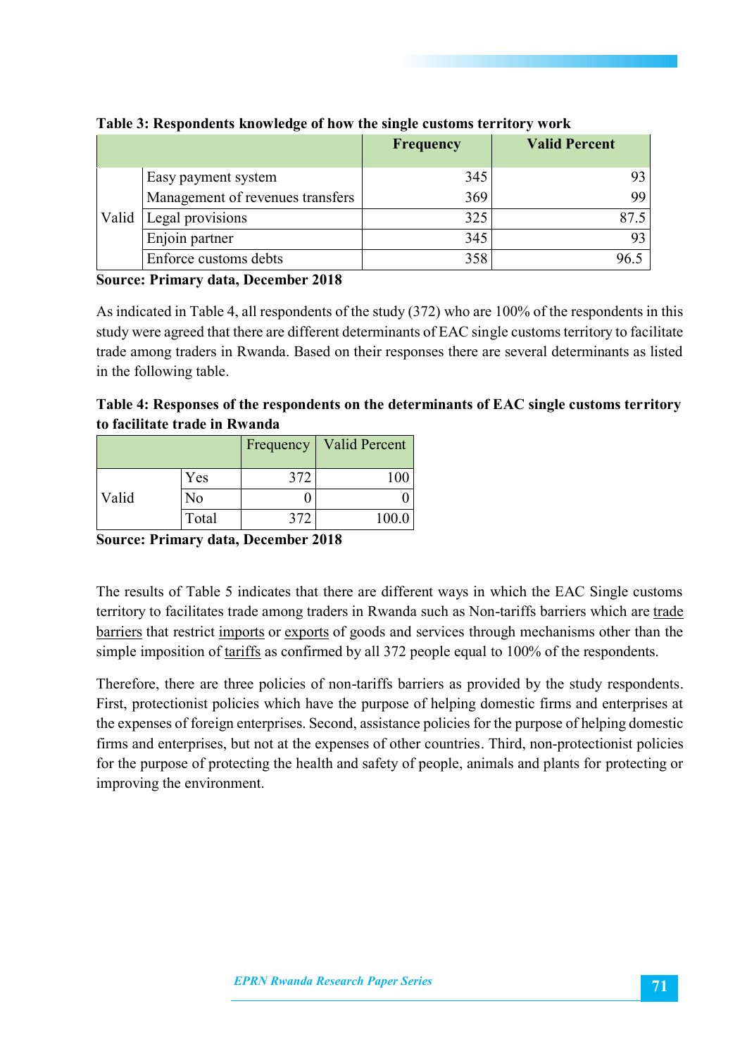**Table 3: Respondents knowledge of how the single customs territory work**

| | | Frequency | Valid Percent |
|---|---|---|---|
| Valid | Easy payment system | 345 | 93 |
| | Management of revenues transfers | 369 | 99 |
| | Legal provisions | 325 | 87.5 |
| | Enjoin partner | 345 | 93 |
| | Enforce customs debts | 358 | 96.5 |

**Source: Primary data, December 2018**

As indicated in Table 4, all respondents of the study (372) who are 100% of the respondents in this study were agreed that there are different determinants of EAC single customs territory to facilitate trade among traders in Rwanda. Based on their responses there are several determinants as listed in the following table.

**Table 4: Responses of the respondents on the determinants of EAC single customs territory to facilitate trade in Rwanda**

| | | Frequency | Valid Percent |
|---|---|---|---|
| Valid | Yes | 372 | 100 |
| | No | 0 | 0 |
| | Total | 372 | 100.0 |

**Source: Primary data, December 2018**

The results of Table 5 indicates that there are different ways in which the EAC Single customs territory to facilitates trade among traders in Rwanda such as Non-tariffs barriers which are trade barriers that restrict imports or exports of goods and services through mechanisms other than the simple imposition of tariffs as confirmed by all 372 people equal to 100% of the respondents.

Therefore, there are three policies of non-tariffs barriers as provided by the study respondents. First, protectionist policies which have the purpose of helping domestic firms and enterprises at the expenses of foreign enterprises. Second, assistance policies for the purpose of helping domestic firms and enterprises, but not at the expenses of other countries. Third, non-protectionist policies for the purpose of protecting the health and safety of people, animals and plants for protecting or improving the environment.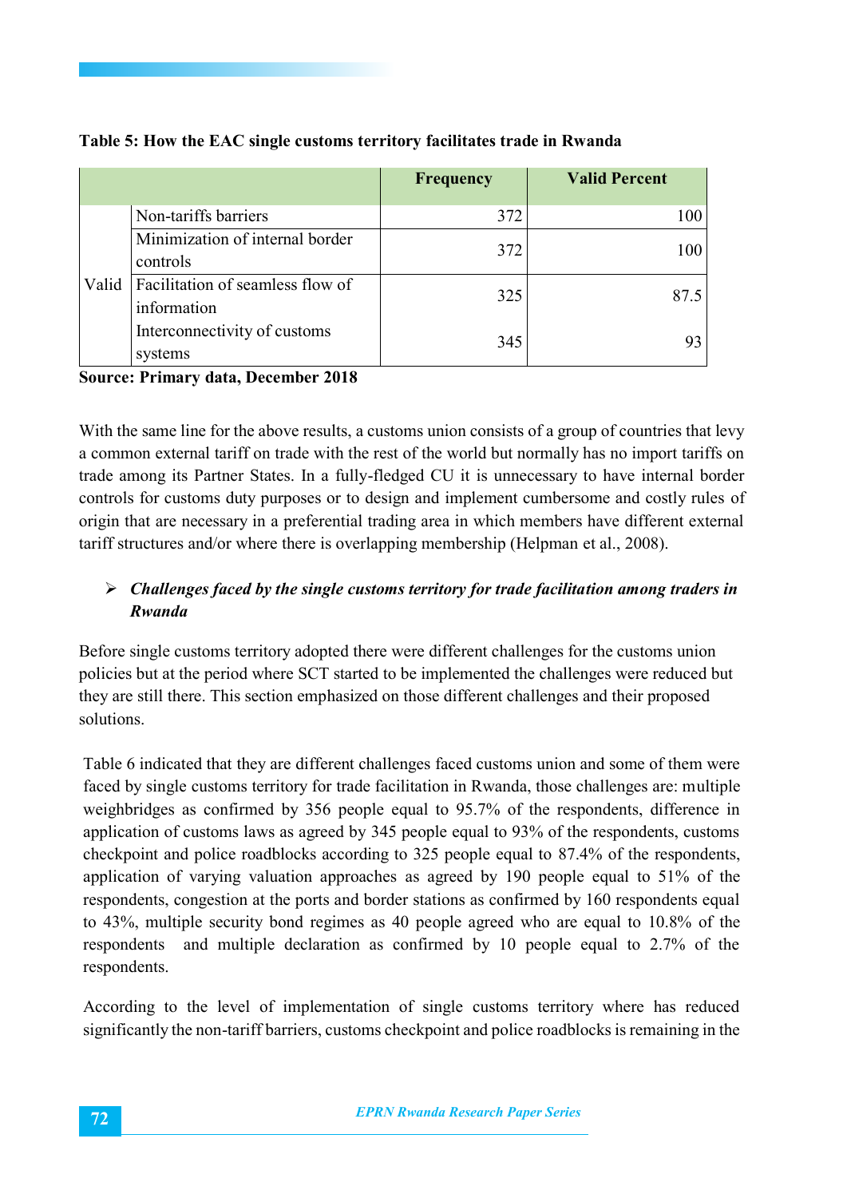**Table 5: How the EAC single customs territory facilitates trade in Rwanda**

| | | Frequency | Valid Percent |
|---|---|---|---|
| Valid | Non-tariffs barriers | 372 | 100 |
| | Minimization of internal border controls | 372 | 100 |
| | Facilitation of seamless flow of information | 325 | 87.5 |
| | Interconnectivity of customs systems | 345 | 93 |

**Source: Primary data, December 2018**

With the same line for the above results, a customs union consists of a group of countries that levy a common external tariff on trade with the rest of the world but normally has no import tariffs on trade among its Partner States. In a fully-fledged CU it is unnecessary to have internal border controls for customs duty purposes or to design and implement cumbersome and costly rules of origin that are necessary in a preferential trading area in which members have different external tariff structures and/or where there is overlapping membership (Helpman et al., 2008).

- ***Challenges faced by the single customs territory for trade facilitation among traders in Rwanda***

Before single customs territory adopted there were different challenges for the customs union policies but at the period where SCT started to be implemented the challenges were reduced but they are still there. This section emphasized on those different challenges and their proposed solutions.

Table 6 indicated that they are different challenges faced customs union and some of them were faced by single customs territory for trade facilitation in Rwanda, those challenges are: multiple weighbridges as confirmed by 356 people equal to 95.7% of the respondents, difference in application of customs laws as agreed by 345 people equal to 93% of the respondents, customs checkpoint and police roadblocks according to 325 people equal to 87.4% of the respondents, application of varying valuation approaches as agreed by 190 people equal to 51% of the respondents, congestion at the ports and border stations as confirmed by 160 respondents equal to 43%, multiple security bond regimes as 40 people agreed who are equal to 10.8% of the respondents and multiple declaration as confirmed by 10 people equal to 2.7% of the respondents.

According to the level of implementation of single customs territory where has reduced significantly the non-tariff barriers, customs checkpoint and police roadblocks is remaining in the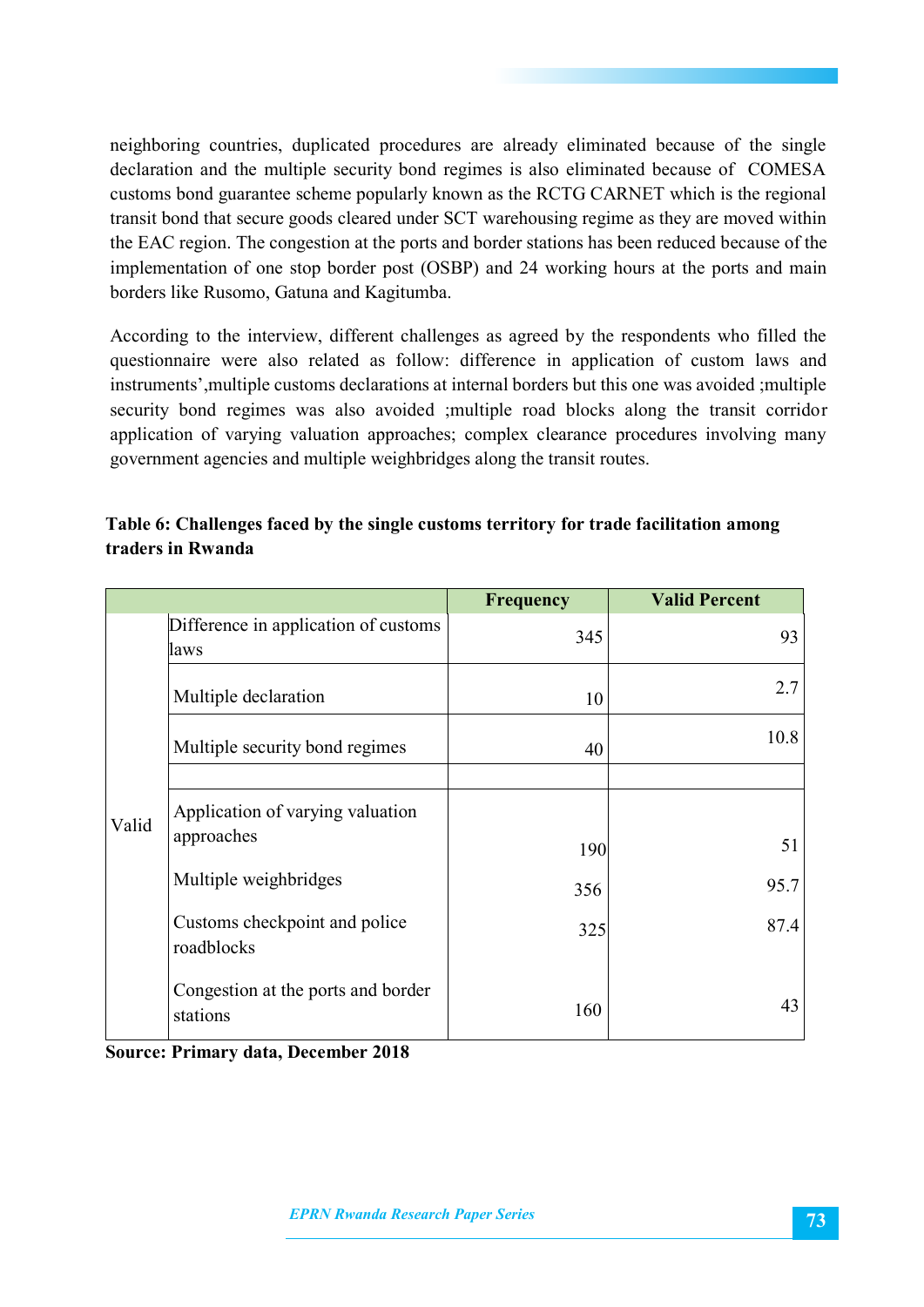neighboring countries, duplicated procedures are already eliminated because of the single declaration and the multiple security bond regimes is also eliminated because of COMESA customs bond guarantee scheme popularly known as the RCTG CARNET which is the regional transit bond that secure goods cleared under SCT warehousing regime as they are moved within the EAC region. The congestion at the ports and border stations has been reduced because of the implementation of one stop border post (OSBP) and 24 working hours at the ports and main borders like Rusomo, Gatuna and Kagitumba.

According to the interview, different challenges as agreed by the respondents who filled the questionnaire were also related as follow: difference in application of custom laws and instruments',multiple customs declarations at internal borders but this one was avoided ;multiple security bond regimes was also avoided ;multiple road blocks along the transit corridor application of varying valuation approaches; complex clearance procedures involving many government agencies and multiple weighbridges along the transit routes.

**Table 6: Challenges faced by the single customs territory for trade facilitation among traders in Rwanda**

| | | Frequency | Valid Percent |
|---|---|---|---|
| Valid | Difference in application of customs laws | 345 | 93 |
| | Multiple declaration | 10 | 2.7 |
| | Multiple security bond regimes | 40 | 10.8 |
| | | | |
| | Application of varying valuation approaches | 190 | 51 |
| | Multiple weighbridges | 356 | 95.7 |
| | Customs checkpoint and police roadblocks | 325 | 87.4 |
| | Congestion at the ports and border stations | 160 | 43 |

**Source: Primary data, December 2018**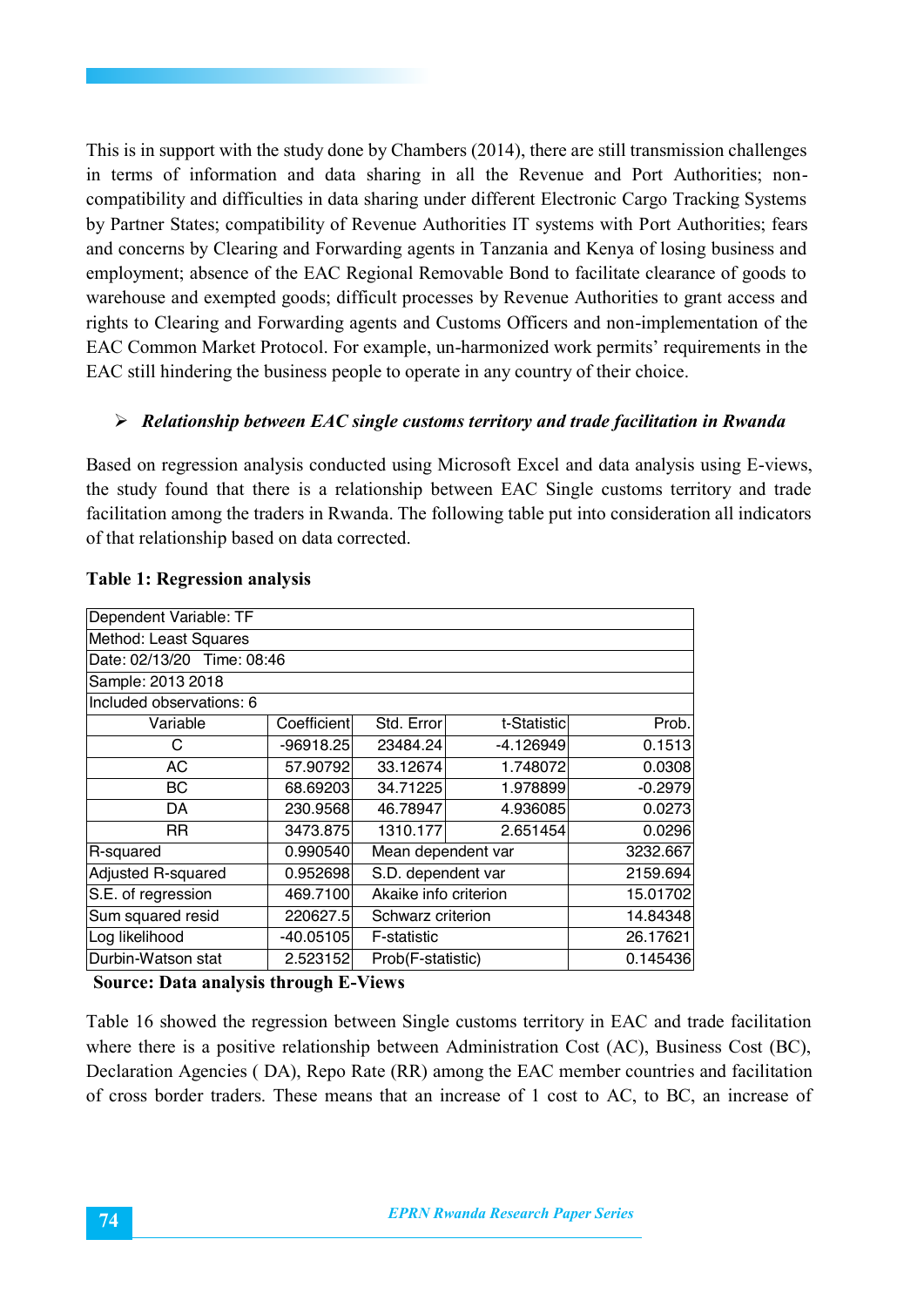This is in support with the study done by Chambers (2014), there are still transmission challenges in terms of information and data sharing in all the Revenue and Port Authorities; non-compatibility and difficulties in data sharing under different Electronic Cargo Tracking Systems by Partner States; compatibility of Revenue Authorities IT systems with Port Authorities; fears and concerns by Clearing and Forwarding agents in Tanzania and Kenya of losing business and employment; absence of the EAC Regional Removable Bond to facilitate clearance of goods to warehouse and exempted goods; difficult processes by Revenue Authorities to grant access and rights to Clearing and Forwarding agents and Customs Officers and non-implementation of the EAC Common Market Protocol. For example, un-harmonized work permits' requirements in the EAC still hindering the business people to operate in any country of their choice.

- ***Relationship between EAC single customs territory and trade facilitation in Rwanda***

Based on regression analysis conducted using Microsoft Excel and data analysis using E-views, the study found that there is a relationship between EAC Single customs territory and trade facilitation among the traders in Rwanda. The following table put into consideration all indicators of that relationship based on data corrected.

**Table 1: Regression analysis**

| Dependent Variable: TF | | | | |
|---|---|---|---|---|
| Method: Least Squares | | | | |
| Date: 02/13/20 Time: 08:46 | | | | |
| Sample: 2013 2018 | | | | |
| Included observations: 6 | | | | |
| Variable | Coefficient | Std. Error | t-Statistic | Prob. |
| C | -96918.25 | 23484.24 | -4.126949 | 0.1513 |
| AC | 57.90792 | 33.12674 | 1.748072 | 0.0308 |
| BC | 68.69203 | 34.71225 | 1.978899 | -0.2979 |
| DA | 230.9568 | 46.78947 | 4.936085 | 0.0273 |
| RR | 3473.875 | 1310.177 | 2.651454 | 0.0296 |
| R-squared | 0.990540 | Mean dependent var | | 3232.667 |
| Adjusted R-squared | 0.952698 | S.D. dependent var | | 2159.694 |
| S.E. of regression | 469.7100 | Akaike info criterion | | 15.01702 |
| Sum squared resid | 220627.5 | Schwarz criterion | | 14.84348 |
| Log likelihood | -40.05105 | F-statistic | | 26.17621 |
| Durbin-Watson stat | 2.523152 | Prob(F-statistic) | | 0.145436 |

**Source: Data analysis through E-Views**

Table 16 showed the regression between Single customs territory in EAC and trade facilitation where there is a positive relationship between Administration Cost (AC), Business Cost (BC), Declaration Agencies ( DA), Repo Rate (RR) among the EAC member countries and facilitation of cross border traders. These means that an increase of 1 cost to AC, to BC, an increase of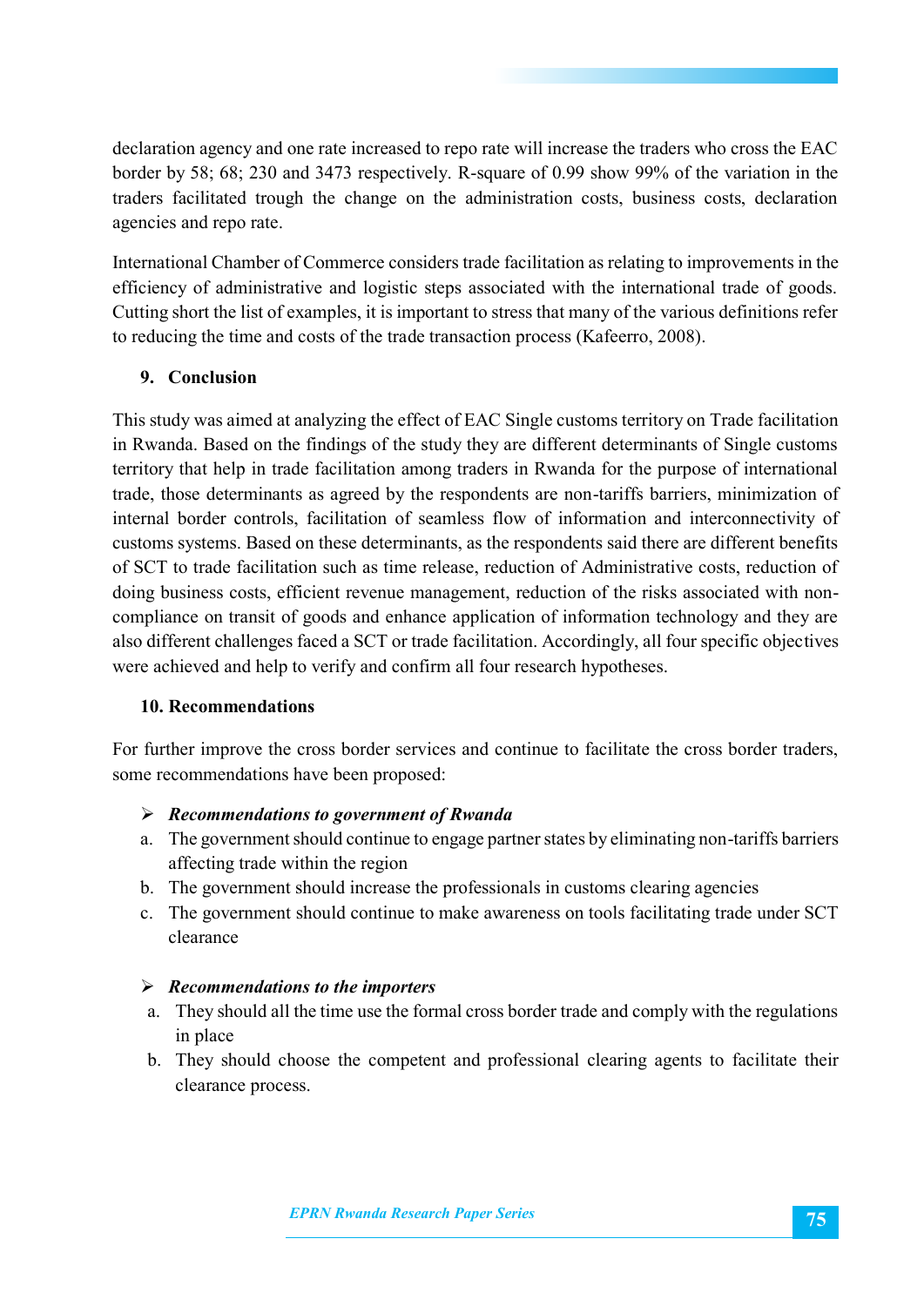declaration agency and one rate increased to repo rate will increase the traders who cross the EAC border by 58; 68; 230 and 3473 respectively. R-square of 0.99 show 99% of the variation in the traders facilitated trough the change on the administration costs, business costs, declaration agencies and repo rate.

International Chamber of Commerce considers trade facilitation as relating to improvements in the efficiency of administrative and logistic steps associated with the international trade of goods. Cutting short the list of examples, it is important to stress that many of the various definitions refer to reducing the time and costs of the trade transaction process (Kafeerro, 2008).

## 9. Conclusion

This study was aimed at analyzing the effect of EAC Single customs territory on Trade facilitation in Rwanda. Based on the findings of the study they are different determinants of Single customs territory that help in trade facilitation among traders in Rwanda for the purpose of international trade, those determinants as agreed by the respondents are non-tariffs barriers, minimization of internal border controls, facilitation of seamless flow of information and interconnectivity of customs systems. Based on these determinants, as the respondents said there are different benefits of SCT to trade facilitation such as time release, reduction of Administrative costs, reduction of doing business costs, efficient revenue management, reduction of the risks associated with non-compliance on transit of goods and enhance application of information technology and they are also different challenges faced a SCT or trade facilitation. Accordingly, all four specific objectives were achieved and help to verify and confirm all four research hypotheses.

## 10. Recommendations

For further improve the cross border services and continue to facilitate the cross border traders, some recommendations have been proposed:

- ***Recommendations to government of Rwanda***

a. The government should continue to engage partner states by eliminating non-tariffs barriers affecting trade within the region
b. The government should increase the professionals in customs clearing agencies
c. The government should continue to make awareness on tools facilitating trade under SCT clearance

- ***Recommendations to the importers***

a. They should all the time use the formal cross border trade and comply with the regulations in place
b. They should choose the competent and professional clearing agents to facilitate their clearance process.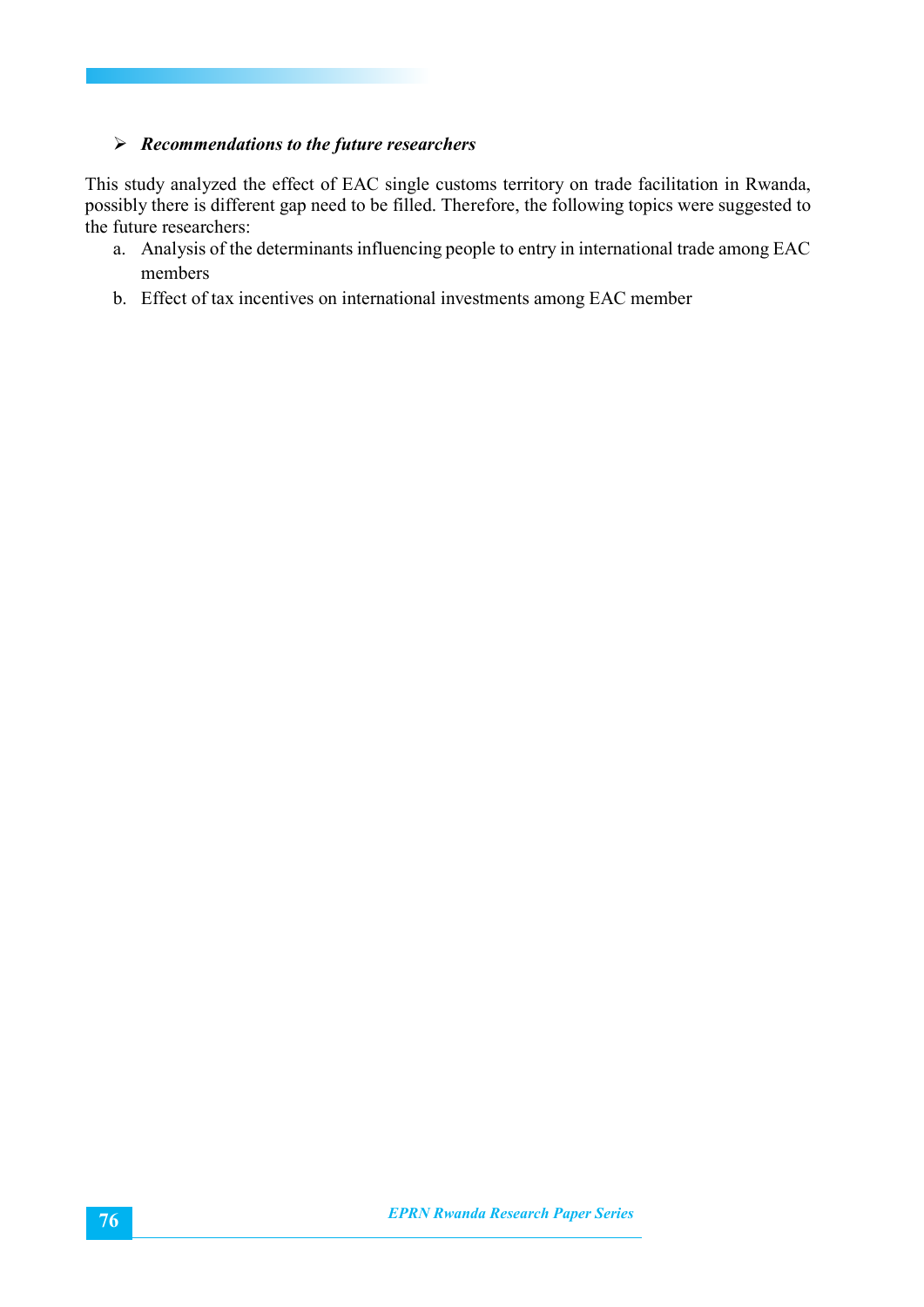- ***Recommendations to the future researchers***

This study analyzed the effect of EAC single customs territory on trade facilitation in Rwanda, possibly there is different gap need to be filled. Therefore, the following topics were suggested to the future researchers:

a. Analysis of the determinants influencing people to entry in international trade among EAC members
b. Effect of tax incentives on international investments among EAC member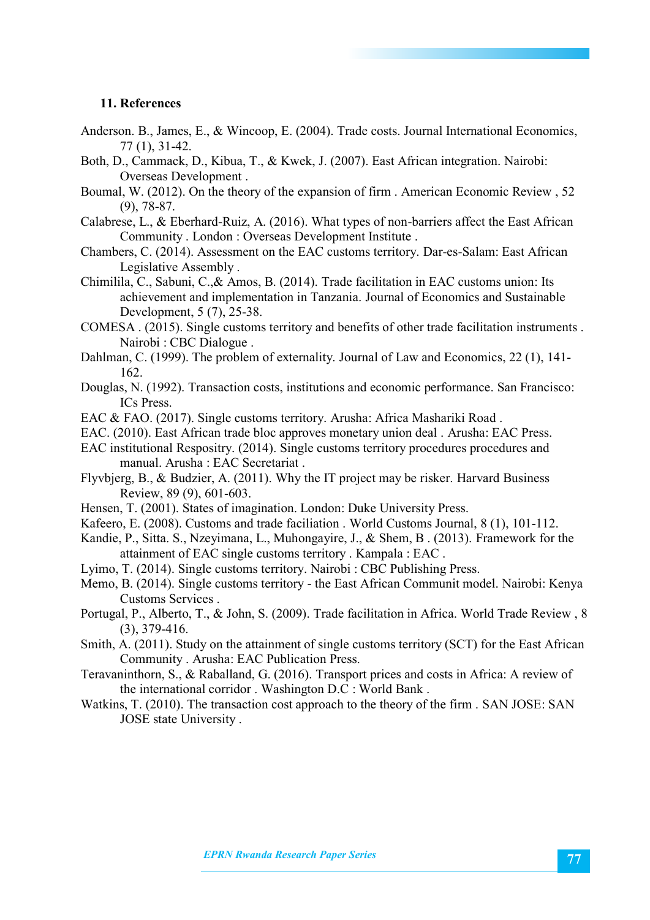## 11. References

Anderson. B., James, E., & Wincoop, E. (2004). Trade costs. Journal International Economics, 77 (1), 31-42.

Both, D., Cammack, D., Kibua, T., & Kwek, J. (2007). East African integration. Nairobi: Overseas Development .

Boumal, W. (2012). On the theory of the expansion of firm . American Economic Review , 52 (9), 78-87.

Calabrese, L., & Eberhard-Ruiz, A. (2016). What types of non-barriers affect the East African Community . London : Overseas Development Institute .

Chambers, C. (2014). Assessment on the EAC customs territory. Dar-es-Salam: East African Legislative Assembly .

Chimilila, C., Sabuni, C.,& Amos, B. (2014). Trade facilitation in EAC customs union: Its achievement and implementation in Tanzania. Journal of Economics and Sustainable Development, 5 (7), 25-38.

COMESA . (2015). Single customs territory and benefits of other trade facilitation instruments . Nairobi : CBC Dialogue .

Dahlman, C. (1999). The problem of externality. Journal of Law and Economics, 22 (1), 141-162.

Douglas, N. (1992). Transaction costs, institutions and economic performance. San Francisco: ICs Press.

EAC & FAO. (2017). Single customs territory. Arusha: Africa Mashariki Road .

EAC. (2010). East African trade bloc approves monetary union deal . Arusha: EAC Press.

EAC institutional Respositry. (2014). Single customs territory procedures procedures and manual. Arusha : EAC Secretariat .

Flyvbjerg, B., & Budzier, A. (2011). Why the IT project may be risker. Harvard Business Review, 89 (9), 601-603.

Hensen, T. (2001). States of imagination. London: Duke University Press.

Kafeero, E. (2008). Customs and trade faciliation . World Customs Journal, 8 (1), 101-112.

Kandie, P., Sitta. S., Nzeyimana, L., Muhongayire, J., & Shem, B . (2013). Framework for the attainment of EAC single customs territory . Kampala : EAC .

Lyimo, T. (2014). Single customs territory. Nairobi : CBC Publishing Press.

Memo, B. (2014). Single customs territory - the East African Communit model. Nairobi: Kenya Customs Services .

Portugal, P., Alberto, T., & John, S. (2009). Trade facilitation in Africa. World Trade Review , 8 (3), 379-416.

Smith, A. (2011). Study on the attainment of single customs territory (SCT) for the East African Community . Arusha: EAC Publication Press.

Teravaninthorn, S., & Raballand, G. (2016). Transport prices and costs in Africa: A review of the international corridor . Washington D.C : World Bank .

Watkins, T. (2010). The transaction cost approach to the theory of the firm . SAN JOSE: SAN JOSE state University .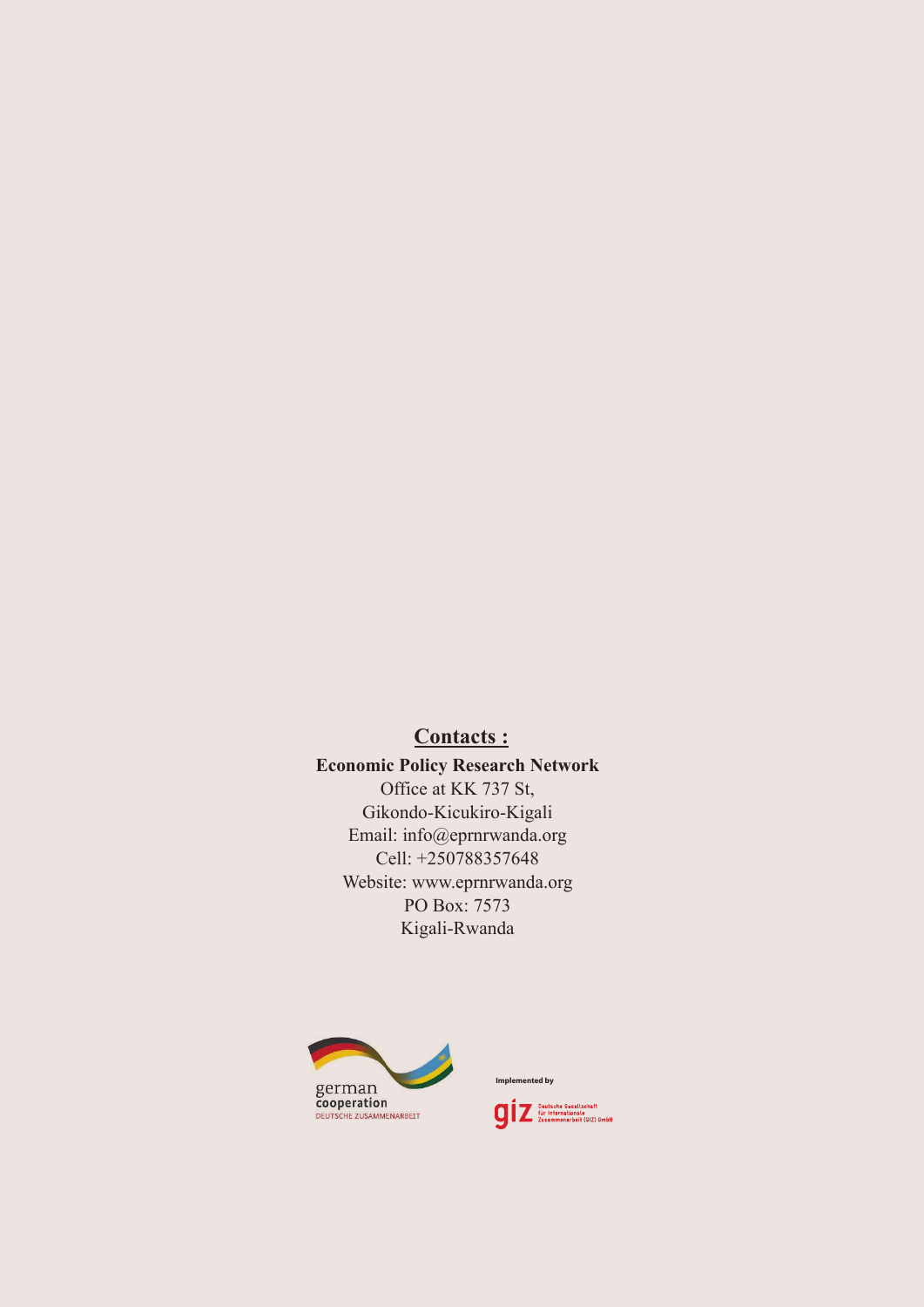**Contacts :**

**Economic Policy Research Network**

Office at KK 737 St,
Gikondo-Kicukiro-Kigali
Email: info@eprnrwanda.org
Cell: +250788357648
Website: www.eprnrwanda.org
PO Box: 7573
Kigali-Rwanda

german
cooperation
DEUTSCHE ZUSAMMENARBEIT

Implemented by

giz Deutsche Gesellschaft für Internationale Zusammenarbeit (GIZ) GmbH